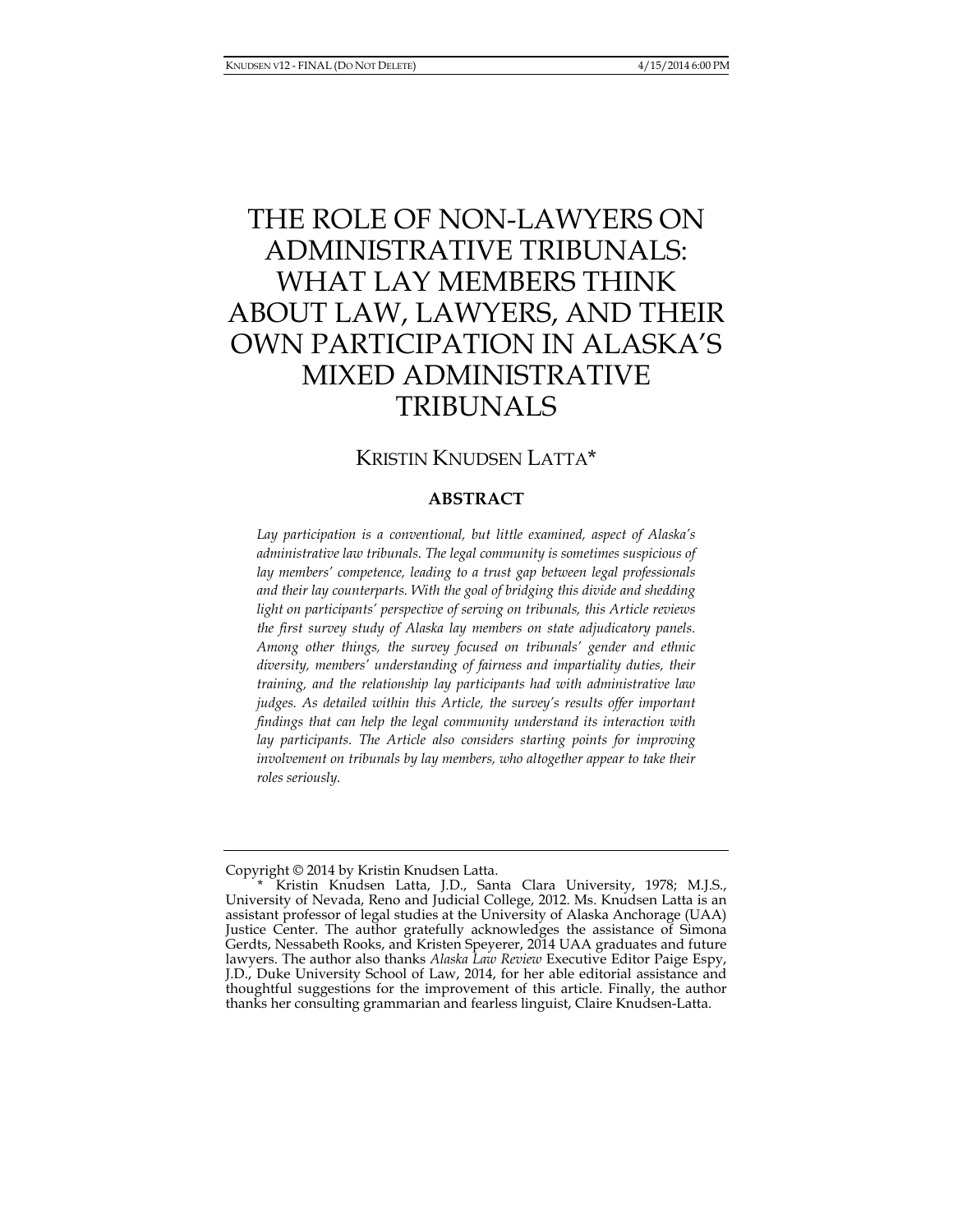# THE ROLE OF NON-LAWYERS ON ADMINISTRATIVE TRIBUNALS: WHAT LAY MEMBERS THINK ABOUT LAW, LAWYERS, AND THEIR OWN PARTICIPATION IN ALASKA'S MIXED ADMINISTRATIVE TRIBUNALS

KRISTIN KNUDSEN LATTA*

## ABSTRACT

*Lay participation is a conventional, but little examined, aspect of Alaska's administrative law tribunals. The legal community is sometimes suspicious of lay members' competence, leading to a trust gap between legal professionals and their lay counterparts. With the goal of bridging this divide and shedding light on participants' perspective of serving on tribunals, this Article reviews the first survey study of Alaska lay members on state adjudicatory panels. Among other things, the survey focused on tribunals' gender and ethnic diversity, members' understanding of fairness and impartiality duties, their training, and the relationship lay participants had with administrative law judges. As detailed within this Article, the survey's results offer important findings that can help the legal community understand its interaction with lay participants. The Article also considers starting points for improving involvement on tribunals by lay members, who altogether appear to take their roles seriously.*

---

Copyright © 2014 by Kristin Knudsen Latta.

\* Kristin Knudsen Latta, J.D., Santa Clara University, 1978; M.J.S., University of Nevada, Reno and Judicial College, 2012. Ms. Knudsen Latta is an assistant professor of legal studies at the University of Alaska Anchorage (UAA) Justice Center. The author gratefully acknowledges the assistance of Simona Gerdts, Nessabeth Rooks, and Kristen Speyerer, 2014 UAA graduates and future lawyers. The author also thanks *Alaska Law Review* Executive Editor Paige Espy, J.D., Duke University School of Law, 2014, for her able editorial assistance and thoughtful suggestions for the improvement of this article. Finally, the author thanks her consulting grammarian and fearless linguist, Claire Knudsen-Latta.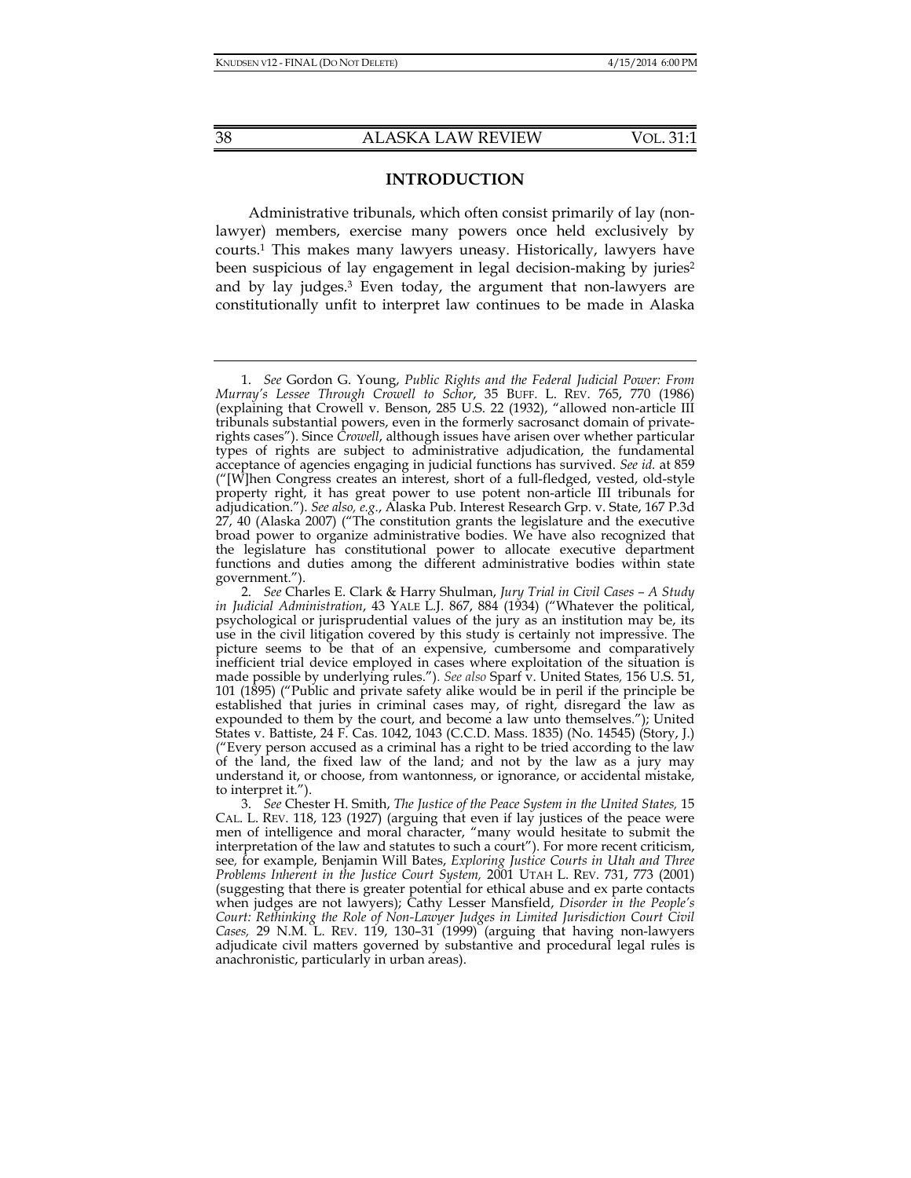## INTRODUCTION

Administrative tribunals, which often consist primarily of lay (non-lawyer) members, exercise many powers once held exclusively by courts.[1] This makes many lawyers uneasy. Historically, lawyers have been suspicious of lay engagement in legal decision-making by juries[2] and by lay judges.[3] Even today, the argument that non-lawyers are constitutionally unfit to interpret law continues to be made in Alaska

---

1. *See* Gordon G. Young, *Public Rights and the Federal Judicial Power: From Murray's Lessee Through Crowell to Schor*, 35 BUFF. L. REV. 765, 770 (1986) (explaining that Crowell v. Benson, 285 U.S. 22 (1932), "allowed non-article III tribunals substantial powers, even in the formerly sacrosanct domain of private-rights cases"). Since *Crowell*, although issues have arisen over whether particular types of rights are subject to administrative adjudication, the fundamental acceptance of agencies engaging in judicial functions has survived. *See id.* at 859 ("[W]hen Congress creates an interest, short of a full-fledged, vested, old-style property right, it has great power to use potent non-article III tribunals for adjudication."). *See also, e.g.*, Alaska Pub. Interest Research Grp. v. State, 167 P.3d 27, 40 (Alaska 2007) ("The constitution grants the legislature and the executive broad power to organize administrative bodies. We have also recognized that the legislature has constitutional power to allocate executive department functions and duties among the different administrative bodies within state government.").

2. *See* Charles E. Clark & Harry Shulman, *Jury Trial in Civil Cases – A Study in Judicial Administration*, 43 YALE L.J. 867, 884 (1934) ("Whatever the political, psychological or jurisprudential values of the jury as an institution may be, its use in the civil litigation covered by this study is certainly not impressive. The picture seems to be that of an expensive, cumbersome and comparatively inefficient trial device employed in cases where exploitation of the situation is made possible by underlying rules."). *See also* Sparf v. United States, 156 U.S. 51, 101 (1895) ("Public and private safety alike would be in peril if the principle be established that juries in criminal cases may, of right, disregard the law as expounded to them by the court, and become a law unto themselves."); United States v. Battiste, 24 F. Cas. 1042, 1043 (C.C.D. Mass. 1835) (No. 14545) (Story, J.) ("Every person accused as a criminal has a right to be tried according to the law of the land, the fixed law of the land; and not by the law as a jury may understand it, or choose, from wantonness, or ignorance, or accidental mistake, to interpret it.").

3. *See* Chester H. Smith, *The Justice of the Peace System in the United States,* 15 CAL. L. REV. 118, 123 (1927) (arguing that even if lay justices of the peace were men of intelligence and moral character, "many would hesitate to submit the interpretation of the law and statutes to such a court"). For more recent criticism, see, for example, Benjamin Will Bates, *Exploring Justice Courts in Utah and Three Problems Inherent in the Justice Court System,* 2001 UTAH L. REV. 731, 773 (2001) (suggesting that there is greater potential for ethical abuse and ex parte contacts when judges are not lawyers); Cathy Lesser Mansfield, *Disorder in the People's Court: Rethinking the Role of Non-Lawyer Judges in Limited Jurisdiction Court Civil Cases,* 29 N.M. L. REV. 119, 130–31 (1999) (arguing that having non-lawyers adjudicate civil matters governed by substantive and procedural legal rules is anachronistic, particularly in urban areas).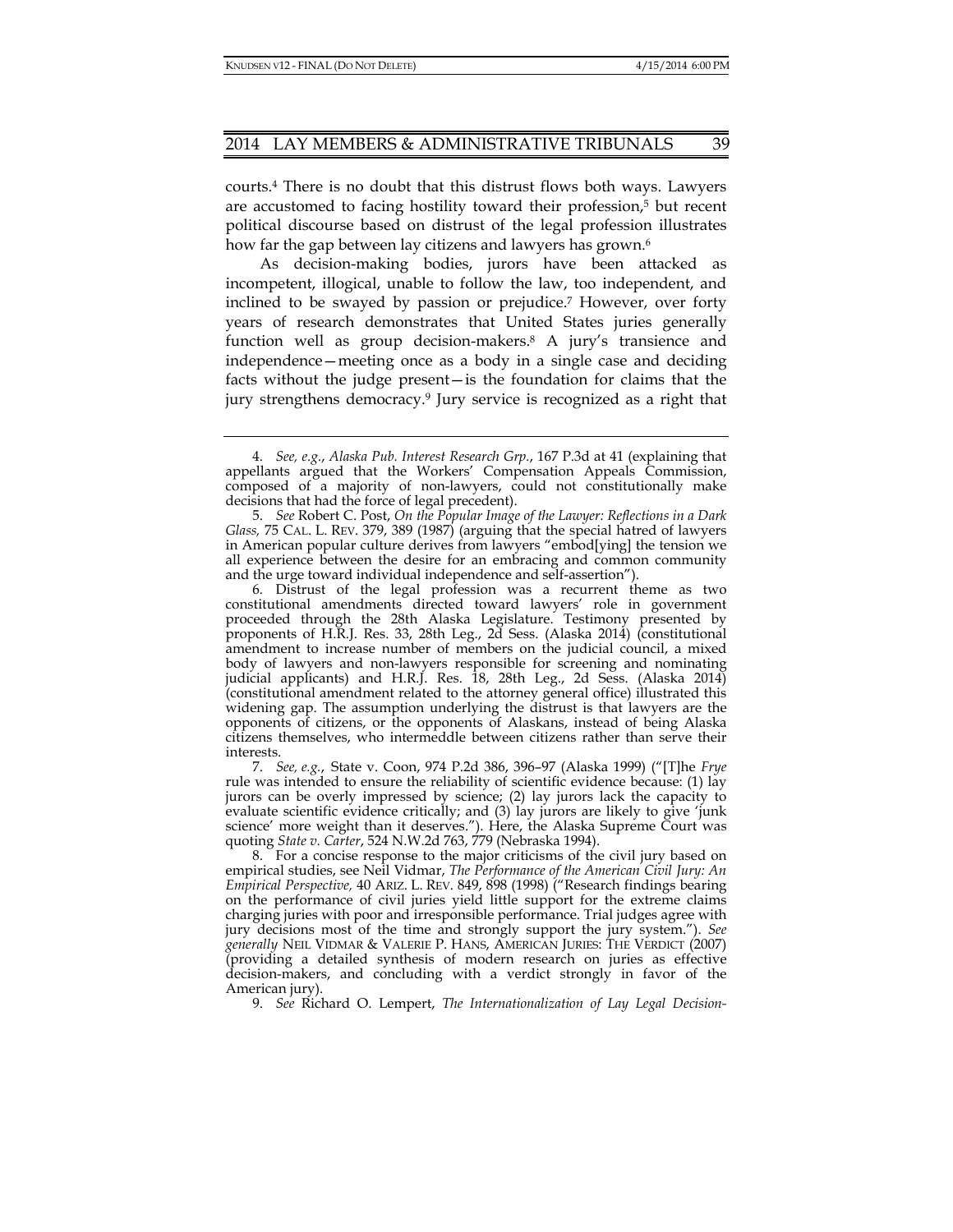courts.[4] There is no doubt that this distrust flows both ways. Lawyers are accustomed to facing hostility toward their profession,[5] but recent political discourse based on distrust of the legal profession illustrates how far the gap between lay citizens and lawyers has grown.[6]

As decision-making bodies, jurors have been attacked as incompetent, illogical, unable to follow the law, too independent, and inclined to be swayed by passion or prejudice.[7] However, over forty years of research demonstrates that United States juries generally function well as group decision-makers.[8] A jury's transience and independence—meeting once as a body in a single case and deciding facts without the judge present—is the foundation for claims that the jury strengthens democracy.[9] Jury service is recognized as a right that

---

4. *See, e.g.*, *Alaska Pub. Interest Research Grp.*, 167 P.3d at 41 (explaining that appellants argued that the Workers' Compensation Appeals Commission, composed of a majority of non-lawyers, could not constitutionally make decisions that had the force of legal precedent).

5. *See* Robert C. Post, *On the Popular Image of the Lawyer: Reflections in a Dark Glass,* 75 CAL. L. REV. 379, 389 (1987) (arguing that the special hatred of lawyers in American popular culture derives from lawyers "embod[ying] the tension we all experience between the desire for an embracing and common community and the urge toward individual independence and self-assertion").

6. Distrust of the legal profession was a recurrent theme as two constitutional amendments directed toward lawyers' role in government proceeded through the 28th Alaska Legislature. Testimony presented by proponents of H.R.J. Res. 33, 28th Leg., 2d Sess. (Alaska 2014) (constitutional amendment to increase number of members on the judicial council, a mixed body of lawyers and non-lawyers responsible for screening and nominating judicial applicants) and H.R.J. Res. 18, 28th Leg., 2d Sess. (Alaska 2014) (constitutional amendment related to the attorney general office) illustrated this widening gap. The assumption underlying the distrust is that lawyers are the opponents of citizens, or the opponents of Alaskans, instead of being Alaska citizens themselves, who intermeddle between citizens rather than serve their interests.

7. *See, e.g.*, State v. Coon, 974 P.2d 386, 396–97 (Alaska 1999) ("[T]he *Frye* rule was intended to ensure the reliability of scientific evidence because: (1) lay jurors can be overly impressed by science; (2) lay jurors lack the capacity to evaluate scientific evidence critically; and (3) lay jurors are likely to give 'junk science' more weight than it deserves."). Here, the Alaska Supreme Court was quoting *State v. Carter*, 524 N.W.2d 763, 779 (Nebraska 1994).

8. For a concise response to the major criticisms of the civil jury based on empirical studies, see Neil Vidmar, *The Performance of the American Civil Jury: An Empirical Perspective,* 40 ARIZ. L. REV. 849, 898 (1998) ("Research findings bearing on the performance of civil juries yield little support for the extreme claims charging juries with poor and irresponsible performance. Trial judges agree with jury decisions most of the time and strongly support the jury system."). *See generally* NEIL VIDMAR & VALERIE P. HANS, AMERICAN JURIES: THE VERDICT (2007) (providing a detailed synthesis of modern research on juries as effective decision-makers, and concluding with a verdict strongly in favor of the American jury).

9. *See* Richard O. Lempert, *The Internationalization of Lay Legal Decision-*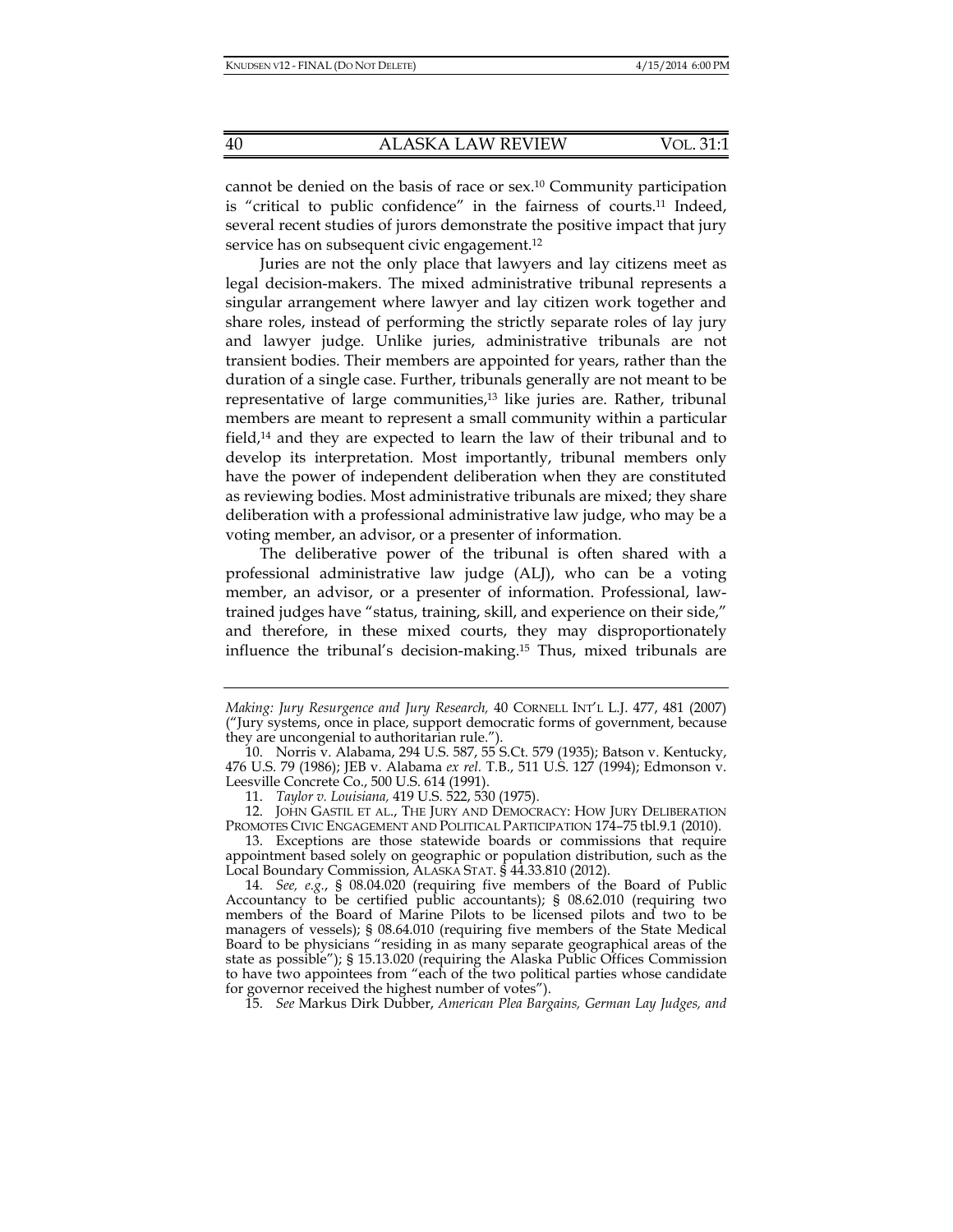cannot be denied on the basis of race or sex.[10] Community participation is "critical to public confidence" in the fairness of courts.[11] Indeed, several recent studies of jurors demonstrate the positive impact that jury service has on subsequent civic engagement.[12]

Juries are not the only place that lawyers and lay citizens meet as legal decision-makers. The mixed administrative tribunal represents a singular arrangement where lawyer and lay citizen work together and share roles, instead of performing the strictly separate roles of lay jury and lawyer judge. Unlike juries, administrative tribunals are not transient bodies. Their members are appointed for years, rather than the duration of a single case. Further, tribunals generally are not meant to be representative of large communities,[13] like juries are. Rather, tribunal members are meant to represent a small community within a particular field,[14] and they are expected to learn the law of their tribunal and to develop its interpretation. Most importantly, tribunal members only have the power of independent deliberation when they are constituted as reviewing bodies. Most administrative tribunals are mixed; they share deliberation with a professional administrative law judge, who may be a voting member, an advisor, or a presenter of information.

The deliberative power of the tribunal is often shared with a professional administrative law judge (ALJ), who can be a voting member, an advisor, or a presenter of information. Professional, law-trained judges have "status, training, skill, and experience on their side," and therefore, in these mixed courts, they may disproportionately influence the tribunal's decision-making.[15] Thus, mixed tribunals are

---

*Making: Jury Resurgence and Jury Research,* 40 CORNELL INT'L L.J. 477, 481 (2007) ("Jury systems, once in place, support democratic forms of government, because they are uncongenial to authoritarian rule.").

10. Norris v. Alabama, 294 U.S. 587, 55 S.Ct. 579 (1935); Batson v. Kentucky, 476 U.S. 79 (1986); JEB v. Alabama *ex rel.* T.B., 511 U.S. 127 (1994); Edmonson v. Leesville Concrete Co., 500 U.S. 614 (1991).

11. *Taylor v. Louisiana,* 419 U.S. 522, 530 (1975).

12. JOHN GASTIL ET AL., THE JURY AND DEMOCRACY: HOW JURY DELIBERATION PROMOTES CIVIC ENGAGEMENT AND POLITICAL PARTICIPATION 174–75 tbl.9.1 (2010).

13. Exceptions are those statewide boards or commissions that require appointment based solely on geographic or population distribution, such as the Local Boundary Commission, ALASKA STAT. § 44.33.810 (2012).

14. *See, e.g.*, § 08.04.020 (requiring five members of the Board of Public Accountancy to be certified public accountants); § 08.62.010 (requiring two members of the Board of Marine Pilots to be licensed pilots and two to be managers of vessels); § 08.64.010 (requiring five members of the State Medical Board to be physicians "residing in as many separate geographical areas of the state as possible"); § 15.13.020 (requiring the Alaska Public Offices Commission to have two appointees from "each of the two political parties whose candidate for governor received the highest number of votes").

15. *See* Markus Dirk Dubber, *American Plea Bargains, German Lay Judges, and*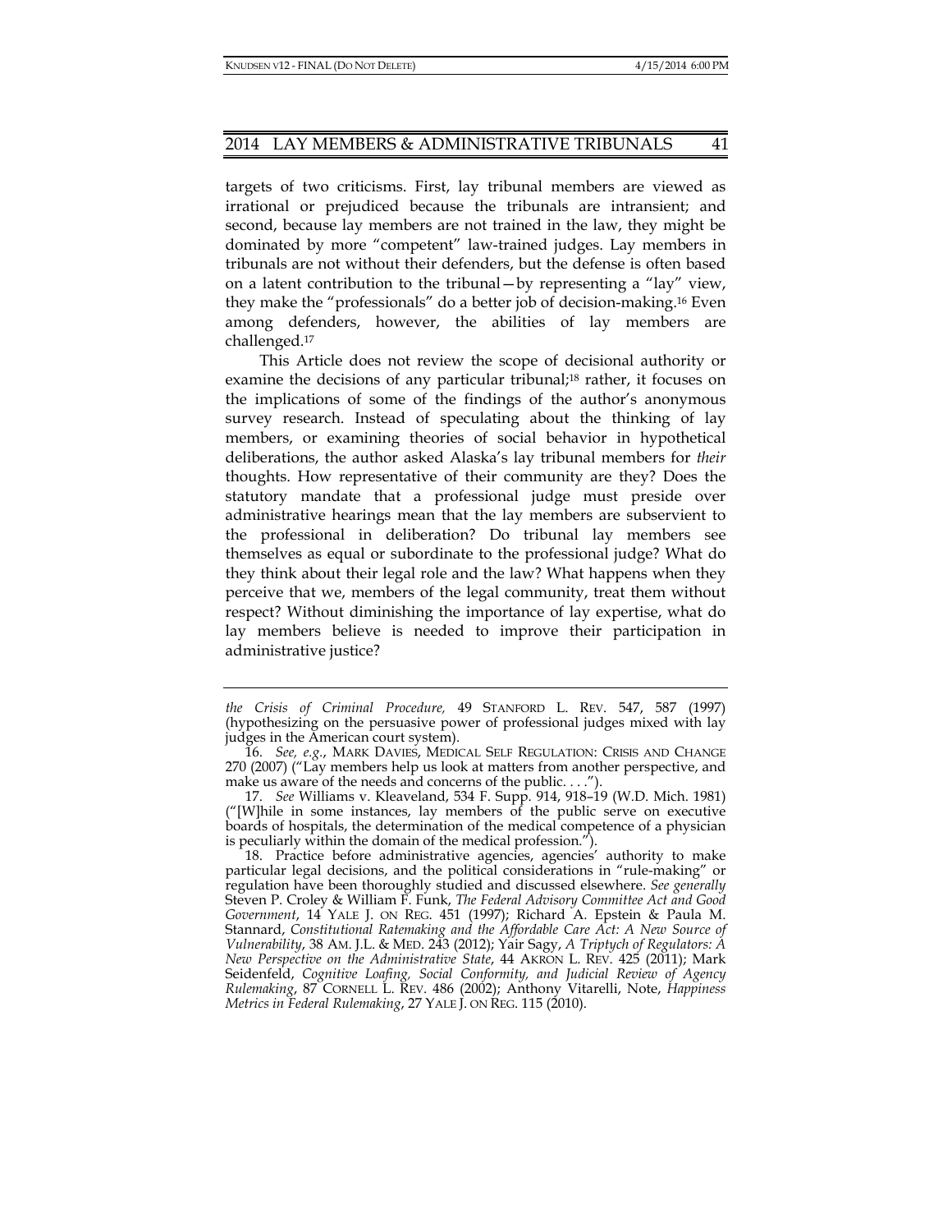targets of two criticisms. First, lay tribunal members are viewed as irrational or prejudiced because the tribunals are intransient; and second, because lay members are not trained in the law, they might be dominated by more "competent" law-trained judges. Lay members in tribunals are not without their defenders, but the defense is often based on a latent contribution to the tribunal—by representing a "lay" view, they make the "professionals" do a better job of decision-making.[16] Even among defenders, however, the abilities of lay members are challenged.[17]

This Article does not review the scope of decisional authority or examine the decisions of any particular tribunal;[18] rather, it focuses on the implications of some of the findings of the author's anonymous survey research. Instead of speculating about the thinking of lay members, or examining theories of social behavior in hypothetical deliberations, the author asked Alaska's lay tribunal members for *their* thoughts. How representative of their community are they? Does the statutory mandate that a professional judge must preside over administrative hearings mean that the lay members are subservient to the professional in deliberation? Do tribunal lay members see themselves as equal or subordinate to the professional judge? What do they think about their legal role and the law? What happens when they perceive that we, members of the legal community, treat them without respect? Without diminishing the importance of lay expertise, what do lay members believe is needed to improve their participation in administrative justice?

---

*the Crisis of Criminal Procedure,* 49 STANFORD L. REV. 547, 587 (1997) (hypothesizing on the persuasive power of professional judges mixed with lay judges in the American court system).

16. *See, e.g.*, MARK DAVIES, MEDICAL SELF REGULATION: CRISIS AND CHANGE 270 (2007) ("Lay members help us look at matters from another perspective, and make us aware of the needs and concerns of the public. . . .").

17. *See* Williams v. Kleaveland, 534 F. Supp. 914, 918–19 (W.D. Mich. 1981) ("[W]hile in some instances, lay members of the public serve on executive boards of hospitals, the determination of the medical competence of a physician is peculiarly within the domain of the medical profession.").

18. Practice before administrative agencies, agencies' authority to make particular legal decisions, and the political considerations in "rule-making" or regulation have been thoroughly studied and discussed elsewhere. *See generally* Steven P. Croley & William F. Funk, *The Federal Advisory Committee Act and Good Government*, 14 YALE J. ON REG. 451 (1997); Richard A. Epstein & Paula M. Stannard, *Constitutional Ratemaking and the Affordable Care Act: A New Source of Vulnerability*, 38 AM. J.L. & MED. 243 (2012); Yair Sagy, *A Triptych of Regulators: A New Perspective on the Administrative State*, 44 AKRON L. REV. 425 (2011); Mark Seidenfeld, *Cognitive Loafing, Social Conformity, and Judicial Review of Agency Rulemaking*, 87 CORNELL L. REV. 486 (2002); Anthony Vitarelli, Note, *Happiness Metrics in Federal Rulemaking*, 27 YALE J. ON REG. 115 (2010).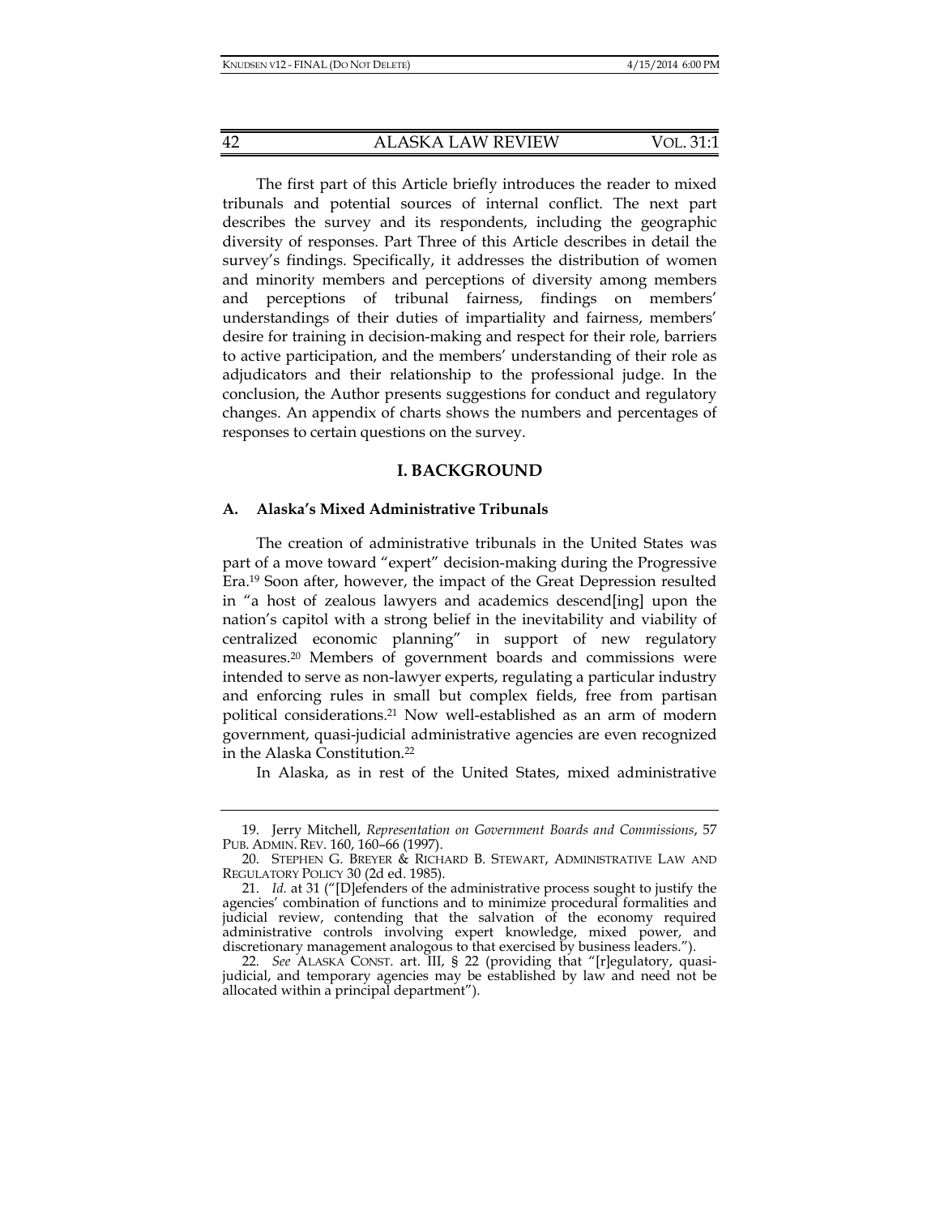The first part of this Article briefly introduces the reader to mixed tribunals and potential sources of internal conflict. The next part describes the survey and its respondents, including the geographic diversity of responses. Part Three of this Article describes in detail the survey's findings. Specifically, it addresses the distribution of women and minority members and perceptions of diversity among members and perceptions of tribunal fairness, findings on members' understandings of their duties of impartiality and fairness, members' desire for training in decision-making and respect for their role, barriers to active participation, and the members' understanding of their role as adjudicators and their relationship to the professional judge. In the conclusion, the Author presents suggestions for conduct and regulatory changes. An appendix of charts shows the numbers and percentages of responses to certain questions on the survey.

## I. BACKGROUND

### A. Alaska's Mixed Administrative Tribunals

The creation of administrative tribunals in the United States was part of a move toward "expert" decision-making during the Progressive Era.[19] Soon after, however, the impact of the Great Depression resulted in "a host of zealous lawyers and academics descend[ing] upon the nation's capitol with a strong belief in the inevitability and viability of centralized economic planning" in support of new regulatory measures.[20] Members of government boards and commissions were intended to serve as non-lawyer experts, regulating a particular industry and enforcing rules in small but complex fields, free from partisan political considerations.[21] Now well-established as an arm of modern government, quasi-judicial administrative agencies are even recognized in the Alaska Constitution.[22]

In Alaska, as in rest of the United States, mixed administrative

---

19. Jerry Mitchell, *Representation on Government Boards and Commissions*, 57 PUB. ADMIN. REV. 160, 160–66 (1997).

20. STEPHEN G. BREYER & RICHARD B. STEWART, ADMINISTRATIVE LAW AND REGULATORY POLICY 30 (2d ed. 1985).

21. *Id.* at 31 ("[D]efenders of the administrative process sought to justify the agencies' combination of functions and to minimize procedural formalities and judicial review, contending that the salvation of the economy required administrative controls involving expert knowledge, mixed power, and discretionary management analogous to that exercised by business leaders.").

22. *See* ALASKA CONST. art. III, § 22 (providing that "[r]egulatory, quasi-judicial, and temporary agencies may be established by law and need not be allocated within a principal department").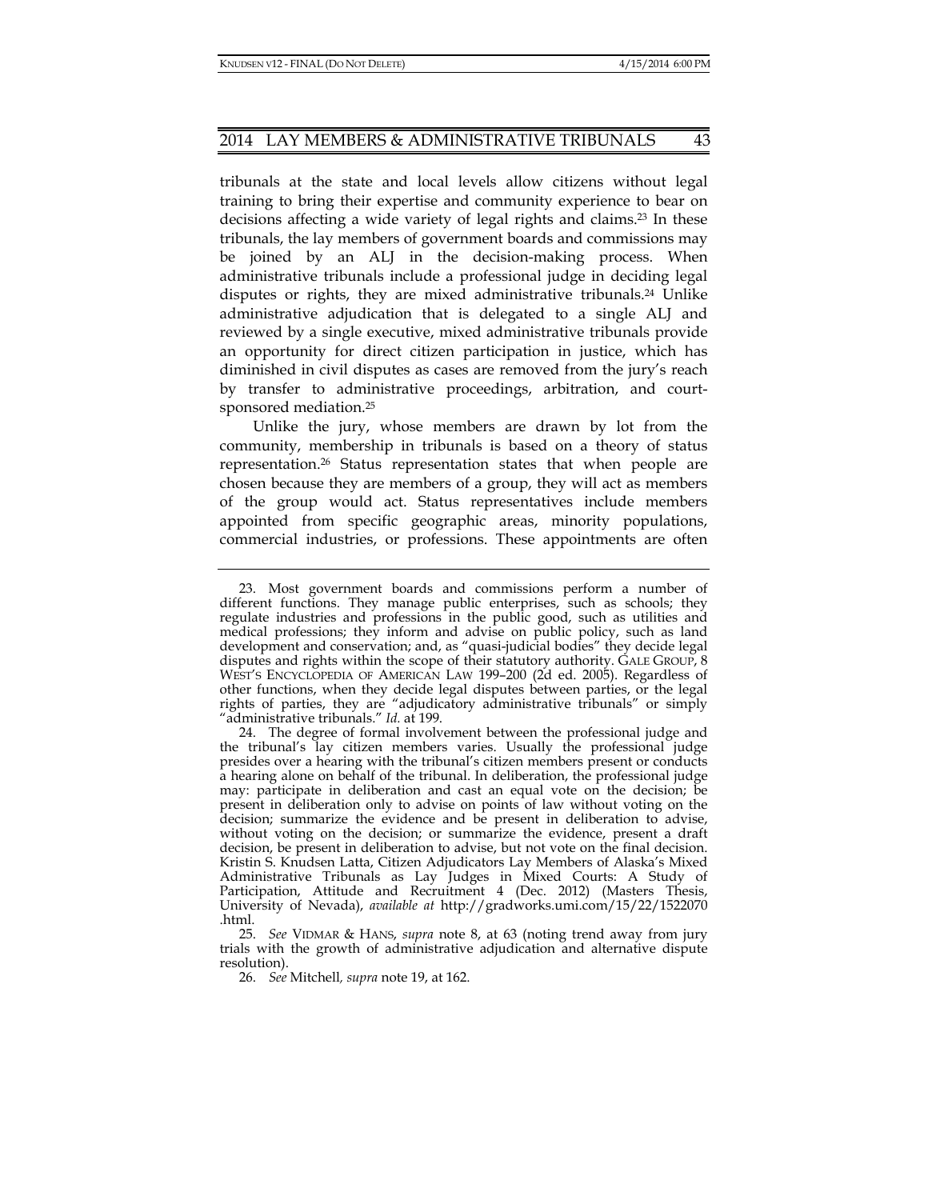tribunals at the state and local levels allow citizens without legal training to bring their expertise and community experience to bear on decisions affecting a wide variety of legal rights and claims.[23] In these tribunals, the lay members of government boards and commissions may be joined by an ALJ in the decision-making process. When administrative tribunals include a professional judge in deciding legal disputes or rights, they are mixed administrative tribunals.[24] Unlike administrative adjudication that is delegated to a single ALJ and reviewed by a single executive, mixed administrative tribunals provide an opportunity for direct citizen participation in justice, which has diminished in civil disputes as cases are removed from the jury's reach by transfer to administrative proceedings, arbitration, and court-sponsored mediation.[25]

Unlike the jury, whose members are drawn by lot from the community, membership in tribunals is based on a theory of status representation.[26] Status representation states that when people are chosen because they are members of a group, they will act as members of the group would act. Status representatives include members appointed from specific geographic areas, minority populations, commercial industries, or professions. These appointments are often

---

23. Most government boards and commissions perform a number of different functions. They manage public enterprises, such as schools; they regulate industries and professions in the public good, such as utilities and medical professions; they inform and advise on public policy, such as land development and conservation; and, as "quasi-judicial bodies" they decide legal disputes and rights within the scope of their statutory authority. GALE GROUP, 8 WEST'S ENCYCLOPEDIA OF AMERICAN LAW 199–200 (2d ed. 2005). Regardless of other functions, when they decide legal disputes between parties, or the legal rights of parties, they are "adjudicatory administrative tribunals" or simply "administrative tribunals." *Id.* at 199.

24. The degree of formal involvement between the professional judge and the tribunal's lay citizen members varies. Usually the professional judge presides over a hearing with the tribunal's citizen members present or conducts a hearing alone on behalf of the tribunal. In deliberation, the professional judge may: participate in deliberation and cast an equal vote on the decision; be present in deliberation only to advise on points of law without voting on the decision; summarize the evidence and be present in deliberation to advise, without voting on the decision; or summarize the evidence, present a draft decision, be present in deliberation to advise, but not vote on the final decision. Kristin S. Knudsen Latta, Citizen Adjudicators Lay Members of Alaska's Mixed Administrative Tribunals as Lay Judges in Mixed Courts: A Study of Participation, Attitude and Recruitment 4 (Dec. 2012) (Masters Thesis, University of Nevada), *available at* http://gradworks.umi.com/15/22/1522070.html.

25. *See* VIDMAR & HANS, *supra* note 8, at 63 (noting trend away from jury trials with the growth of administrative adjudication and alternative dispute resolution).

26. *See* Mitchell, *supra* note 19, at 162.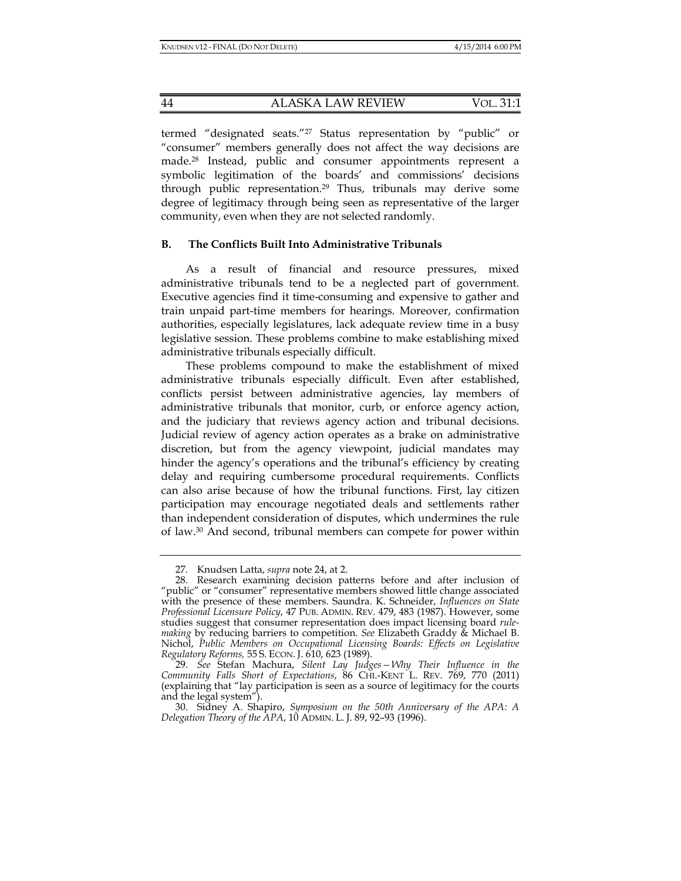termed "designated seats."[27] Status representation by "public" or "consumer" members generally does not affect the way decisions are made.[28] Instead, public and consumer appointments represent a symbolic legitimation of the boards' and commissions' decisions through public representation.[29] Thus, tribunals may derive some degree of legitimacy through being seen as representative of the larger community, even when they are not selected randomly.

### B. The Conflicts Built Into Administrative Tribunals

As a result of financial and resource pressures, mixed administrative tribunals tend to be a neglected part of government. Executive agencies find it time-consuming and expensive to gather and train unpaid part-time members for hearings. Moreover, confirmation authorities, especially legislatures, lack adequate review time in a busy legislative session. These problems combine to make establishing mixed administrative tribunals especially difficult.

These problems compound to make the establishment of mixed administrative tribunals especially difficult. Even after established, conflicts persist between administrative agencies, lay members of administrative tribunals that monitor, curb, or enforce agency action, and the judiciary that reviews agency action and tribunal decisions. Judicial review of agency action operates as a brake on administrative discretion, but from the agency viewpoint, judicial mandates may hinder the agency's operations and the tribunal's efficiency by creating delay and requiring cumbersome procedural requirements. Conflicts can also arise because of how the tribunal functions. First, lay citizen participation may encourage negotiated deals and settlements rather than independent consideration of disputes, which undermines the rule of law.[30] And second, tribunal members can compete for power within

---

27. Knudsen Latta, *supra* note 24, at 2.

28. Research examining decision patterns before and after inclusion of "public" or "consumer" representative members showed little change associated with the presence of these members. Saundra. K. Schneider, *Influences on State Professional Licensure Policy*, 47 PUB. ADMIN. REV. 479, 483 (1987). However, some studies suggest that consumer representation does impact licensing board *rule-making* by reducing barriers to competition. *See* Elizabeth Graddy & Michael B. Nichol, *Public Members on Occupational Licensing Boards: Effects on Legislative Regulatory Reforms,* 55 S. ECON. J. 610, 623 (1989).

29. *See* Stefan Machura, *Silent Lay Judges—Why Their Influence in the Community Falls Short of Expectations*, 86 CHI.-KENT L. REV. 769, 770 (2011) (explaining that "lay participation is seen as a source of legitimacy for the courts and the legal system").

30. Sidney A. Shapiro, *Symposium on the 50th Anniversary of the APA: A Delegation Theory of the APA*, 10 ADMIN. L. J. 89, 92–93 (1996).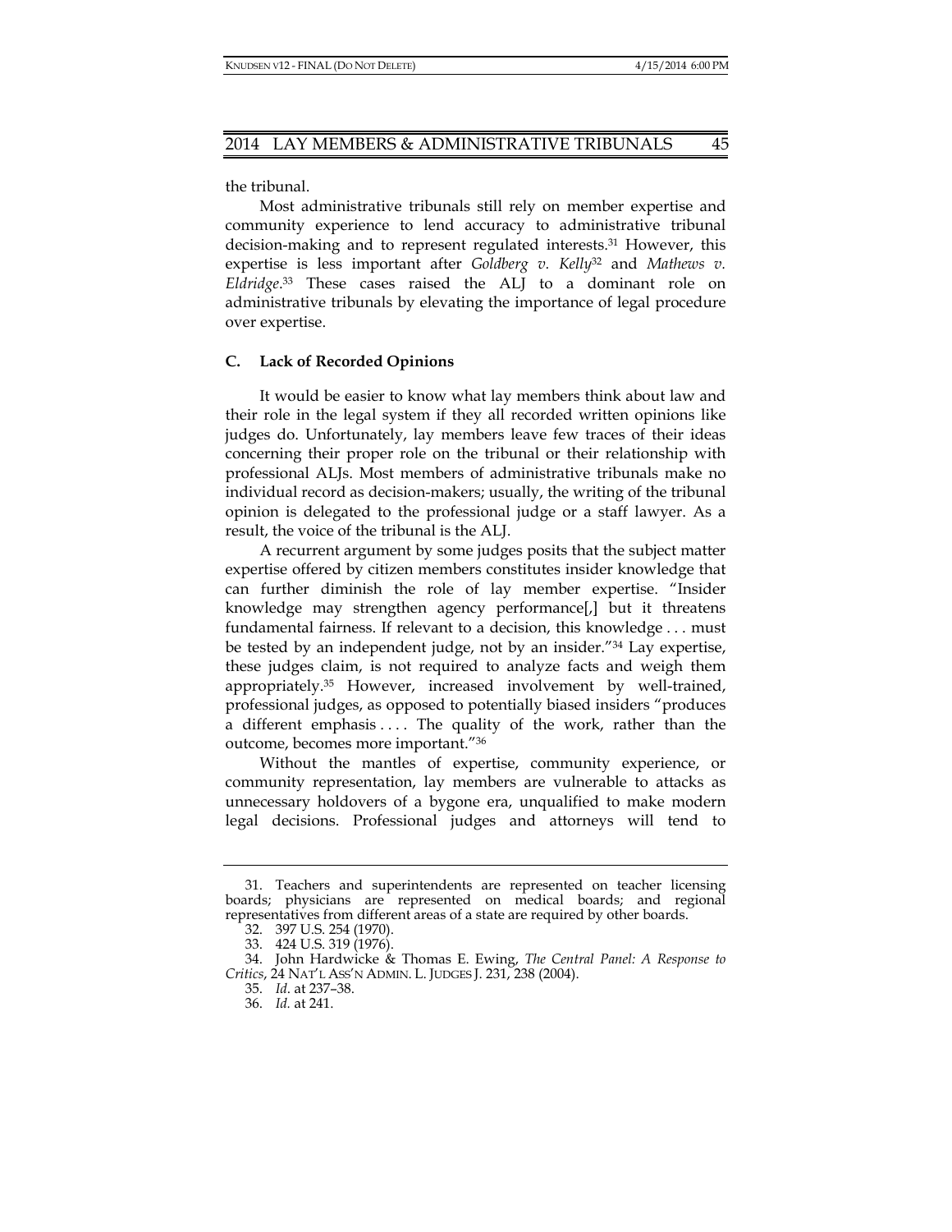the tribunal.

Most administrative tribunals still rely on member expertise and community experience to lend accuracy to administrative tribunal decision-making and to represent regulated interests.[31] However, this expertise is less important after *Goldberg v. Kelly*[32] and *Mathews v. Eldridge*.[33] These cases raised the ALJ to a dominant role on administrative tribunals by elevating the importance of legal procedure over expertise.

### C. Lack of Recorded Opinions

It would be easier to know what lay members think about law and their role in the legal system if they all recorded written opinions like judges do. Unfortunately, lay members leave few traces of their ideas concerning their proper role on the tribunal or their relationship with professional ALJs. Most members of administrative tribunals make no individual record as decision-makers; usually, the writing of the tribunal opinion is delegated to the professional judge or a staff lawyer. As a result, the voice of the tribunal is the ALJ.

A recurrent argument by some judges posits that the subject matter expertise offered by citizen members constitutes insider knowledge that can further diminish the role of lay member expertise. "Insider knowledge may strengthen agency performance[,] but it threatens fundamental fairness. If relevant to a decision, this knowledge . . . must be tested by an independent judge, not by an insider."[34] Lay expertise, these judges claim, is not required to analyze facts and weigh them appropriately.[35] However, increased involvement by well-trained, professional judges, as opposed to potentially biased insiders "produces a different emphasis . . . . The quality of the work, rather than the outcome, becomes more important."[36]

Without the mantles of expertise, community experience, or community representation, lay members are vulnerable to attacks as unnecessary holdovers of a bygone era, unqualified to make modern legal decisions. Professional judges and attorneys will tend to

---

31. Teachers and superintendents are represented on teacher licensing boards; physicians are represented on medical boards; and regional representatives from different areas of a state are required by other boards.

32. 397 U.S. 254 (1970).

33. 424 U.S. 319 (1976).

34. John Hardwicke & Thomas E. Ewing, *The Central Panel: A Response to Critics*, 24 NAT'L ASS'N ADMIN. L. JUDGES J. 231, 238 (2004).

35. *Id.* at 237–38.

36. *Id.* at 241.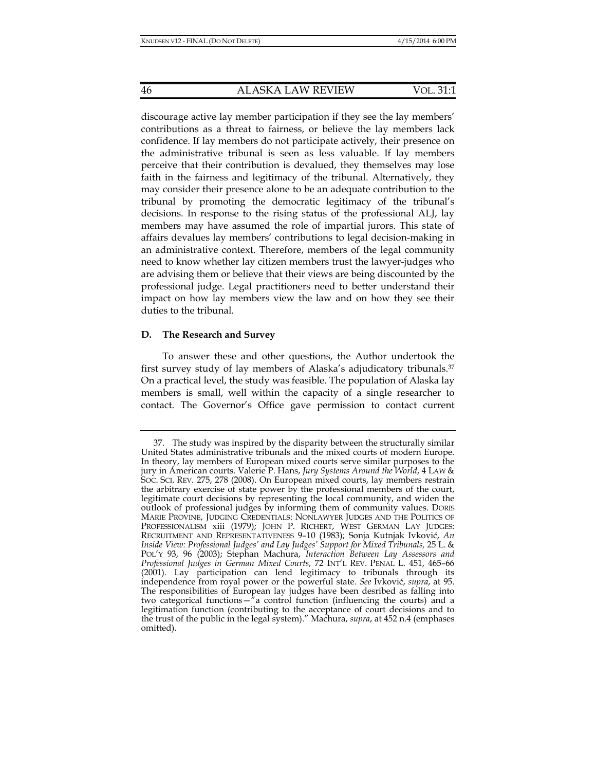discourage active lay member participation if they see the lay members' contributions as a threat to fairness, or believe the lay members lack confidence. If lay members do not participate actively, their presence on the administrative tribunal is seen as less valuable. If lay members perceive that their contribution is devalued, they themselves may lose faith in the fairness and legitimacy of the tribunal. Alternatively, they may consider their presence alone to be an adequate contribution to the tribunal by promoting the democratic legitimacy of the tribunal's decisions. In response to the rising status of the professional ALJ, lay members may have assumed the role of impartial jurors. This state of affairs devalues lay members' contributions to legal decision-making in an administrative context. Therefore, members of the legal community need to know whether lay citizen members trust the lawyer-judges who are advising them or believe that their views are being discounted by the professional judge. Legal practitioners need to better understand their impact on how lay members view the law and on how they see their duties to the tribunal.

### D. The Research and Survey

To answer these and other questions, the Author undertook the first survey study of lay members of Alaska's adjudicatory tribunals.[37] On a practical level, the study was feasible. The population of Alaska lay members is small, well within the capacity of a single researcher to contact. The Governor's Office gave permission to contact current

---

37. The study was inspired by the disparity between the structurally similar United States administrative tribunals and the mixed courts of modern Europe. In theory, lay members of European mixed courts serve similar purposes to the jury in American courts. Valerie P. Hans, *Jury Systems Around the World*, 4 LAW & SOC. SCI. REV. 275, 278 (2008). On European mixed courts, lay members restrain the arbitrary exercise of state power by the professional members of the court, legitimate court decisions by representing the local community, and widen the outlook of professional judges by informing them of community values. DORIS MARIE PROVINE, JUDGING CREDENTIALS: NONLAWYER JUDGES AND THE POLITICS OF PROFESSIONALISM xiii (1979); JOHN P. RICHERT, WEST GERMAN LAY JUDGES: RECRUITMENT AND REPRESENTATIVENESS 9–10 (1983); Sonja Kutnjak Ivković, *An Inside View: Professional Judges' and Lay Judges' Support for Mixed Tribunals*, 25 L. & POL'Y 93, 96 (2003); Stephan Machura, *Interaction Between Lay Assessors and Professional Judges in German Mixed Courts*, 72 INT'L REV. PENAL L. 451, 465–66 (2001). Lay participation can lend legitimacy to tribunals through its independence from royal power or the powerful state. *See* Ivković, *supra*, at 95. The responsibilities of European lay judges have been desribed as falling into two categorical functions—"a control function (influencing the courts) and a legitimation function (contributing to the acceptance of court decisions and to the trust of the public in the legal system)." Machura, *supra*, at 452 n.4 (emphases omitted).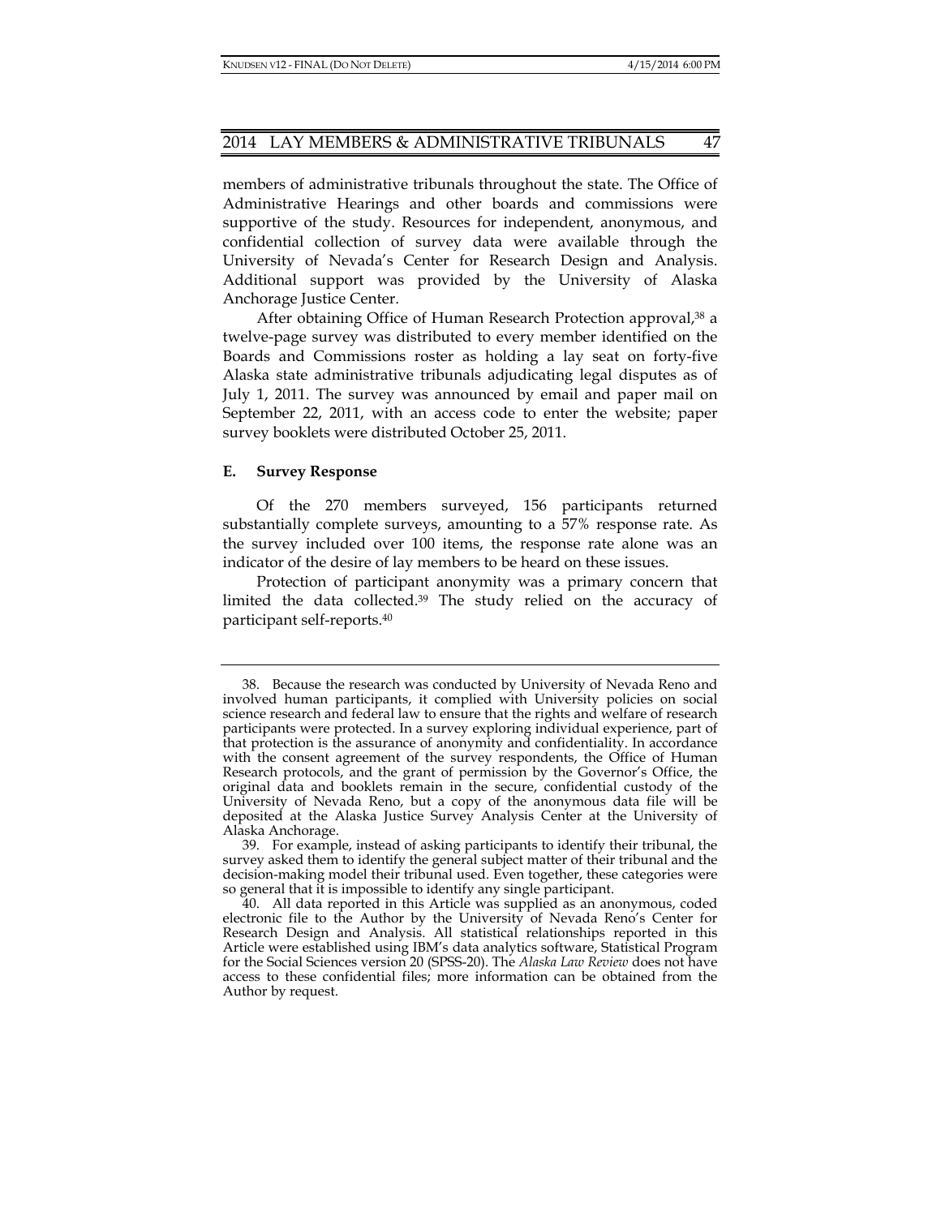members of administrative tribunals throughout the state. The Office of Administrative Hearings and other boards and commissions were supportive of the study. Resources for independent, anonymous, and confidential collection of survey data were available through the University of Nevada's Center for Research Design and Analysis. Additional support was provided by the University of Alaska Anchorage Justice Center.

After obtaining Office of Human Research Protection approval,[38] a twelve-page survey was distributed to every member identified on the Boards and Commissions roster as holding a lay seat on forty-five Alaska state administrative tribunals adjudicating legal disputes as of July 1, 2011. The survey was announced by email and paper mail on September 22, 2011, with an access code to enter the website; paper survey booklets were distributed October 25, 2011.

### E. Survey Response

Of the 270 members surveyed, 156 participants returned substantially complete surveys, amounting to a 57% response rate. As the survey included over 100 items, the response rate alone was an indicator of the desire of lay members to be heard on these issues.

Protection of participant anonymity was a primary concern that limited the data collected.[39] The study relied on the accuracy of participant self-reports.[40]

---

38. Because the research was conducted by University of Nevada Reno and involved human participants, it complied with University policies on social science research and federal law to ensure that the rights and welfare of research participants were protected. In a survey exploring individual experience, part of that protection is the assurance of anonymity and confidentiality. In accordance with the consent agreement of the survey respondents, the Office of Human Research protocols, and the grant of permission by the Governor's Office, the original data and booklets remain in the secure, confidential custody of the University of Nevada Reno, but a copy of the anonymous data file will be deposited at the Alaska Justice Survey Analysis Center at the University of Alaska Anchorage.

39. For example, instead of asking participants to identify their tribunal, the survey asked them to identify the general subject matter of their tribunal and the decision-making model their tribunal used. Even together, these categories were so general that it is impossible to identify any single participant.

40. All data reported in this Article was supplied as an anonymous, coded electronic file to the Author by the University of Nevada Reno's Center for Research Design and Analysis. All statistical relationships reported in this Article were established using IBM's data analytics software, Statistical Program for the Social Sciences version 20 (SPSS-20). The *Alaska Law Review* does not have access to these confidential files; more information can be obtained from the Author by request.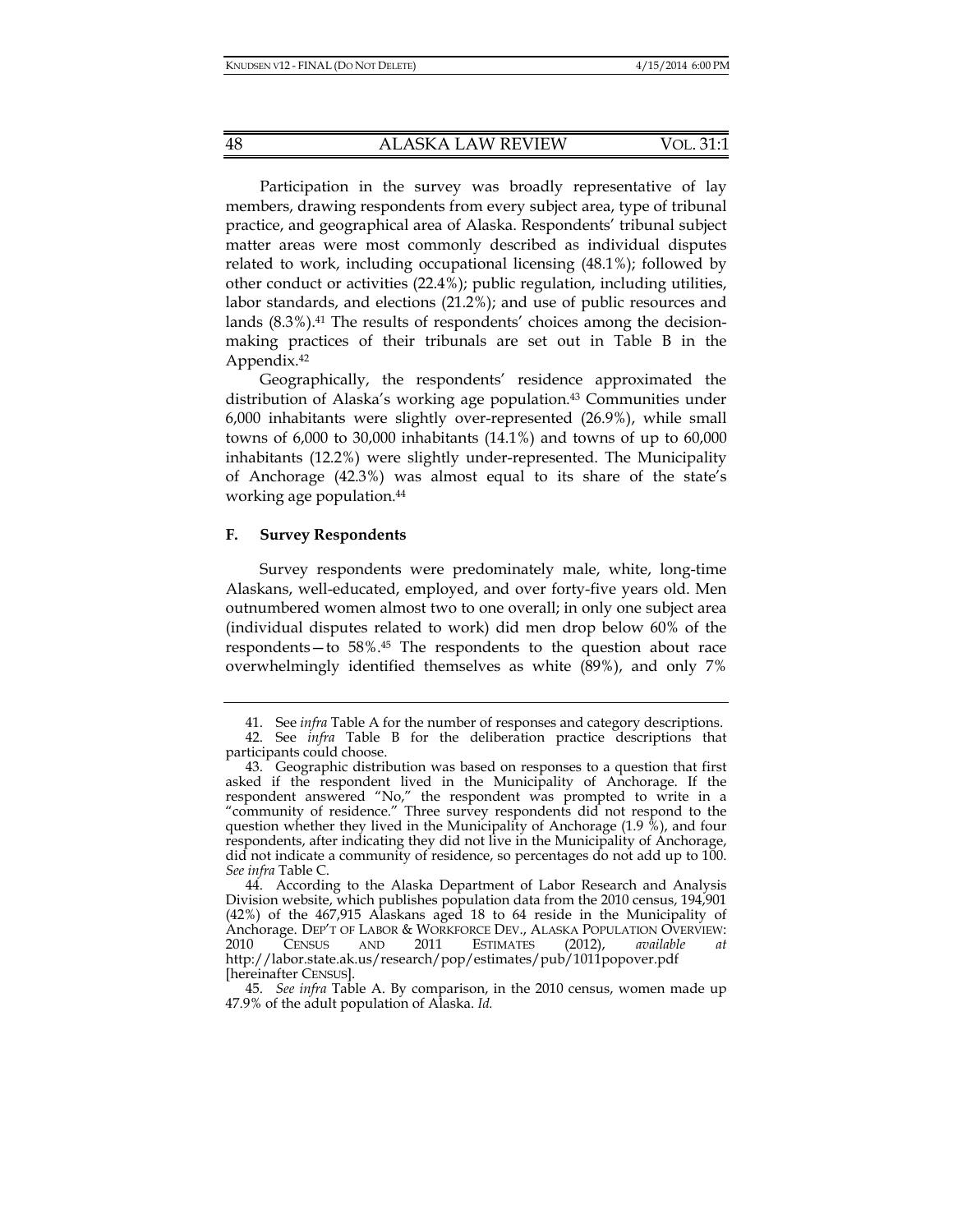Participation in the survey was broadly representative of lay members, drawing respondents from every subject area, type of tribunal practice, and geographical area of Alaska. Respondents' tribunal subject matter areas were most commonly described as individual disputes related to work, including occupational licensing (48.1%); followed by other conduct or activities (22.4%); public regulation, including utilities, labor standards, and elections (21.2%); and use of public resources and lands (8.3%).[41] The results of respondents' choices among the decision-making practices of their tribunals are set out in Table B in the Appendix.[42]

Geographically, the respondents' residence approximated the distribution of Alaska's working age population.[43] Communities under 6,000 inhabitants were slightly over-represented (26.9%), while small towns of 6,000 to 30,000 inhabitants (14.1%) and towns of up to 60,000 inhabitants (12.2%) were slightly under-represented. The Municipality of Anchorage (42.3%) was almost equal to its share of the state's working age population.[44]

### F. Survey Respondents

Survey respondents were predominately male, white, long-time Alaskans, well-educated, employed, and over forty-five years old. Men outnumbered women almost two to one overall; in only one subject area (individual disputes related to work) did men drop below 60% of the respondents—to 58%.[45] The respondents to the question about race overwhelmingly identified themselves as white (89%), and only 7%

---

41. See *infra* Table A for the number of responses and category descriptions.

42. See *infra* Table B for the deliberation practice descriptions that participants could choose.

43. Geographic distribution was based on responses to a question that first asked if the respondent lived in the Municipality of Anchorage. If the respondent answered "No," the respondent was prompted to write in a "community of residence." Three survey respondents did not respond to the question whether they lived in the Municipality of Anchorage (1.9 %), and four respondents, after indicating they did not live in the Municipality of Anchorage, did not indicate a community of residence, so percentages do not add up to 100. *See infra* Table C.

44. According to the Alaska Department of Labor Research and Analysis Division website, which publishes population data from the 2010 census, 194,901 (42%) of the 467,915 Alaskans aged 18 to 64 reside in the Municipality of Anchorage. DEP'T OF LABOR & WORKFORCE DEV., ALASKA POPULATION OVERVIEW: 2010 CENSUS AND 2011 ESTIMATES (2012), *available at* http://labor.state.ak.us/research/pop/estimates/pub/1011popover.pdf [hereinafter CENSUS].

45. *See infra* Table A. By comparison, in the 2010 census, women made up 47.9% of the adult population of Alaska. *Id.*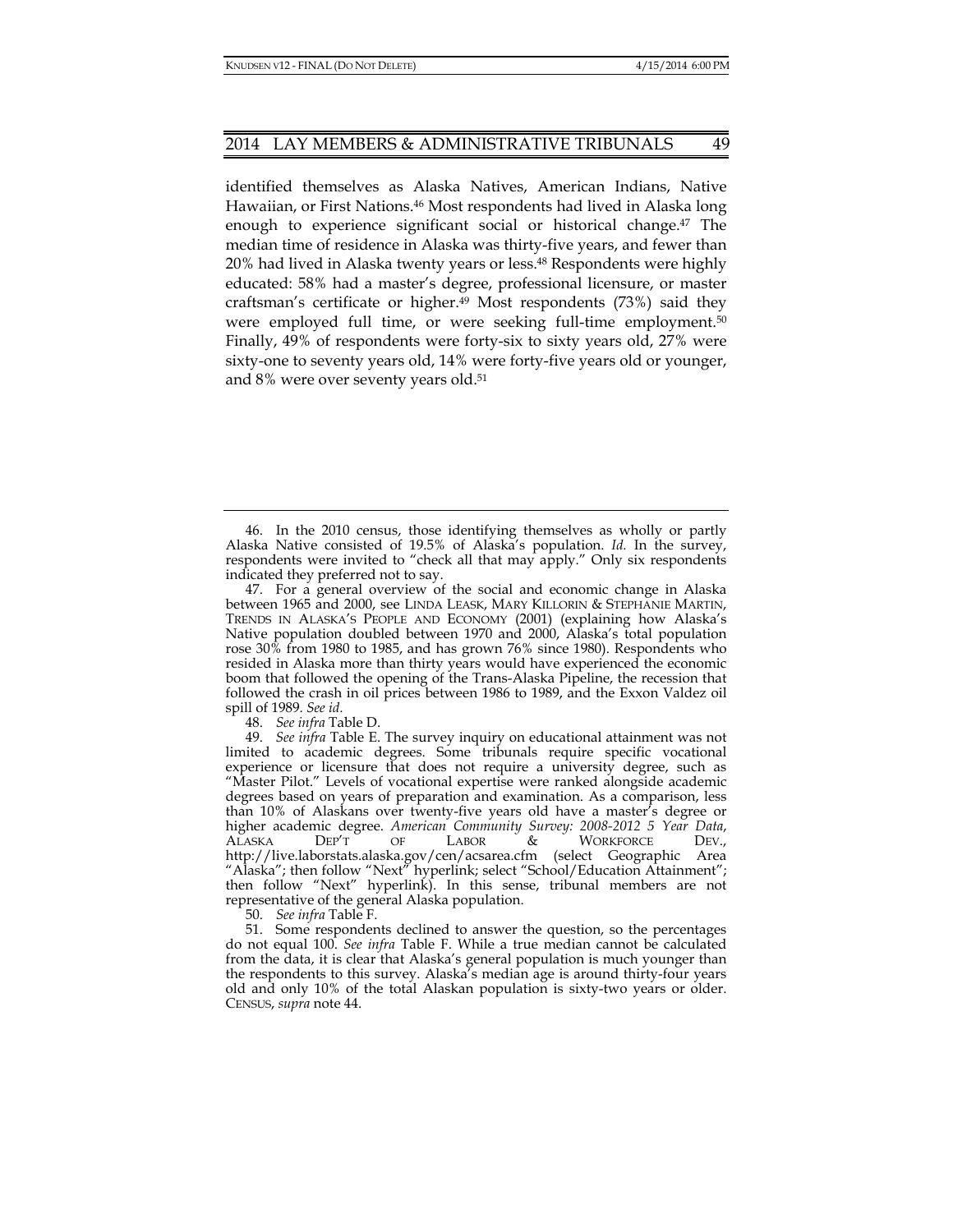identified themselves as Alaska Natives, American Indians, Native Hawaiian, or First Nations.[46] Most respondents had lived in Alaska long enough to experience significant social or historical change.[47] The median time of residence in Alaska was thirty-five years, and fewer than 20% had lived in Alaska twenty years or less.[48] Respondents were highly educated: 58% had a master's degree, professional licensure, or master craftsman's certificate or higher.[49] Most respondents (73%) said they were employed full time, or were seeking full-time employment.[50] Finally, 49% of respondents were forty-six to sixty years old, 27% were sixty-one to seventy years old, 14% were forty-five years old or younger, and 8% were over seventy years old.[51]

---

46. In the 2010 census, those identifying themselves as wholly or partly Alaska Native consisted of 19.5% of Alaska's population. *Id.* In the survey, respondents were invited to "check all that may apply." Only six respondents indicated they preferred not to say.

47. For a general overview of the social and economic change in Alaska between 1965 and 2000, see LINDA LEASK, MARY KILLORIN & STEPHANIE MARTIN, TRENDS IN ALASKA'S PEOPLE AND ECONOMY (2001) (explaining how Alaska's Native population doubled between 1970 and 2000, Alaska's total population rose 30% from 1980 to 1985, and has grown 76% since 1980). Respondents who resided in Alaska more than thirty years would have experienced the economic boom that followed the opening of the Trans-Alaska Pipeline, the recession that followed the crash in oil prices between 1986 to 1989, and the Exxon Valdez oil spill of 1989. *See id.*

48. *See infra* Table D.

49. *See infra* Table E. The survey inquiry on educational attainment was not limited to academic degrees. Some tribunals require specific vocational experience or licensure that does not require a university degree, such as "Master Pilot." Levels of vocational expertise were ranked alongside academic degrees based on years of preparation and examination. As a comparison, less than 10% of Alaskans over twenty-five years old have a master's degree or higher academic degree. *American Community Survey: 2008-2012 5 Year Data*, ALASKA DEP'T OF LABOR & WORKFORCE DEV., http://live.laborstats.alaska.gov/cen/acsarea.cfm (select Geographic Area "Alaska"; then follow "Next" hyperlink; select "School/Education Attainment"; then follow "Next" hyperlink). In this sense, tribunal members are not representative of the general Alaska population.

50. *See infra* Table F.

51. Some respondents declined to answer the question, so the percentages do not equal 100. *See infra* Table F. While a true median cannot be calculated from the data, it is clear that Alaska's general population is much younger than the respondents to this survey. Alaska's median age is around thirty-four years old and only 10% of the total Alaskan population is sixty-two years or older. CENSUS, *supra* note 44.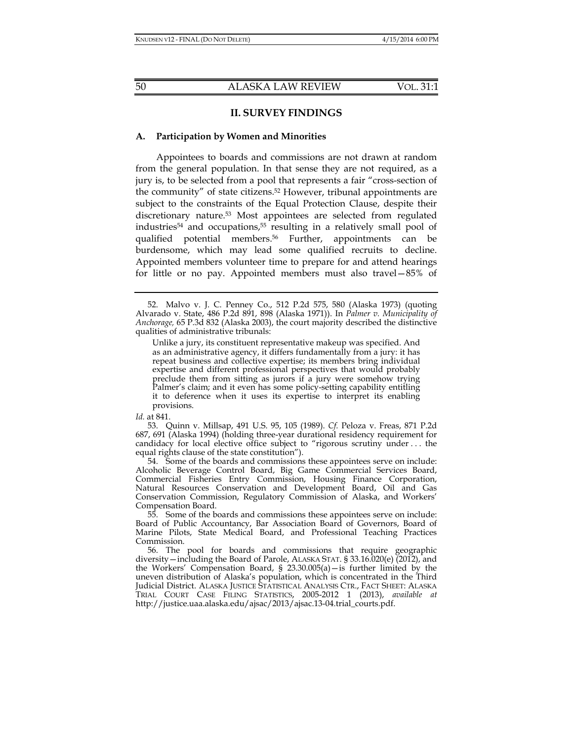## II. SURVEY FINDINGS

### A. Participation by Women and Minorities

Appointees to boards and commissions are not drawn at random from the general population. In that sense they are not required, as a jury is, to be selected from a pool that represents a fair "cross-section of the community" of state citizens.[52] However, tribunal appointments are subject to the constraints of the Equal Protection Clause, despite their discretionary nature.[53] Most appointees are selected from regulated industries[54] and occupations,[55] resulting in a relatively small pool of qualified potential members.[56] Further, appointments can be burdensome, which may lead some qualified recruits to decline. Appointed members volunteer time to prepare for and attend hearings for little or no pay. Appointed members must also travel—85% of

---

52. Malvo v. J. C. Penney Co., 512 P.2d 575, 580 (Alaska 1973) (quoting Alvarado v. State, 486 P.2d 891, 898 (Alaska 1971)). In *Palmer v. Municipality of Anchorage,* 65 P.3d 832 (Alaska 2003), the court majority described the distinctive qualities of administrative tribunals:

> Unlike a jury, its constituent representative makeup was specified. And as an administrative agency, it differs fundamentally from a jury: it has repeat business and collective expertise; its members bring individual expertise and different professional perspectives that would probably preclude them from sitting as jurors if a jury were somehow trying Palmer's claim; and it even has some policy-setting capability entitling it to deference when it uses its expertise to interpret its enabling provisions.

*Id.* at 841.

53. Quinn v. Millsap, 491 U.S. 95, 105 (1989). *Cf.* Peloza v. Freas, 871 P.2d 687, 691 (Alaska 1994) (holding three-year durational residency requirement for candidacy for local elective office subject to "rigorous scrutiny under . . . the equal rights clause of the state constitution").

54. Some of the boards and commissions these appointees serve on include: Alcoholic Beverage Control Board, Big Game Commercial Services Board, Commercial Fisheries Entry Commission, Housing Finance Corporation, Natural Resources Conservation and Development Board, Oil and Gas Conservation Commission, Regulatory Commission of Alaska, and Workers' Compensation Board.

55. Some of the boards and commissions these appointees serve on include: Board of Public Accountancy, Bar Association Board of Governors, Board of Marine Pilots, State Medical Board, and Professional Teaching Practices Commission.

56. The pool for boards and commissions that require geographic diversity—including the Board of Parole, ALASKA STAT. § 33.16.020(e) (2012), and the Workers' Compensation Board, § 23.30.005(a)—is further limited by the uneven distribution of Alaska's population, which is concentrated in the Third Judicial District. ALASKA JUSTICE STATISTICAL ANALYSIS CTR., FACT SHEET: ALASKA TRIAL COURT CASE FILING STATISTICS, 2005-2012 1 (2013), *available at* http://justice.uaa.alaska.edu/ajsac/2013/ajsac.13-04.trial_courts.pdf.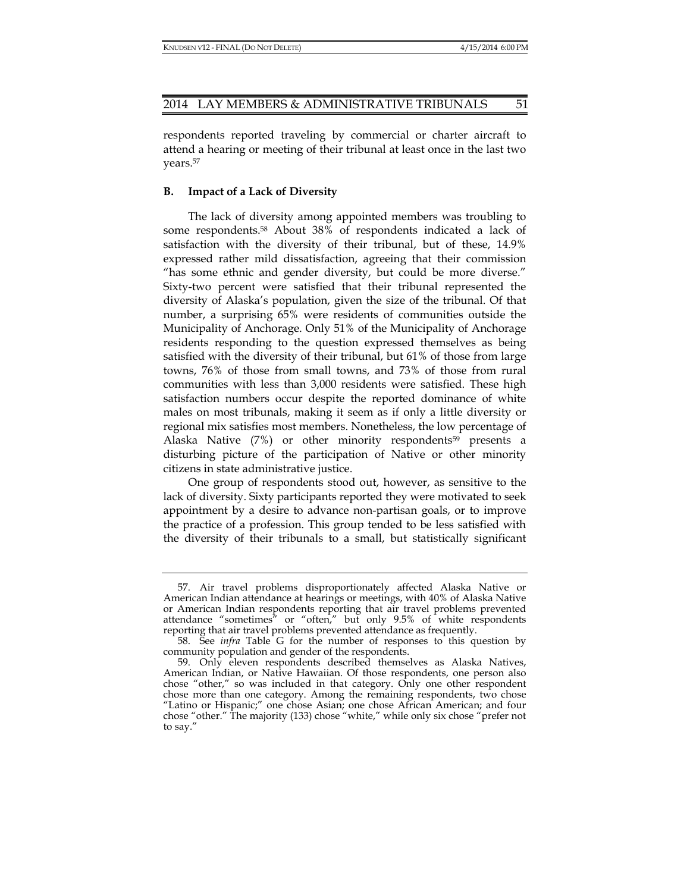respondents reported traveling by commercial or charter aircraft to attend a hearing or meeting of their tribunal at least once in the last two years.[57]

### B. Impact of a Lack of Diversity

The lack of diversity among appointed members was troubling to some respondents.[58] About 38% of respondents indicated a lack of satisfaction with the diversity of their tribunal, but of these, 14.9% expressed rather mild dissatisfaction, agreeing that their commission "has some ethnic and gender diversity, but could be more diverse." Sixty-two percent were satisfied that their tribunal represented the diversity of Alaska's population, given the size of the tribunal. Of that number, a surprising 65% were residents of communities outside the Municipality of Anchorage. Only 51% of the Municipality of Anchorage residents responding to the question expressed themselves as being satisfied with the diversity of their tribunal, but 61% of those from large towns, 76% of those from small towns, and 73% of those from rural communities with less than 3,000 residents were satisfied. These high satisfaction numbers occur despite the reported dominance of white males on most tribunals, making it seem as if only a little diversity or regional mix satisfies most members. Nonetheless, the low percentage of Alaska Native (7%) or other minority respondents[59] presents a disturbing picture of the participation of Native or other minority citizens in state administrative justice.

One group of respondents stood out, however, as sensitive to the lack of diversity. Sixty participants reported they were motivated to seek appointment by a desire to advance non-partisan goals, or to improve the practice of a profession. This group tended to be less satisfied with the diversity of their tribunals to a small, but statistically significant

---

57. Air travel problems disproportionately affected Alaska Native or American Indian attendance at hearings or meetings, with 40% of Alaska Native or American Indian respondents reporting that air travel problems prevented attendance "sometimes" or "often," but only 9.5% of white respondents reporting that air travel problems prevented attendance as frequently.

58. See *infra* Table G for the number of responses to this question by community population and gender of the respondents.

59. Only eleven respondents described themselves as Alaska Natives, American Indian, or Native Hawaiian. Of those respondents, one person also chose "other," so was included in that category. Only one other respondent chose more than one category. Among the remaining respondents, two chose "Latino or Hispanic;" one chose Asian; one chose African American; and four chose "other." The majority (133) chose "white," while only six chose "prefer not to say."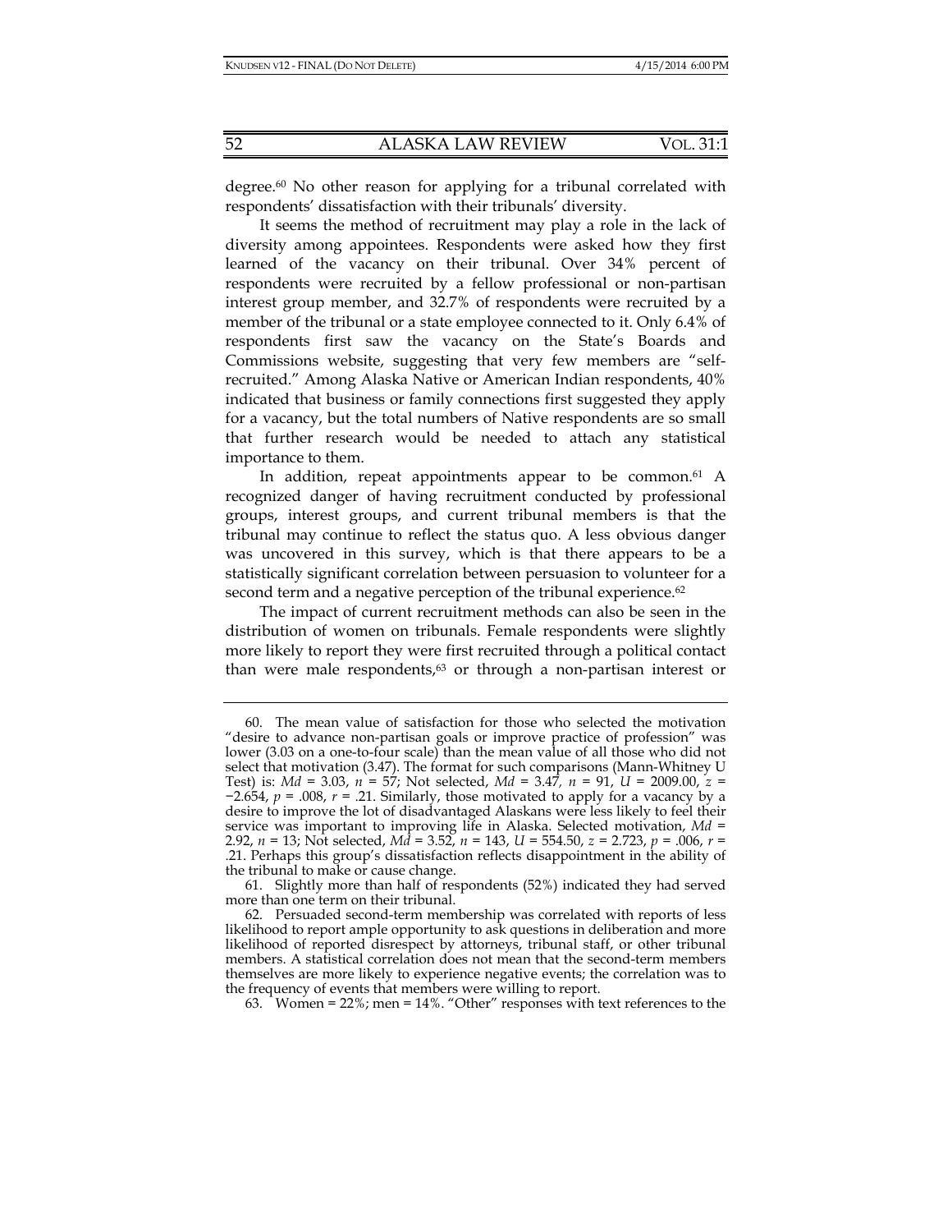degree.[60] No other reason for applying for a tribunal correlated with respondents' dissatisfaction with their tribunals' diversity.

It seems the method of recruitment may play a role in the lack of diversity among appointees. Respondents were asked how they first learned of the vacancy on their tribunal. Over 34% percent of respondents were recruited by a fellow professional or non-partisan interest group member, and 32.7% of respondents were recruited by a member of the tribunal or a state employee connected to it. Only 6.4% of respondents first saw the vacancy on the State's Boards and Commissions website, suggesting that very few members are "self-recruited." Among Alaska Native or American Indian respondents, 40% indicated that business or family connections first suggested they apply for a vacancy, but the total numbers of Native respondents are so small that further research would be needed to attach any statistical importance to them.

In addition, repeat appointments appear to be common.[61] A recognized danger of having recruitment conducted by professional groups, interest groups, and current tribunal members is that the tribunal may continue to reflect the status quo. A less obvious danger was uncovered in this survey, which is that there appears to be a statistically significant correlation between persuasion to volunteer for a second term and a negative perception of the tribunal experience.[62]

The impact of current recruitment methods can also be seen in the distribution of women on tribunals. Female respondents were slightly more likely to report they were first recruited through a political contact than were male respondents,[63] or through a non-partisan interest or

---

60. The mean value of satisfaction for those who selected the motivation "desire to advance non-partisan goals or improve practice of profession" was lower (3.03 on a one-to-four scale) than the mean value of all those who did not select that motivation (3.47). The format for such comparisons (Mann-Whitney U Test) is: $Md = 3.03$, $n = 57$; Not selected, $Md = 3.47$, $n = 91$, $U = 2009.00$, $z = -2.654$, $p = .008$, $r = .21$. Similarly, those motivated to apply for a vacancy by a desire to improve the lot of disadvantaged Alaskans were less likely to feel their service was important to improving life in Alaska. Selected motivation, $Md = 2.92$, $n = 13$; Not selected, $Md = 3.52$, $n = 143$, $U = 554.50$, $z = 2.723$, $p = .006$, $r = .21$. Perhaps this group's dissatisfaction reflects disappointment in the ability of the tribunal to make or cause change.

61. Slightly more than half of respondents (52%) indicated they had served more than one term on their tribunal.

62. Persuaded second-term membership was correlated with reports of less likelihood to report ample opportunity to ask questions in deliberation and more likelihood of reported disrespect by attorneys, tribunal staff, or other tribunal members. A statistical correlation does not mean that the second-term members themselves are more likely to experience negative events; the correlation was to the frequency of events that members were willing to report.

63. Women = 22%; men = 14%. "Other" responses with text references to the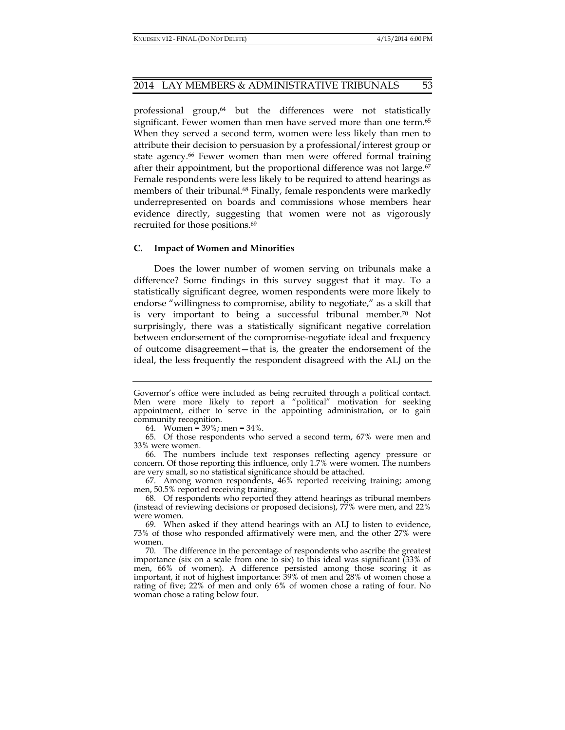professional group,[64] but the differences were not statistically significant. Fewer women than men have served more than one term.[65] When they served a second term, women were less likely than men to attribute their decision to persuasion by a professional/interest group or state agency.[66] Fewer women than men were offered formal training after their appointment, but the proportional difference was not large.[67] Female respondents were less likely to be required to attend hearings as members of their tribunal.[68] Finally, female respondents were markedly underrepresented on boards and commissions whose members hear evidence directly, suggesting that women were not as vigorously recruited for those positions.[69]

### C. Impact of Women and Minorities

Does the lower number of women serving on tribunals make a difference? Some findings in this survey suggest that it may. To a statistically significant degree, women respondents were more likely to endorse "willingness to compromise, ability to negotiate," as a skill that is very important to being a successful tribunal member.[70] Not surprisingly, there was a statistically significant negative correlation between endorsement of the compromise-negotiate ideal and frequency of outcome disagreement—that is, the greater the endorsement of the ideal, the less frequently the respondent disagreed with the ALJ on the

---

Governor's office were included as being recruited through a political contact. Men were more likely to report a "political" motivation for seeking appointment, either to serve in the appointing administration, or to gain community recognition.

64. Women = 39%; men = 34%.

65. Of those respondents who served a second term, 67% were men and 33% were women.

66. The numbers include text responses reflecting agency pressure or concern. Of those reporting this influence, only 1.7% were women. The numbers are very small, so no statistical significance should be attached.

67. Among women respondents, 46% reported receiving training; among men, 50.5% reported receiving training.

68. Of respondents who reported they attend hearings as tribunal members (instead of reviewing decisions or proposed decisions), 77% were men, and 22% were women.

69. When asked if they attend hearings with an ALJ to listen to evidence, 73% of those who responded affirmatively were men, and the other 27% were women.

70. The difference in the percentage of respondents who ascribe the greatest importance (six on a scale from one to six) to this ideal was significant (33% of men, 66% of women). A difference persisted among those scoring it as important, if not of highest importance: 39% of men and 28% of women chose a rating of five; 22% of men and only 6% of women chose a rating of four. No woman chose a rating below four.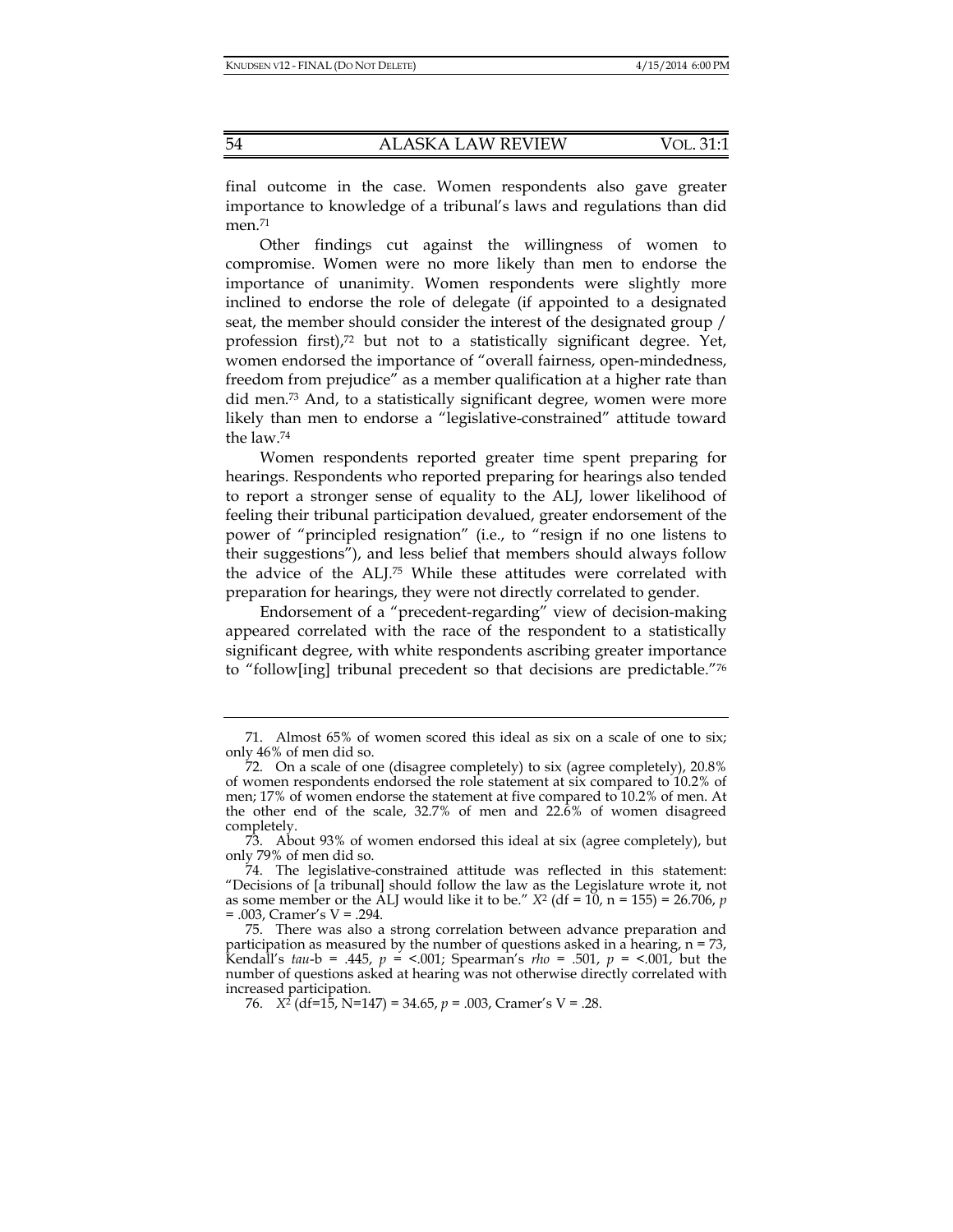final outcome in the case. Women respondents also gave greater importance to knowledge of a tribunal's laws and regulations than did men.[71]

Other findings cut against the willingness of women to compromise. Women were no more likely than men to endorse the importance of unanimity. Women respondents were slightly more inclined to endorse the role of delegate (if appointed to a designated seat, the member should consider the interest of the designated group / profession first),[72] but not to a statistically significant degree. Yet, women endorsed the importance of "overall fairness, open-mindedness, freedom from prejudice" as a member qualification at a higher rate than did men.[73] And, to a statistically significant degree, women were more likely than men to endorse a "legislative-constrained" attitude toward the law.[74]

Women respondents reported greater time spent preparing for hearings. Respondents who reported preparing for hearings also tended to report a stronger sense of equality to the ALJ, lower likelihood of feeling their tribunal participation devalued, greater endorsement of the power of "principled resignation" (i.e., to "resign if no one listens to their suggestions"), and less belief that members should always follow the advice of the ALJ.[75] While these attitudes were correlated with preparation for hearings, they were not directly correlated to gender.

Endorsement of a "precedent-regarding" view of decision-making appeared correlated with the race of the respondent to a statistically significant degree, with white respondents ascribing greater importance to "follow[ing] tribunal precedent so that decisions are predictable."[76]

---

71. Almost 65% of women scored this ideal as six on a scale of one to six; only 46% of men did so.

72. On a scale of one (disagree completely) to six (agree completely), 20.8% of women respondents endorsed the role statement at six compared to 10.2% of men; 17% of women endorse the statement at five compared to 10.2% of men. At the other end of the scale, 32.7% of men and 22.6% of women disagreed completely.

73. About 93% of women endorsed this ideal at six (agree completely), but only 79% of men did so.

74. The legislative-constrained attitude was reflected in this statement: "Decisions of [a tribunal] should follow the law as the Legislature wrote it, not as some member or the ALJ would like it to be." $X^2$ (df = 10, n = 155) = 26.706, $p$ = .003, Cramer's V = .294.

75. There was also a strong correlation between advance preparation and participation as measured by the number of questions asked in a hearing, n = 73, Kendall's *tau*-b = .445, $p$ = <.001; Spearman's *rho* = .501, $p$ = <.001, but the number of questions asked at hearing was not otherwise directly correlated with increased participation.

76. $X^2$ (df=15, N=147) = 34.65, $p$ = .003, Cramer's V = .28.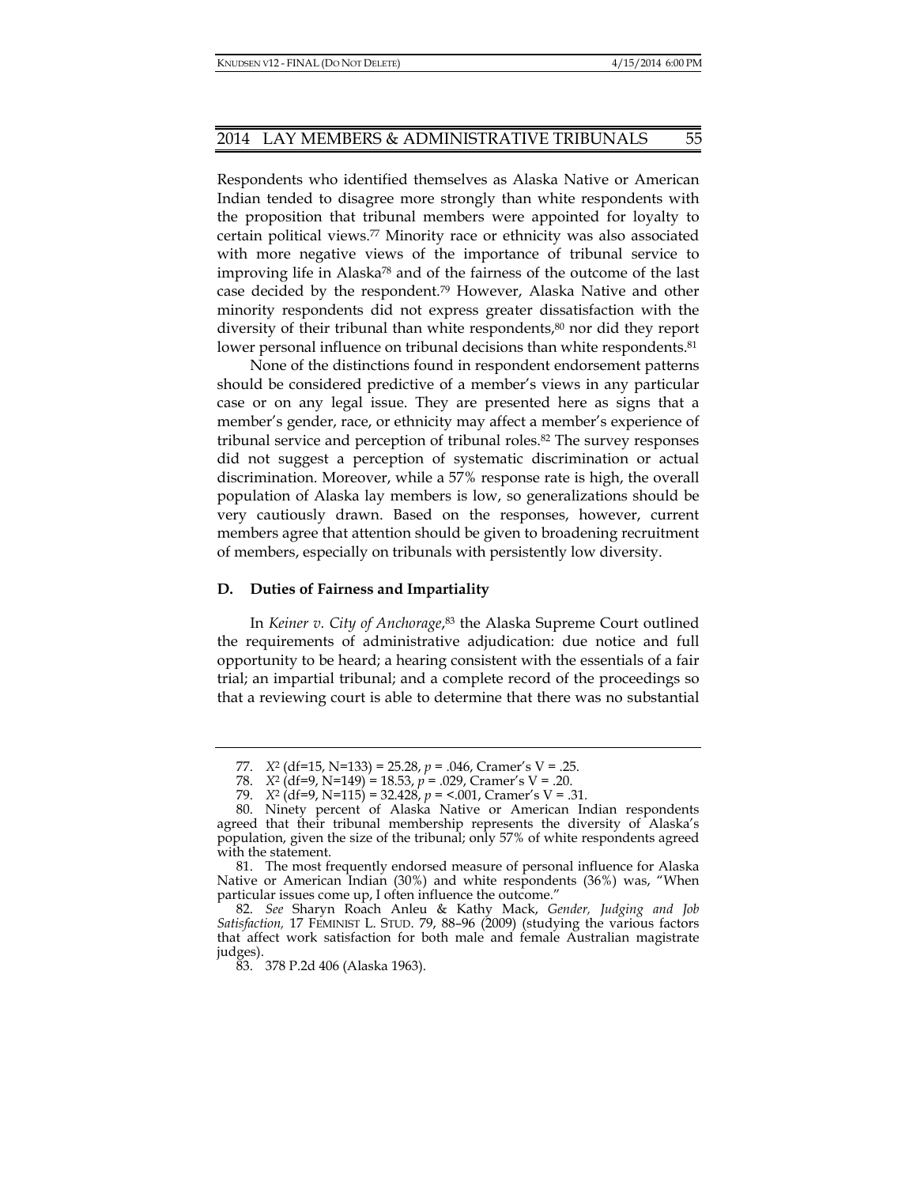Respondents who identified themselves as Alaska Native or American Indian tended to disagree more strongly than white respondents with the proposition that tribunal members were appointed for loyalty to certain political views.[77] Minority race or ethnicity was also associated with more negative views of the importance of tribunal service to improving life in Alaska[78] and of the fairness of the outcome of the last case decided by the respondent.[79] However, Alaska Native and other minority respondents did not express greater dissatisfaction with the diversity of their tribunal than white respondents,[80] nor did they report lower personal influence on tribunal decisions than white respondents.[81]

None of the distinctions found in respondent endorsement patterns should be considered predictive of a member's views in any particular case or on any legal issue. They are presented here as signs that a member's gender, race, or ethnicity may affect a member's experience of tribunal service and perception of tribunal roles.[82] The survey responses did not suggest a perception of systematic discrimination or actual discrimination. Moreover, while a 57% response rate is high, the overall population of Alaska lay members is low, so generalizations should be very cautiously drawn. Based on the responses, however, current members agree that attention should be given to broadening recruitment of members, especially on tribunals with persistently low diversity.

### D. Duties of Fairness and Impartiality

In *Keiner v. City of Anchorage*,[83] the Alaska Supreme Court outlined the requirements of administrative adjudication: due notice and full opportunity to be heard; a hearing consistent with the essentials of a fair trial; an impartial tribunal; and a complete record of the proceedings so that a reviewing court is able to determine that there was no substantial

---

77. $X^2$ (df=15, N=133) = 25.28, $p$ = .046, Cramer's V = .25.

78. $X^2$ (df=9, N=149) = 18.53, $p$ = .029, Cramer's V = .20.

79. $X^2$ (df=9, N=115) = 32.428, $p$ = <.001, Cramer's V = .31.

80. Ninety percent of Alaska Native or American Indian respondents agreed that their tribunal membership represents the diversity of Alaska's population, given the size of the tribunal; only 57% of white respondents agreed with the statement.

81. The most frequently endorsed measure of personal influence for Alaska Native or American Indian (30%) and white respondents (36%) was, "When particular issues come up, I often influence the outcome."

82. *See* Sharyn Roach Anleu & Kathy Mack, *Gender, Judging and Job Satisfaction,* 17 FEMINIST L. STUD. 79, 88–96 (2009) (studying the various factors that affect work satisfaction for both male and female Australian magistrate judges).

83. 378 P.2d 406 (Alaska 1963).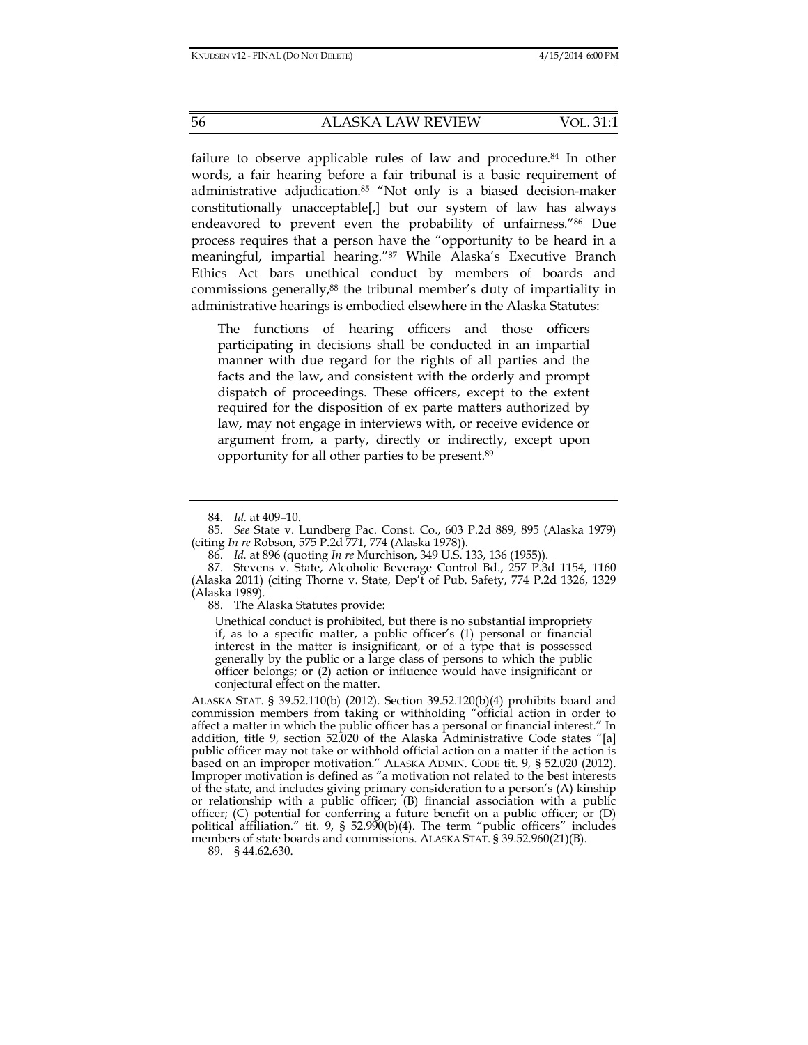failure to observe applicable rules of law and procedure.[84] In other words, a fair hearing before a fair tribunal is a basic requirement of administrative adjudication.[85] "Not only is a biased decision-maker constitutionally unacceptable[,] but our system of law has always endeavored to prevent even the probability of unfairness."[86] Due process requires that a person have the "opportunity to be heard in a meaningful, impartial hearing."[87] While Alaska's Executive Branch Ethics Act bars unethical conduct by members of boards and commissions generally,[88] the tribunal member's duty of impartiality in administrative hearings is embodied elsewhere in the Alaska Statutes:

> The functions of hearing officers and those officers participating in decisions shall be conducted in an impartial manner with due regard for the rights of all parties and the facts and the law, and consistent with the orderly and prompt dispatch of proceedings. These officers, except to the extent required for the disposition of ex parte matters authorized by law, may not engage in interviews with, or receive evidence or argument from, a party, directly or indirectly, except upon opportunity for all other parties to be present.[89]

---

84. *Id.* at 409–10.

85. *See* State v. Lundberg Pac. Const. Co., 603 P.2d 889, 895 (Alaska 1979) (citing *In re* Robson, 575 P.2d 771, 774 (Alaska 1978)).

86. *Id.* at 896 (quoting *In re* Murchison, 349 U.S. 133, 136 (1955)).

87. Stevens v. State, Alcoholic Beverage Control Bd., 257 P.3d 1154, 1160 (Alaska 2011) (citing Thorne v. State, Dep't of Pub. Safety, 774 P.2d 1326, 1329 (Alaska 1989).

88. The Alaska Statutes provide:

> Unethical conduct is prohibited, but there is no substantial impropriety if, as to a specific matter, a public officer's (1) personal or financial interest in the matter is insignificant, or of a type that is possessed generally by the public or a large class of persons to which the public officer belongs; or (2) action or influence would have insignificant or conjectural effect on the matter.

ALASKA STAT. § 39.52.110(b) (2012). Section 39.52.120(b)(4) prohibits board and commission members from taking or withholding "official action in order to affect a matter in which the public officer has a personal or financial interest." In addition, title 9, section 52.020 of the Alaska Administrative Code states "[a] public officer may not take or withhold official action on a matter if the action is based on an improper motivation." ALASKA ADMIN. CODE tit. 9, § 52.020 (2012). Improper motivation is defined as "a motivation not related to the best interests of the state, and includes giving primary consideration to a person's (A) kinship or relationship with a public officer; (B) financial association with a public officer; (C) potential for conferring a future benefit on a public officer; or (D) political affiliation." tit. 9, § 52.990(b)(4). The term "public officers" includes members of state boards and commissions. ALASKA STAT. § 39.52.960(21)(B).

89. § 44.62.630.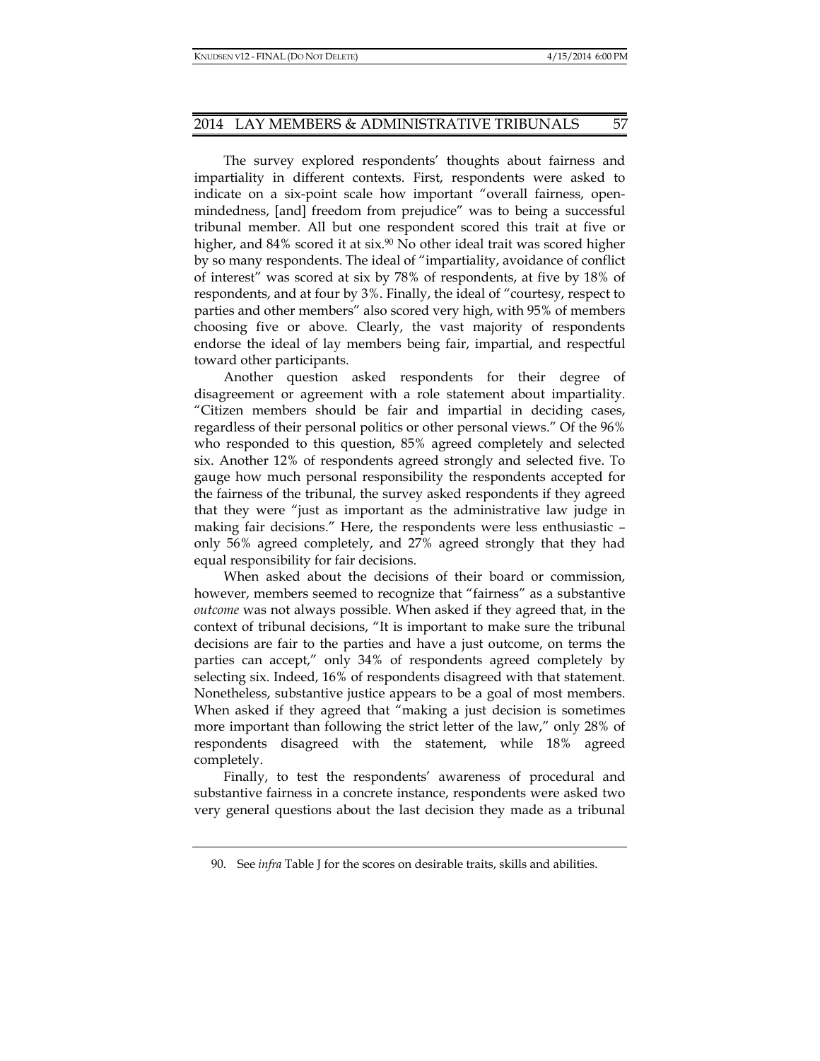The survey explored respondents' thoughts about fairness and impartiality in different contexts. First, respondents were asked to indicate on a six-point scale how important "overall fairness, open-mindedness, [and] freedom from prejudice" was to being a successful tribunal member. All but one respondent scored this trait at five or higher, and 84% scored it at six.[90] No other ideal trait was scored higher by so many respondents. The ideal of "impartiality, avoidance of conflict of interest" was scored at six by 78% of respondents, at five by 18% of respondents, and at four by 3%. Finally, the ideal of "courtesy, respect to parties and other members" also scored very high, with 95% of members choosing five or above. Clearly, the vast majority of respondents endorse the ideal of lay members being fair, impartial, and respectful toward other participants.

Another question asked respondents for their degree of disagreement or agreement with a role statement about impartiality. "Citizen members should be fair and impartial in deciding cases, regardless of their personal politics or other personal views." Of the 96% who responded to this question, 85% agreed completely and selected six. Another 12% of respondents agreed strongly and selected five. To gauge how much personal responsibility the respondents accepted for the fairness of the tribunal, the survey asked respondents if they agreed that they were "just as important as the administrative law judge in making fair decisions." Here, the respondents were less enthusiastic – only 56% agreed completely, and 27% agreed strongly that they had equal responsibility for fair decisions.

When asked about the decisions of their board or commission, however, members seemed to recognize that "fairness" as a substantive *outcome* was not always possible. When asked if they agreed that, in the context of tribunal decisions, "It is important to make sure the tribunal decisions are fair to the parties and have a just outcome, on terms the parties can accept," only 34% of respondents agreed completely by selecting six. Indeed, 16% of respondents disagreed with that statement. Nonetheless, substantive justice appears to be a goal of most members. When asked if they agreed that "making a just decision is sometimes more important than following the strict letter of the law," only 28% of respondents disagreed with the statement, while 18% agreed completely.

Finally, to test the respondents' awareness of procedural and substantive fairness in a concrete instance, respondents were asked two very general questions about the last decision they made as a tribunal

90. See *infra* Table J for the scores on desirable traits, skills and abilities.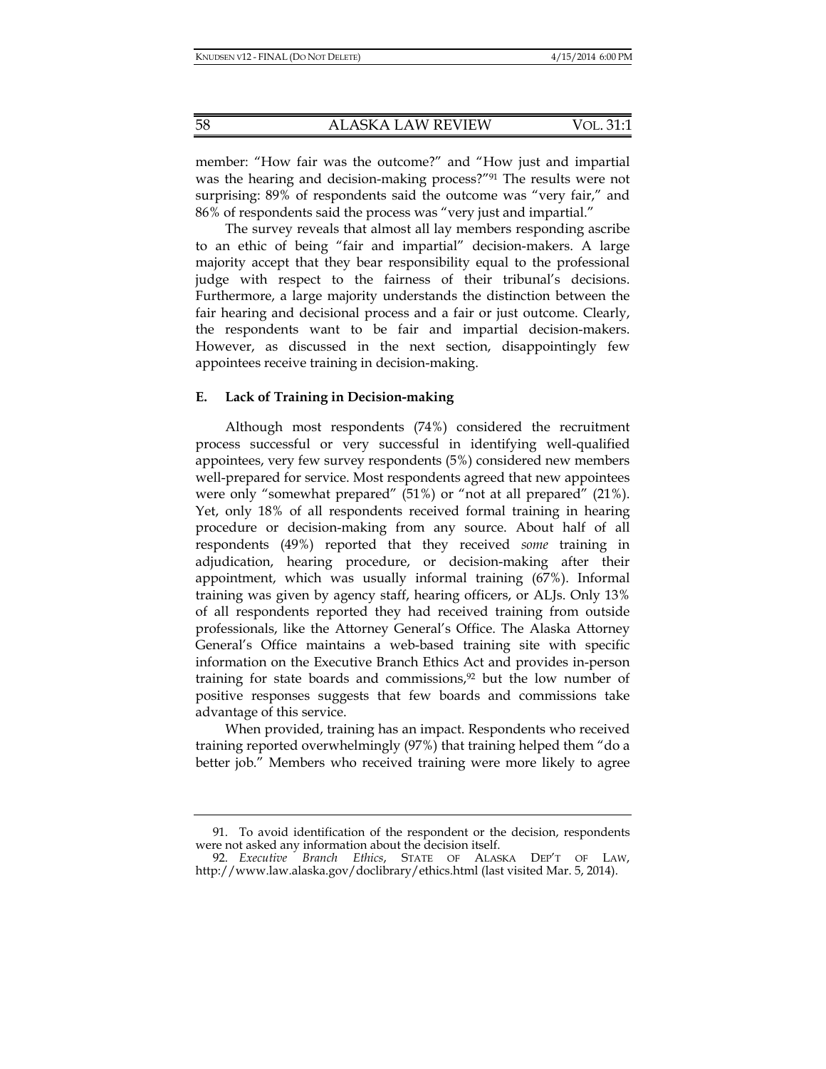member: "How fair was the outcome?" and "How just and impartial was the hearing and decision-making process?"[91] The results were not surprising: 89% of respondents said the outcome was "very fair," and 86% of respondents said the process was "very just and impartial."

The survey reveals that almost all lay members responding ascribe to an ethic of being "fair and impartial" decision-makers. A large majority accept that they bear responsibility equal to the professional judge with respect to the fairness of their tribunal's decisions. Furthermore, a large majority understands the distinction between the fair hearing and decisional process and a fair or just outcome. Clearly, the respondents want to be fair and impartial decision-makers. However, as discussed in the next section, disappointingly few appointees receive training in decision-making.

### E. Lack of Training in Decision-making

Although most respondents (74%) considered the recruitment process successful or very successful in identifying well-qualified appointees, very few survey respondents (5%) considered new members well-prepared for service. Most respondents agreed that new appointees were only "somewhat prepared" (51%) or "not at all prepared" (21%). Yet, only 18% of all respondents received formal training in hearing procedure or decision-making from any source. About half of all respondents (49%) reported that they received *some* training in adjudication, hearing procedure, or decision-making after their appointment, which was usually informal training (67%). Informal training was given by agency staff, hearing officers, or ALJs. Only 13% of all respondents reported they had received training from outside professionals, like the Attorney General's Office. The Alaska Attorney General's Office maintains a web-based training site with specific information on the Executive Branch Ethics Act and provides in-person training for state boards and commissions,[92] but the low number of positive responses suggests that few boards and commissions take advantage of this service.

When provided, training has an impact. Respondents who received training reported overwhelmingly (97%) that training helped them "do a better job." Members who received training were more likely to agree

---

91. To avoid identification of the respondent or the decision, respondents were not asked any information about the decision itself.

92. *Executive Branch Ethics*, STATE OF ALASKA DEP'T OF LAW, http://www.law.alaska.gov/doclibrary/ethics.html (last visited Mar. 5, 2014).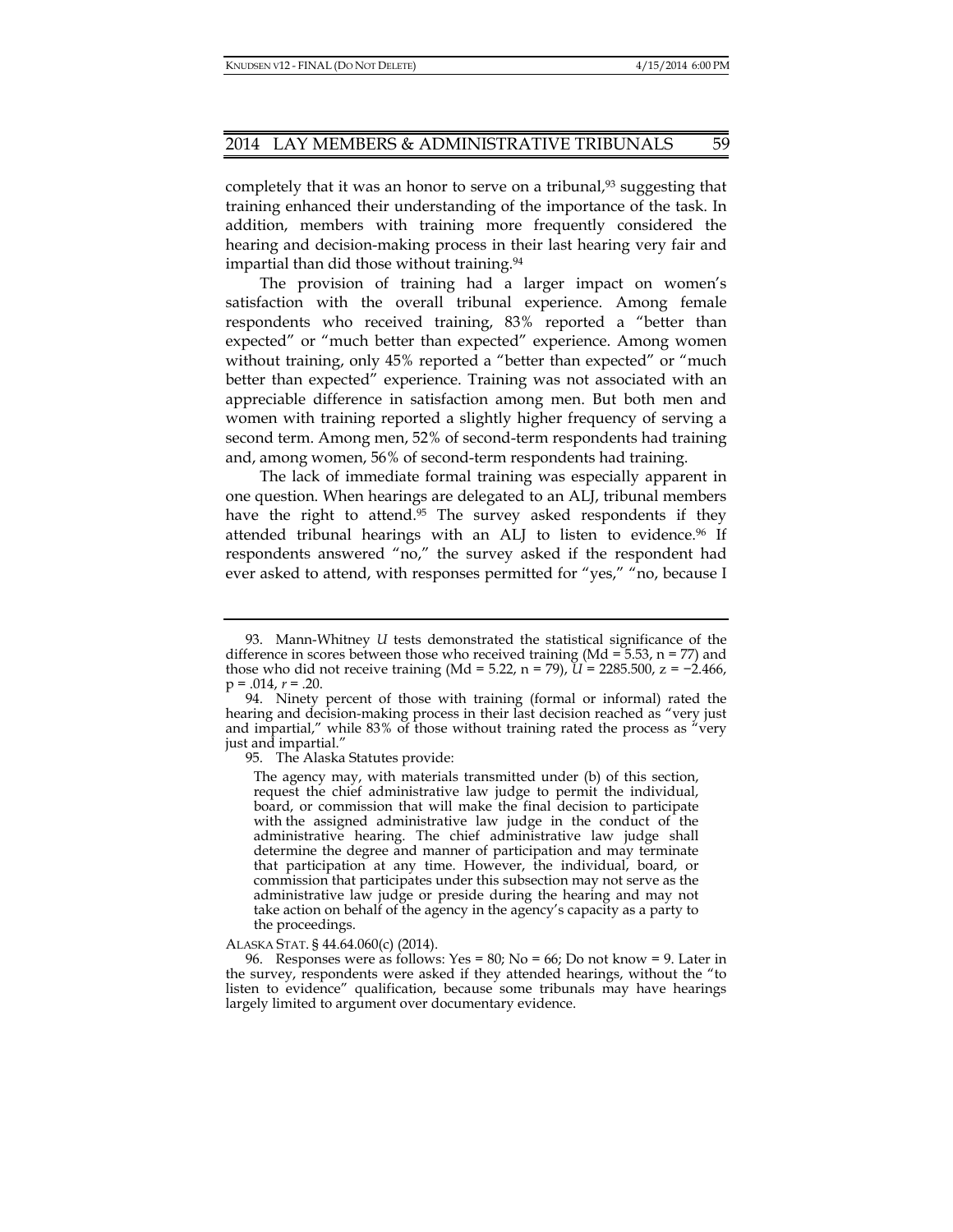completely that it was an honor to serve on a tribunal,[93] suggesting that training enhanced their understanding of the importance of the task. In addition, members with training more frequently considered the hearing and decision-making process in their last hearing very fair and impartial than did those without training.[94]

The provision of training had a larger impact on women's satisfaction with the overall tribunal experience. Among female respondents who received training, 83% reported a "better than expected" or "much better than expected" experience. Among women without training, only 45% reported a "better than expected" or "much better than expected" experience. Training was not associated with an appreciable difference in satisfaction among men. But both men and women with training reported a slightly higher frequency of serving a second term. Among men, 52% of second-term respondents had training and, among women, 56% of second-term respondents had training.

The lack of immediate formal training was especially apparent in one question. When hearings are delegated to an ALJ, tribunal members have the right to attend.[95] The survey asked respondents if they attended tribunal hearings with an ALJ to listen to evidence.[96] If respondents answered "no," the survey asked if the respondent had ever asked to attend, with responses permitted for "yes," "no, because I

---

93. Mann-Whitney *U* tests demonstrated the statistical significance of the difference in scores between those who received training (Md = 5.53, n = 77) and those who did not receive training (Md = 5.22, n = 79), $U = 2285.500$, $z = -2.466$, $p = .014$, $r = .20$.

94. Ninety percent of those with training (formal or informal) rated the hearing and decision-making process in their last decision reached as "very just and impartial," while 83% of those without training rated the process as "very just and impartial."

95. The Alaska Statutes provide:

> The agency may, with materials transmitted under (b) of this section, request the chief administrative law judge to permit the individual, board, or commission that will make the final decision to participate with the assigned administrative law judge in the conduct of the administrative hearing. The chief administrative law judge shall determine the degree and manner of participation and may terminate that participation at any time. However, the individual, board, or commission that participates under this subsection may not serve as the administrative law judge or preside during the hearing and may not take action on behalf of the agency in the agency's capacity as a party to the proceedings.

ALASKA STAT. § 44.64.060(c) (2014).

96. Responses were as follows: Yes = 80; No = 66; Do not know = 9. Later in the survey, respondents were asked if they attended hearings, without the "to listen to evidence" qualification, because some tribunals may have hearings largely limited to argument over documentary evidence.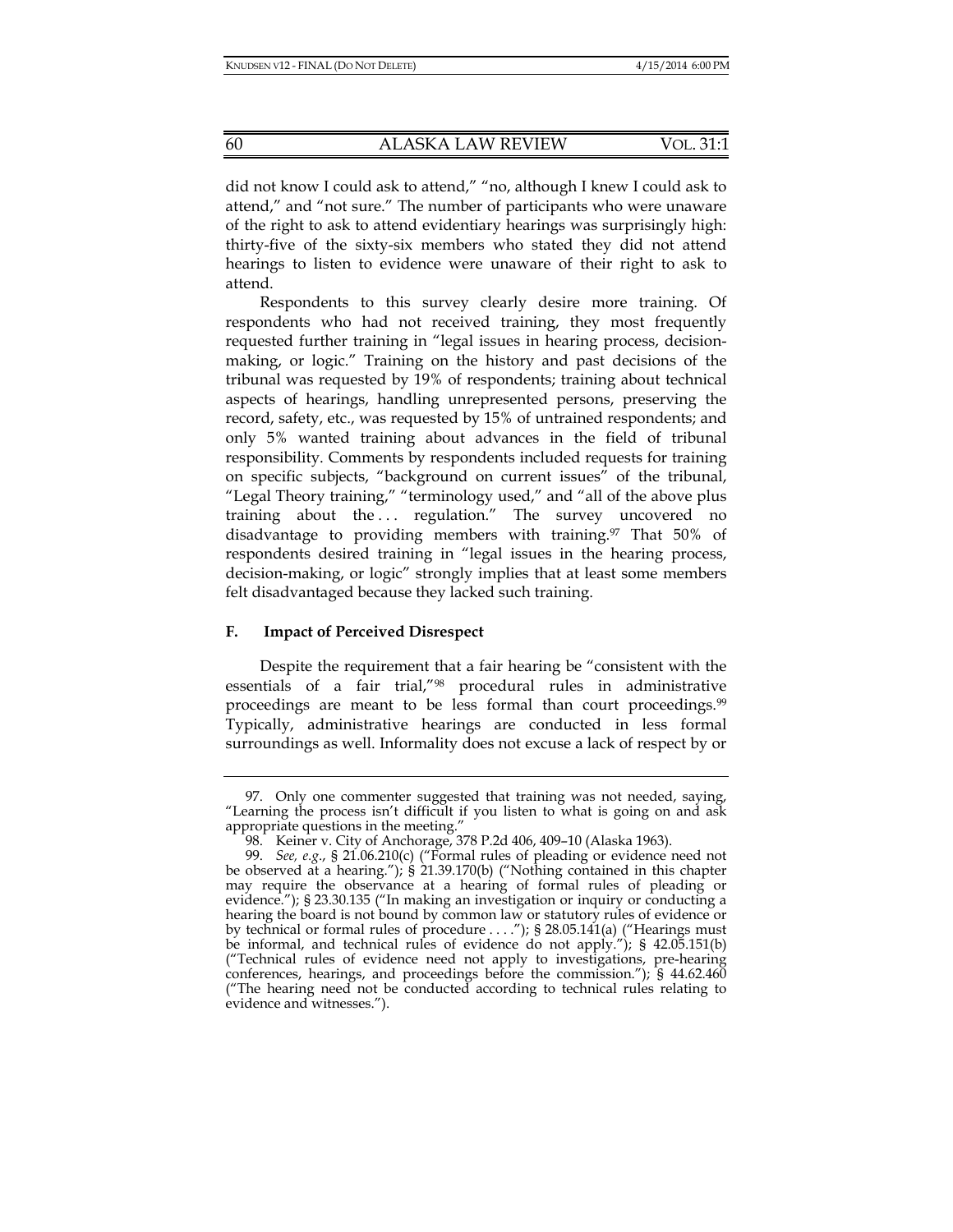did not know I could ask to attend," "no, although I knew I could ask to attend," and "not sure." The number of participants who were unaware of the right to ask to attend evidentiary hearings was surprisingly high: thirty-five of the sixty-six members who stated they did not attend hearings to listen to evidence were unaware of their right to ask to attend.

Respondents to this survey clearly desire more training. Of respondents who had not received training, they most frequently requested further training in "legal issues in hearing process, decision-making, or logic." Training on the history and past decisions of the tribunal was requested by 19% of respondents; training about technical aspects of hearings, handling unrepresented persons, preserving the record, safety, etc., was requested by 15% of untrained respondents; and only 5% wanted training about advances in the field of tribunal responsibility. Comments by respondents included requests for training on specific subjects, "background on current issues" of the tribunal, "Legal Theory training," "terminology used," and "all of the above plus training about the . . . regulation." The survey uncovered no disadvantage to providing members with training.[97] That 50% of respondents desired training in "legal issues in the hearing process, decision-making, or logic" strongly implies that at least some members felt disadvantaged because they lacked such training.

### F. Impact of Perceived Disrespect

Despite the requirement that a fair hearing be "consistent with the essentials of a fair trial,"[98] procedural rules in administrative proceedings are meant to be less formal than court proceedings.[99] Typically, administrative hearings are conducted in less formal surroundings as well. Informality does not excuse a lack of respect by or

---

97. Only one commenter suggested that training was not needed, saying, "Learning the process isn't difficult if you listen to what is going on and ask appropriate questions in the meeting."

98. Keiner v. City of Anchorage, 378 P.2d 406, 409–10 (Alaska 1963).

99. *See, e.g.*, § 21.06.210(c) ("Formal rules of pleading or evidence need not be observed at a hearing."); § 21.39.170(b) ("Nothing contained in this chapter may require the observance at a hearing of formal rules of pleading or evidence."); § 23.30.135 ("In making an investigation or inquiry or conducting a hearing the board is not bound by common law or statutory rules of evidence or by technical or formal rules of procedure . . . ."); § 28.05.141(a) ("Hearings must be informal, and technical rules of evidence do not apply."); § 42.05.151(b) ("Technical rules of evidence need not apply to investigations, pre-hearing conferences, hearings, and proceedings before the commission."); § 44.62.460 ("The hearing need not be conducted according to technical rules relating to evidence and witnesses.").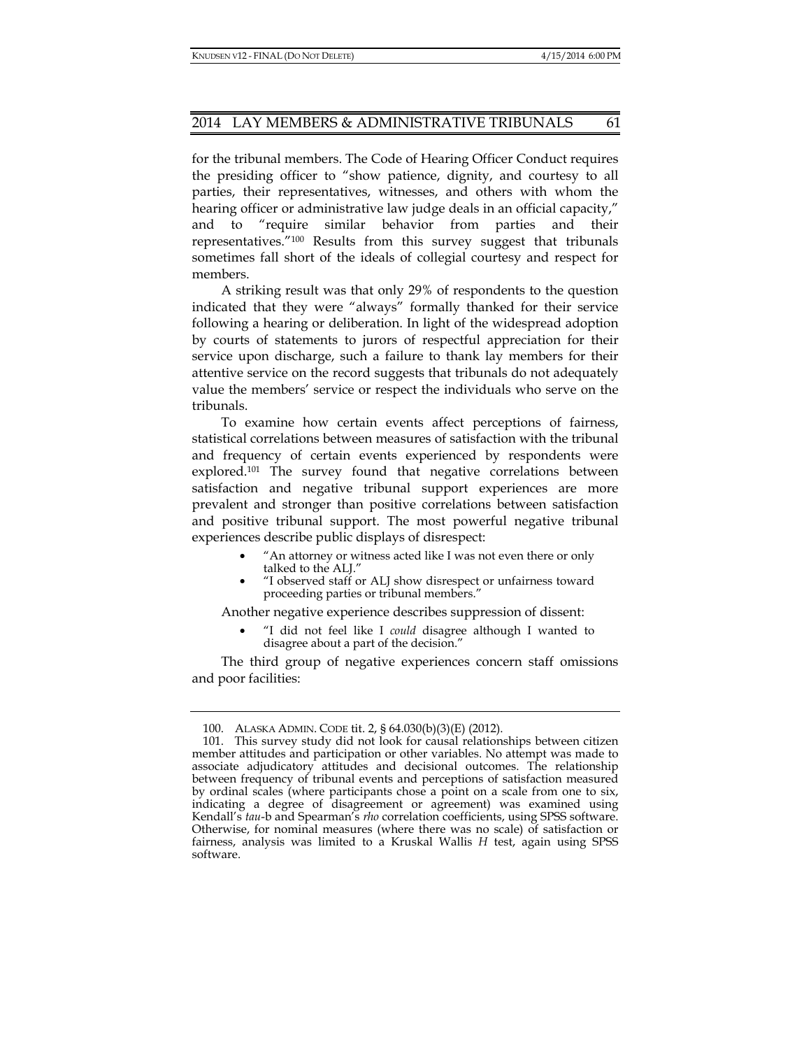for the tribunal members. The Code of Hearing Officer Conduct requires the presiding officer to "show patience, dignity, and courtesy to all parties, their representatives, witnesses, and others with whom the hearing officer or administrative law judge deals in an official capacity," and to "require similar behavior from parties and their representatives."[100] Results from this survey suggest that tribunals sometimes fall short of the ideals of collegial courtesy and respect for members.

A striking result was that only 29% of respondents to the question indicated that they were "always" formally thanked for their service following a hearing or deliberation. In light of the widespread adoption by courts of statements to jurors of respectful appreciation for their service upon discharge, such a failure to thank lay members for their attentive service on the record suggests that tribunals do not adequately value the members' service or respect the individuals who serve on the tribunals.

To examine how certain events affect perceptions of fairness, statistical correlations between measures of satisfaction with the tribunal and frequency of certain events experienced by respondents were explored.[101] The survey found that negative correlations between satisfaction and negative tribunal support experiences are more prevalent and stronger than positive correlations between satisfaction and positive tribunal support. The most powerful negative tribunal experiences describe public displays of disrespect:

- "An attorney or witness acted like I was not even there or only talked to the ALJ."
- "I observed staff or ALJ show disrespect or unfairness toward proceeding parties or tribunal members."

Another negative experience describes suppression of dissent:

- "I did not feel like I *could* disagree although I wanted to disagree about a part of the decision."

The third group of negative experiences concern staff omissions and poor facilities:

---

100. ALASKA ADMIN. CODE tit. 2, § 64.030(b)(3)(E) (2012).

101. This survey study did not look for causal relationships between citizen member attitudes and participation or other variables. No attempt was made to associate adjudicatory attitudes and decisional outcomes. The relationship between frequency of tribunal events and perceptions of satisfaction measured by ordinal scales (where participants chose a point on a scale from one to six, indicating a degree of disagreement or agreement) was examined using Kendall's *tau*-b and Spearman's *rho* correlation coefficients, using SPSS software. Otherwise, for nominal measures (where there was no scale) of satisfaction or fairness, analysis was limited to a Kruskal Wallis *H* test, again using SPSS software.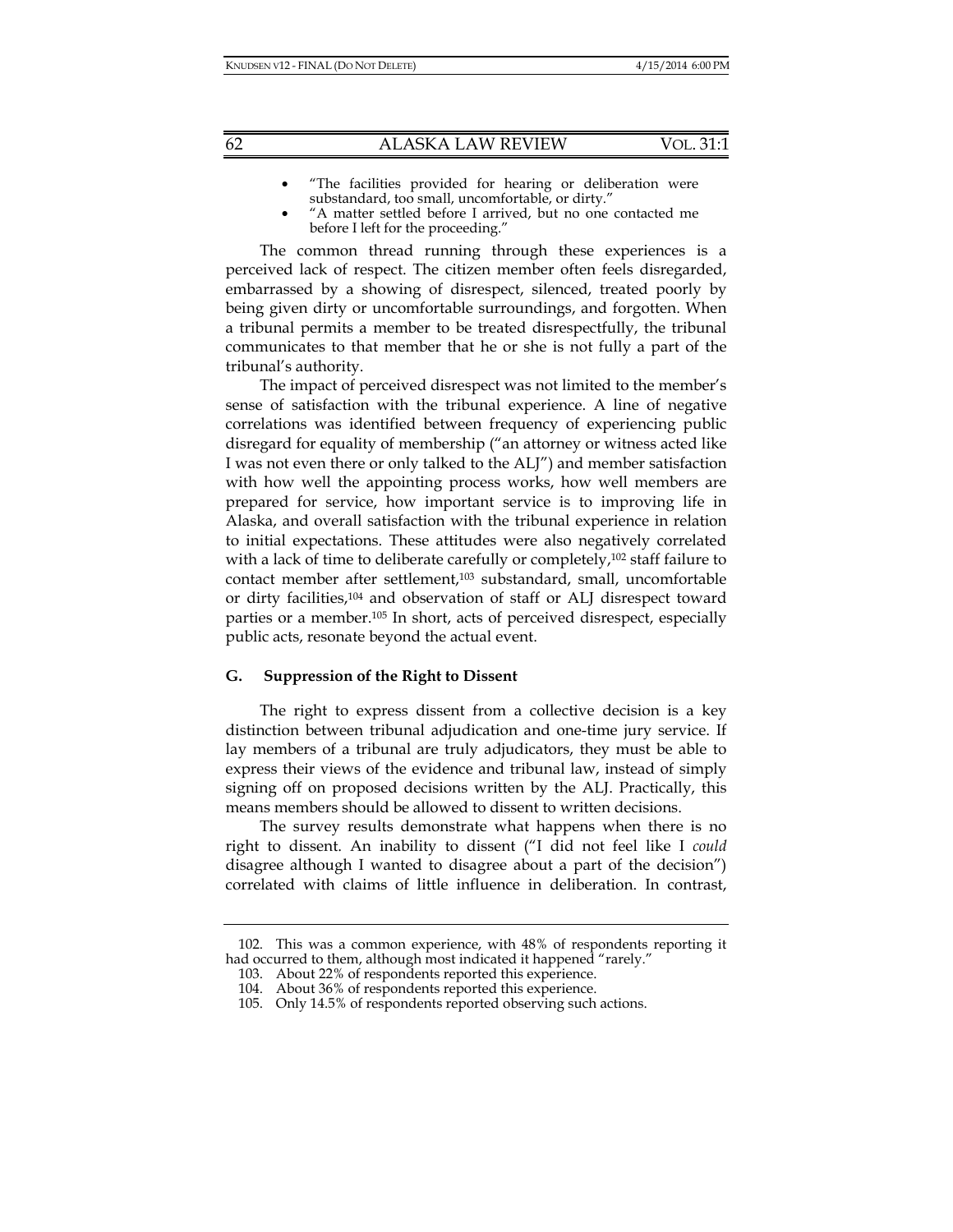- "The facilities provided for hearing or deliberation were substandard, too small, uncomfortable, or dirty."
- "A matter settled before I arrived, but no one contacted me before I left for the proceeding."

The common thread running through these experiences is a perceived lack of respect. The citizen member often feels disregarded, embarrassed by a showing of disrespect, silenced, treated poorly by being given dirty or uncomfortable surroundings, and forgotten. When a tribunal permits a member to be treated disrespectfully, the tribunal communicates to that member that he or she is not fully a part of the tribunal's authority.

The impact of perceived disrespect was not limited to the member's sense of satisfaction with the tribunal experience. A line of negative correlations was identified between frequency of experiencing public disregard for equality of membership ("an attorney or witness acted like I was not even there or only talked to the ALJ") and member satisfaction with how well the appointing process works, how well members are prepared for service, how important service is to improving life in Alaska, and overall satisfaction with the tribunal experience in relation to initial expectations. These attitudes were also negatively correlated with a lack of time to deliberate carefully or completely,[102] staff failure to contact member after settlement,[103] substandard, small, uncomfortable or dirty facilities,[104] and observation of staff or ALJ disrespect toward parties or a member.[105] In short, acts of perceived disrespect, especially public acts, resonate beyond the actual event.

### G. Suppression of the Right to Dissent

The right to express dissent from a collective decision is a key distinction between tribunal adjudication and one-time jury service. If lay members of a tribunal are truly adjudicators, they must be able to express their views of the evidence and tribunal law, instead of simply signing off on proposed decisions written by the ALJ. Practically, this means members should be allowed to dissent to written decisions.

The survey results demonstrate what happens when there is no right to dissent. An inability to dissent ("I did not feel like I *could* disagree although I wanted to disagree about a part of the decision") correlated with claims of little influence in deliberation. In contrast,

---

102. This was a common experience, with 48% of respondents reporting it had occurred to them, although most indicated it happened "rarely."

103. About 22% of respondents reported this experience.

104. About 36% of respondents reported this experience.

105. Only 14.5% of respondents reported observing such actions.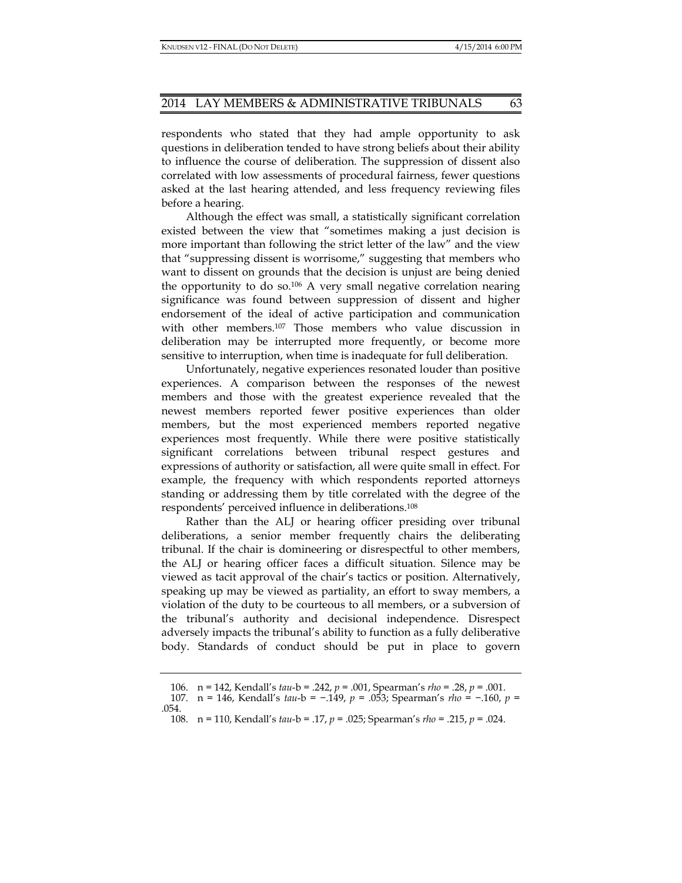respondents who stated that they had ample opportunity to ask questions in deliberation tended to have strong beliefs about their ability to influence the course of deliberation. The suppression of dissent also correlated with low assessments of procedural fairness, fewer questions asked at the last hearing attended, and less frequency reviewing files before a hearing.

Although the effect was small, a statistically significant correlation existed between the view that "sometimes making a just decision is more important than following the strict letter of the law" and the view that "suppressing dissent is worrisome," suggesting that members who want to dissent on grounds that the decision is unjust are being denied the opportunity to do so.[106] A very small negative correlation nearing significance was found between suppression of dissent and higher endorsement of the ideal of active participation and communication with other members.[107] Those members who value discussion in deliberation may be interrupted more frequently, or become more sensitive to interruption, when time is inadequate for full deliberation.

Unfortunately, negative experiences resonated louder than positive experiences. A comparison between the responses of the newest members and those with the greatest experience revealed that the newest members reported fewer positive experiences than older members, but the most experienced members reported negative experiences most frequently. While there were positive statistically significant correlations between tribunal respect gestures and expressions of authority or satisfaction, all were quite small in effect. For example, the frequency with which respondents reported attorneys standing or addressing them by title correlated with the degree of the respondents' perceived influence in deliberations.[108]

Rather than the ALJ or hearing officer presiding over tribunal deliberations, a senior member frequently chairs the deliberating tribunal. If the chair is domineering or disrespectful to other members, the ALJ or hearing officer faces a difficult situation. Silence may be viewed as tacit approval of the chair's tactics or position. Alternatively, speaking up may be viewed as partiality, an effort to sway members, a violation of the duty to be courteous to all members, or a subversion of the tribunal's authority and decisional independence. Disrespect adversely impacts the tribunal's ability to function as a fully deliberative body. Standards of conduct should be put in place to govern

---

106. n = 142, Kendall's *tau*-b = .242, $p = .001$, Spearman's *rho* = .28, $p = .001$.

107. n = 146, Kendall's *tau*-b = −.149, $p = .053$; Spearman's *rho* = −.160, $p = .054$.

108. n = 110, Kendall's *tau*-b = .17, $p = .025$; Spearman's *rho* = .215, $p = .024$.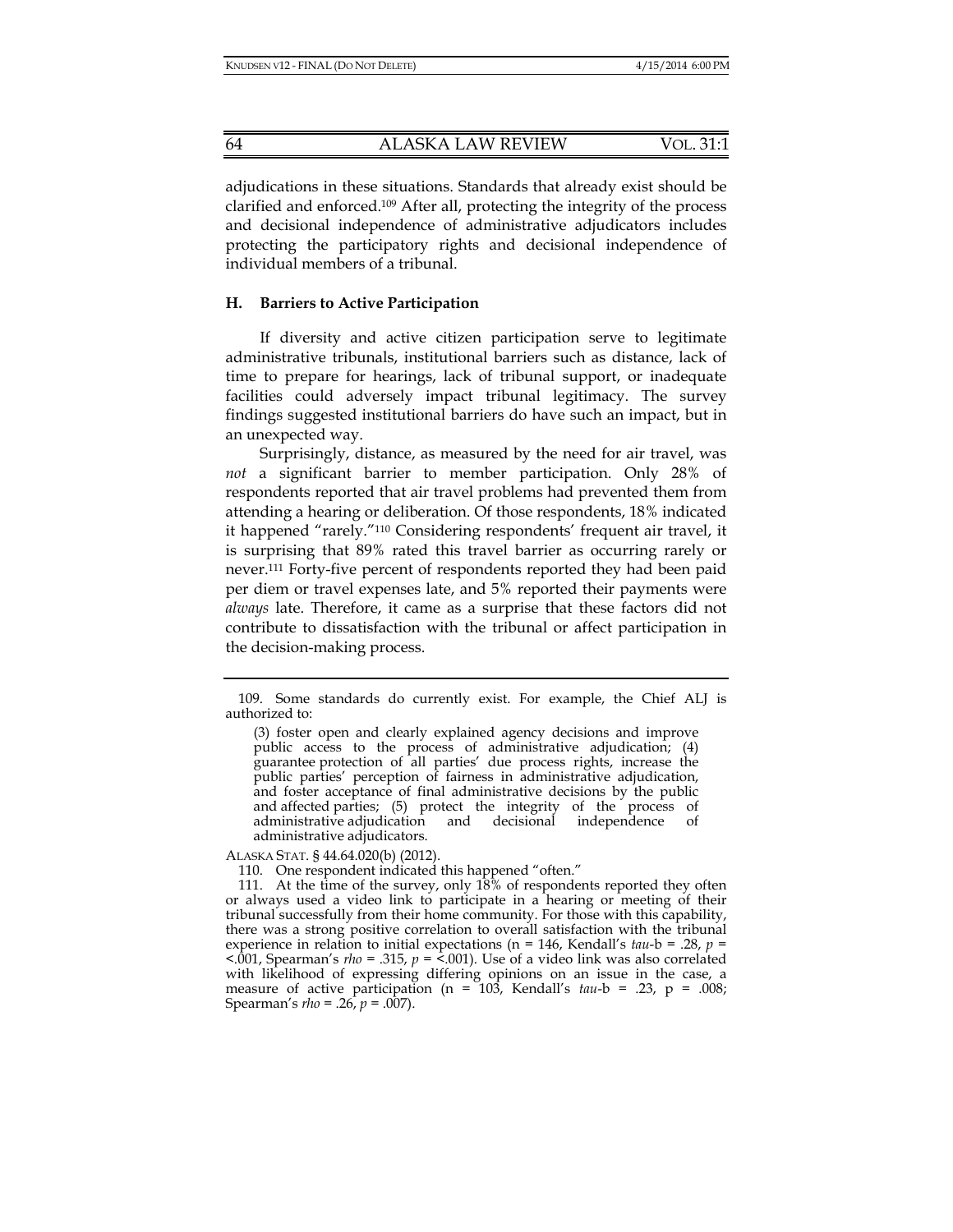adjudications in these situations. Standards that already exist should be clarified and enforced.[109] After all, protecting the integrity of the process and decisional independence of administrative adjudicators includes protecting the participatory rights and decisional independence of individual members of a tribunal.

### H. Barriers to Active Participation

If diversity and active citizen participation serve to legitimate administrative tribunals, institutional barriers such as distance, lack of time to prepare for hearings, lack of tribunal support, or inadequate facilities could adversely impact tribunal legitimacy. The survey findings suggested institutional barriers do have such an impact, but in an unexpected way.

Surprisingly, distance, as measured by the need for air travel, was *not* a significant barrier to member participation. Only 28% of respondents reported that air travel problems had prevented them from attending a hearing or deliberation. Of those respondents, 18% indicated it happened "rarely."[110] Considering respondents' frequent air travel, it is surprising that 89% rated this travel barrier as occurring rarely or never.[111] Forty-five percent of respondents reported they had been paid per diem or travel expenses late, and 5% reported their payments were *always* late. Therefore, it came as a surprise that these factors did not contribute to dissatisfaction with the tribunal or affect participation in the decision-making process.

---

109. Some standards do currently exist. For example, the Chief ALJ is authorized to:

> (3) foster open and clearly explained agency decisions and improve public access to the process of administrative adjudication; (4) guarantee protection of all parties' due process rights, increase the public parties' perception of fairness in administrative adjudication, and foster acceptance of final administrative decisions by the public and affected parties; (5) protect the integrity of the process of administrative adjudication and decisional independence of administrative adjudicators.

ALASKA STAT. § 44.64.020(b) (2012).

110. One respondent indicated this happened "often."

111. At the time of the survey, only 18% of respondents reported they often or always used a video link to participate in a hearing or meeting of their tribunal successfully from their home community. For those with this capability, there was a strong positive correlation to overall satisfaction with the tribunal experience in relation to initial expectations ($n = 146$, Kendall's *tau*-b = .28, $p = <.001$, Spearman's *rho* = .315, $p = <.001$). Use of a video link was also correlated with likelihood of expressing differing opinions on an issue in the case, a measure of active participation ($n = 103$, Kendall's *tau*-b = .23, $p = .008$; Spearman's *rho* = .26, $p = .007$).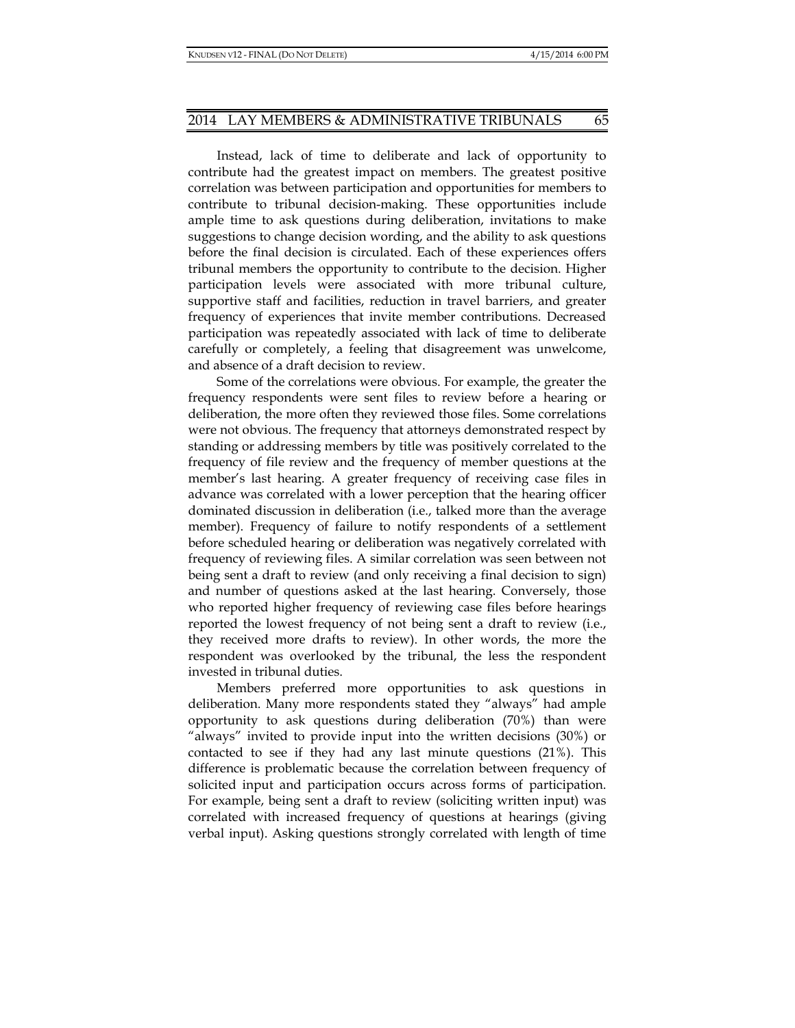Instead, lack of time to deliberate and lack of opportunity to contribute had the greatest impact on members. The greatest positive correlation was between participation and opportunities for members to contribute to tribunal decision-making. These opportunities include ample time to ask questions during deliberation, invitations to make suggestions to change decision wording, and the ability to ask questions before the final decision is circulated. Each of these experiences offers tribunal members the opportunity to contribute to the decision. Higher participation levels were associated with more tribunal culture, supportive staff and facilities, reduction in travel barriers, and greater frequency of experiences that invite member contributions. Decreased participation was repeatedly associated with lack of time to deliberate carefully or completely, a feeling that disagreement was unwelcome, and absence of a draft decision to review.

Some of the correlations were obvious. For example, the greater the frequency respondents were sent files to review before a hearing or deliberation, the more often they reviewed those files. Some correlations were not obvious. The frequency that attorneys demonstrated respect by standing or addressing members by title was positively correlated to the frequency of file review and the frequency of member questions at the member's last hearing. A greater frequency of receiving case files in advance was correlated with a lower perception that the hearing officer dominated discussion in deliberation (i.e., talked more than the average member). Frequency of failure to notify respondents of a settlement before scheduled hearing or deliberation was negatively correlated with frequency of reviewing files. A similar correlation was seen between not being sent a draft to review (and only receiving a final decision to sign) and number of questions asked at the last hearing. Conversely, those who reported higher frequency of reviewing case files before hearings reported the lowest frequency of not being sent a draft to review (i.e., they received more drafts to review). In other words, the more the respondent was overlooked by the tribunal, the less the respondent invested in tribunal duties.

Members preferred more opportunities to ask questions in deliberation. Many more respondents stated they "always" had ample opportunity to ask questions during deliberation (70%) than were "always" invited to provide input into the written decisions (30%) or contacted to see if they had any last minute questions (21%). This difference is problematic because the correlation between frequency of solicited input and participation occurs across forms of participation. For example, being sent a draft to review (soliciting written input) was correlated with increased frequency of questions at hearings (giving verbal input). Asking questions strongly correlated with length of time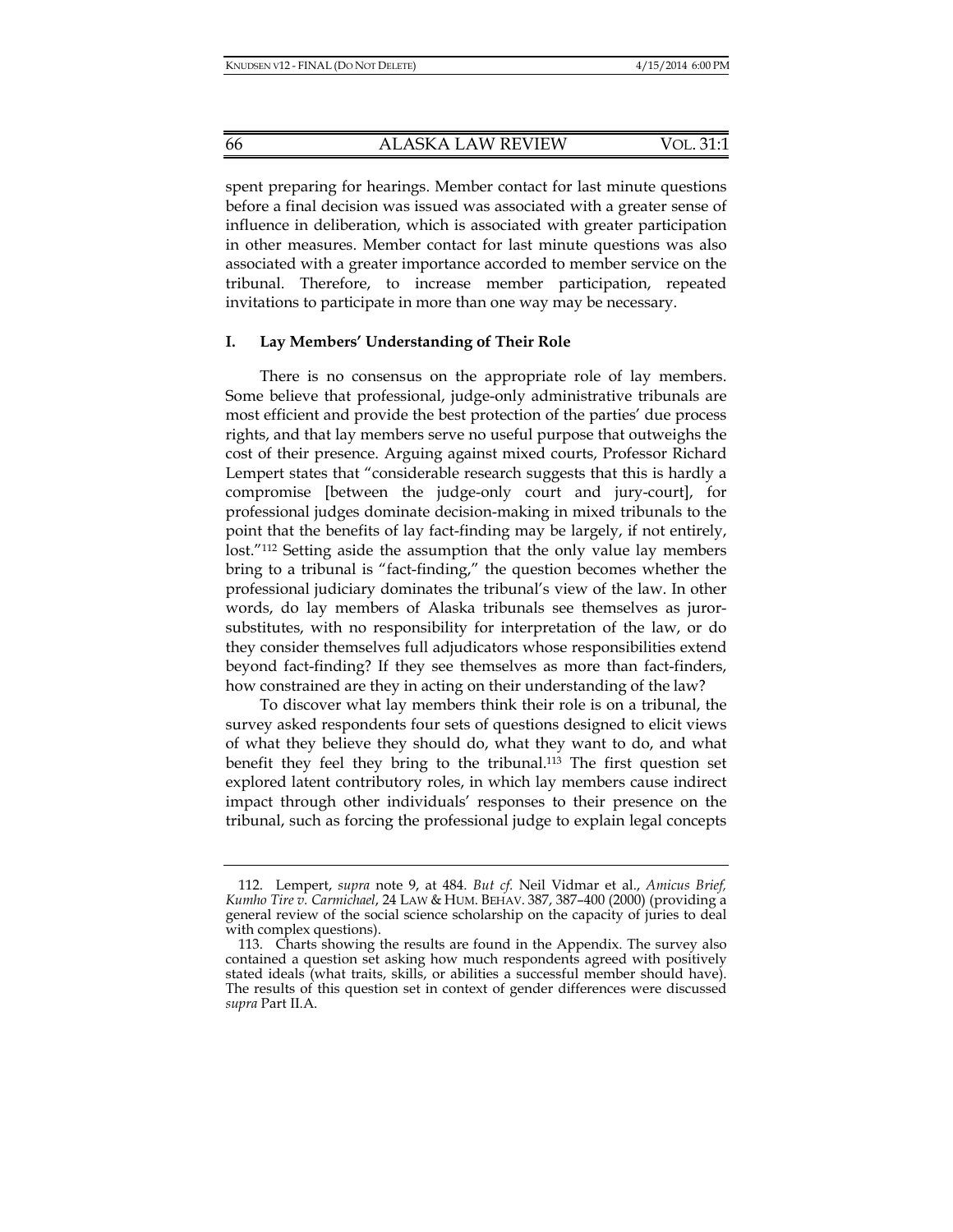spent preparing for hearings. Member contact for last minute questions before a final decision was issued was associated with a greater sense of influence in deliberation, which is associated with greater participation in other measures. Member contact for last minute questions was also associated with a greater importance accorded to member service on the tribunal. Therefore, to increase member participation, repeated invitations to participate in more than one way may be necessary.

## I. Lay Members' Understanding of Their Role

There is no consensus on the appropriate role of lay members. Some believe that professional, judge-only administrative tribunals are most efficient and provide the best protection of the parties' due process rights, and that lay members serve no useful purpose that outweighs the cost of their presence. Arguing against mixed courts, Professor Richard Lempert states that "considerable research suggests that this is hardly a compromise [between the judge-only court and jury-court], for professional judges dominate decision-making in mixed tribunals to the point that the benefits of lay fact-finding may be largely, if not entirely, lost."[112] Setting aside the assumption that the only value lay members bring to a tribunal is "fact-finding," the question becomes whether the professional judiciary dominates the tribunal's view of the law. In other words, do lay members of Alaska tribunals see themselves as juror-substitutes, with no responsibility for interpretation of the law, or do they consider themselves full adjudicators whose responsibilities extend beyond fact-finding? If they see themselves as more than fact-finders, how constrained are they in acting on their understanding of the law?

To discover what lay members think their role is on a tribunal, the survey asked respondents four sets of questions designed to elicit views of what they believe they should do, what they want to do, and what benefit they feel they bring to the tribunal.[113] The first question set explored latent contributory roles, in which lay members cause indirect impact through other individuals' responses to their presence on the tribunal, such as forcing the professional judge to explain legal concepts

---

112. Lempert, *supra* note 9, at 484. *But cf.* Neil Vidmar et al., *Amicus Brief, Kumho Tire v. Carmichael*, 24 LAW & HUM. BEHAV. 387, 387–400 (2000) (providing a general review of the social science scholarship on the capacity of juries to deal with complex questions).

113. Charts showing the results are found in the Appendix. The survey also contained a question set asking how much respondents agreed with positively stated ideals (what traits, skills, or abilities a successful member should have). The results of this question set in context of gender differences were discussed *supra* Part II.A.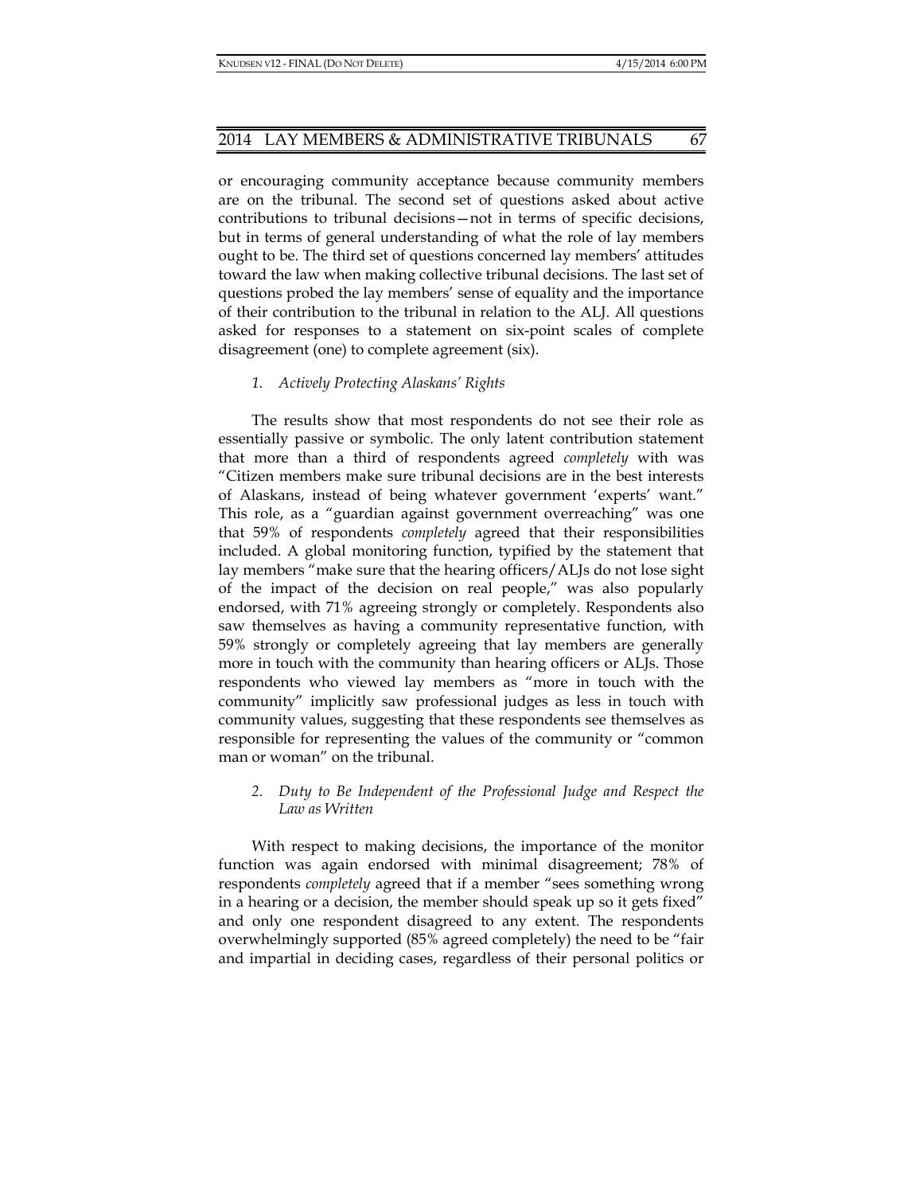or encouraging community acceptance because community members are on the tribunal. The second set of questions asked about active contributions to tribunal decisions—not in terms of specific decisions, but in terms of general understanding of what the role of lay members ought to be. The third set of questions concerned lay members' attitudes toward the law when making collective tribunal decisions. The last set of questions probed the lay members' sense of equality and the importance of their contribution to the tribunal in relation to the ALJ. All questions asked for responses to a statement on six-point scales of complete disagreement (one) to complete agreement (six).

### *1. Actively Protecting Alaskans' Rights*

The results show that most respondents do not see their role as essentially passive or symbolic. The only latent contribution statement that more than a third of respondents agreed *completely* with was "Citizen members make sure tribunal decisions are in the best interests of Alaskans, instead of being whatever government 'experts' want." This role, as a "guardian against government overreaching" was one that 59% of respondents *completely* agreed that their responsibilities included. A global monitoring function, typified by the statement that lay members "make sure that the hearing officers/ALJs do not lose sight of the impact of the decision on real people," was also popularly endorsed, with 71% agreeing strongly or completely. Respondents also saw themselves as having a community representative function, with 59% strongly or completely agreeing that lay members are generally more in touch with the community than hearing officers or ALJs. Those respondents who viewed lay members as "more in touch with the community" implicitly saw professional judges as less in touch with community values, suggesting that these respondents see themselves as responsible for representing the values of the community or "common man or woman" on the tribunal.

### *2. Duty to Be Independent of the Professional Judge and Respect the Law as Written*

With respect to making decisions, the importance of the monitor function was again endorsed with minimal disagreement; 78% of respondents *completely* agreed that if a member "sees something wrong in a hearing or a decision, the member should speak up so it gets fixed" and only one respondent disagreed to any extent. The respondents overwhelmingly supported (85% agreed completely) the need to be "fair and impartial in deciding cases, regardless of their personal politics or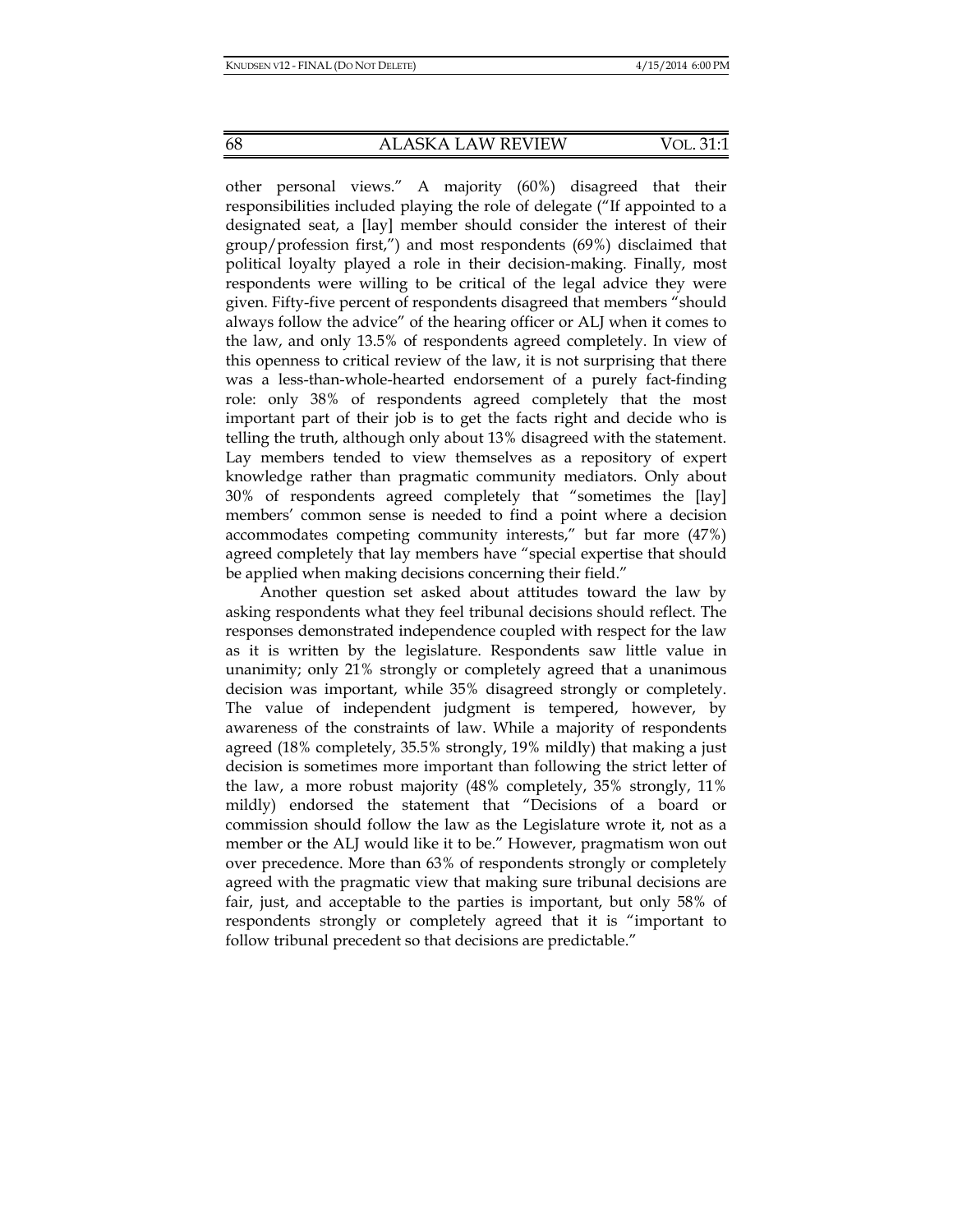other personal views." A majority (60%) disagreed that their responsibilities included playing the role of delegate ("If appointed to a designated seat, a [lay] member should consider the interest of their group/profession first,") and most respondents (69%) disclaimed that political loyalty played a role in their decision-making. Finally, most respondents were willing to be critical of the legal advice they were given. Fifty-five percent of respondents disagreed that members "should always follow the advice" of the hearing officer or ALJ when it comes to the law, and only 13.5% of respondents agreed completely. In view of this openness to critical review of the law, it is not surprising that there was a less-than-whole-hearted endorsement of a purely fact-finding role: only 38% of respondents agreed completely that the most important part of their job is to get the facts right and decide who is telling the truth, although only about 13% disagreed with the statement. Lay members tended to view themselves as a repository of expert knowledge rather than pragmatic community mediators. Only about 30% of respondents agreed completely that "sometimes the [lay] members' common sense is needed to find a point where a decision accommodates competing community interests," but far more (47%) agreed completely that lay members have "special expertise that should be applied when making decisions concerning their field."

Another question set asked about attitudes toward the law by asking respondents what they feel tribunal decisions should reflect. The responses demonstrated independence coupled with respect for the law as it is written by the legislature. Respondents saw little value in unanimity; only 21% strongly or completely agreed that a unanimous decision was important, while 35% disagreed strongly or completely. The value of independent judgment is tempered, however, by awareness of the constraints of law. While a majority of respondents agreed (18% completely, 35.5% strongly, 19% mildly) that making a just decision is sometimes more important than following the strict letter of the law, a more robust majority (48% completely, 35% strongly, 11% mildly) endorsed the statement that "Decisions of a board or commission should follow the law as the Legislature wrote it, not as a member or the ALJ would like it to be." However, pragmatism won out over precedence. More than 63% of respondents strongly or completely agreed with the pragmatic view that making sure tribunal decisions are fair, just, and acceptable to the parties is important, but only 58% of respondents strongly or completely agreed that it is "important to follow tribunal precedent so that decisions are predictable."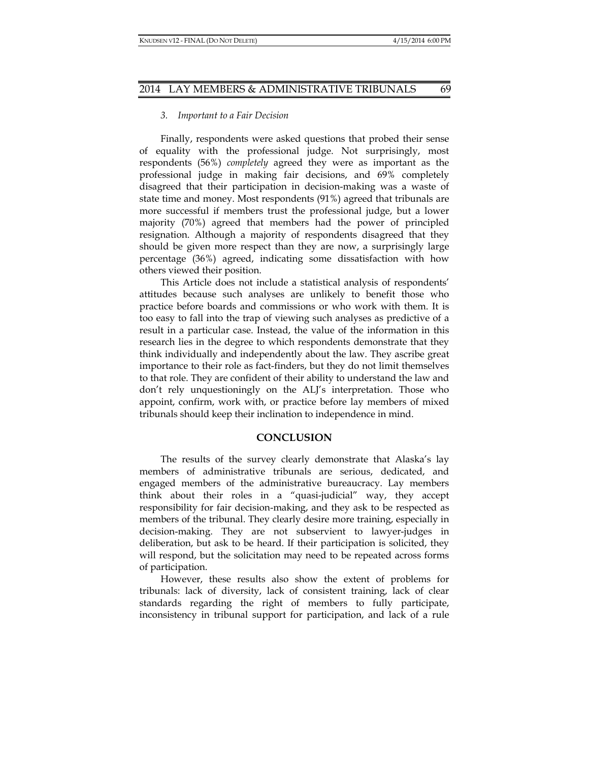### 3. *Important to a Fair Decision*

Finally, respondents were asked questions that probed their sense of equality with the professional judge. Not surprisingly, most respondents (56%) *completely* agreed they were as important as the professional judge in making fair decisions, and 69% completely disagreed that their participation in decision-making was a waste of state time and money. Most respondents (91%) agreed that tribunals are more successful if members trust the professional judge, but a lower majority (70%) agreed that members had the power of principled resignation. Although a majority of respondents disagreed that they should be given more respect than they are now, a surprisingly large percentage (36%) agreed, indicating some dissatisfaction with how others viewed their position.

This Article does not include a statistical analysis of respondents' attitudes because such analyses are unlikely to benefit those who practice before boards and commissions or who work with them. It is too easy to fall into the trap of viewing such analyses as predictive of a result in a particular case. Instead, the value of the information in this research lies in the degree to which respondents demonstrate that they think individually and independently about the law. They ascribe great importance to their role as fact-finders, but they do not limit themselves to that role. They are confident of their ability to understand the law and don't rely unquestioningly on the ALJ's interpretation. Those who appoint, confirm, work with, or practice before lay members of mixed tribunals should keep their inclination to independence in mind.

## CONCLUSION

The results of the survey clearly demonstrate that Alaska's lay members of administrative tribunals are serious, dedicated, and engaged members of the administrative bureaucracy. Lay members think about their roles in a "quasi-judicial" way, they accept responsibility for fair decision-making, and they ask to be respected as members of the tribunal. They clearly desire more training, especially in decision-making. They are not subservient to lawyer-judges in deliberation, but ask to be heard. If their participation is solicited, they will respond, but the solicitation may need to be repeated across forms of participation.

However, these results also show the extent of problems for tribunals: lack of diversity, lack of consistent training, lack of clear standards regarding the right of members to fully participate, inconsistency in tribunal support for participation, and lack of a rule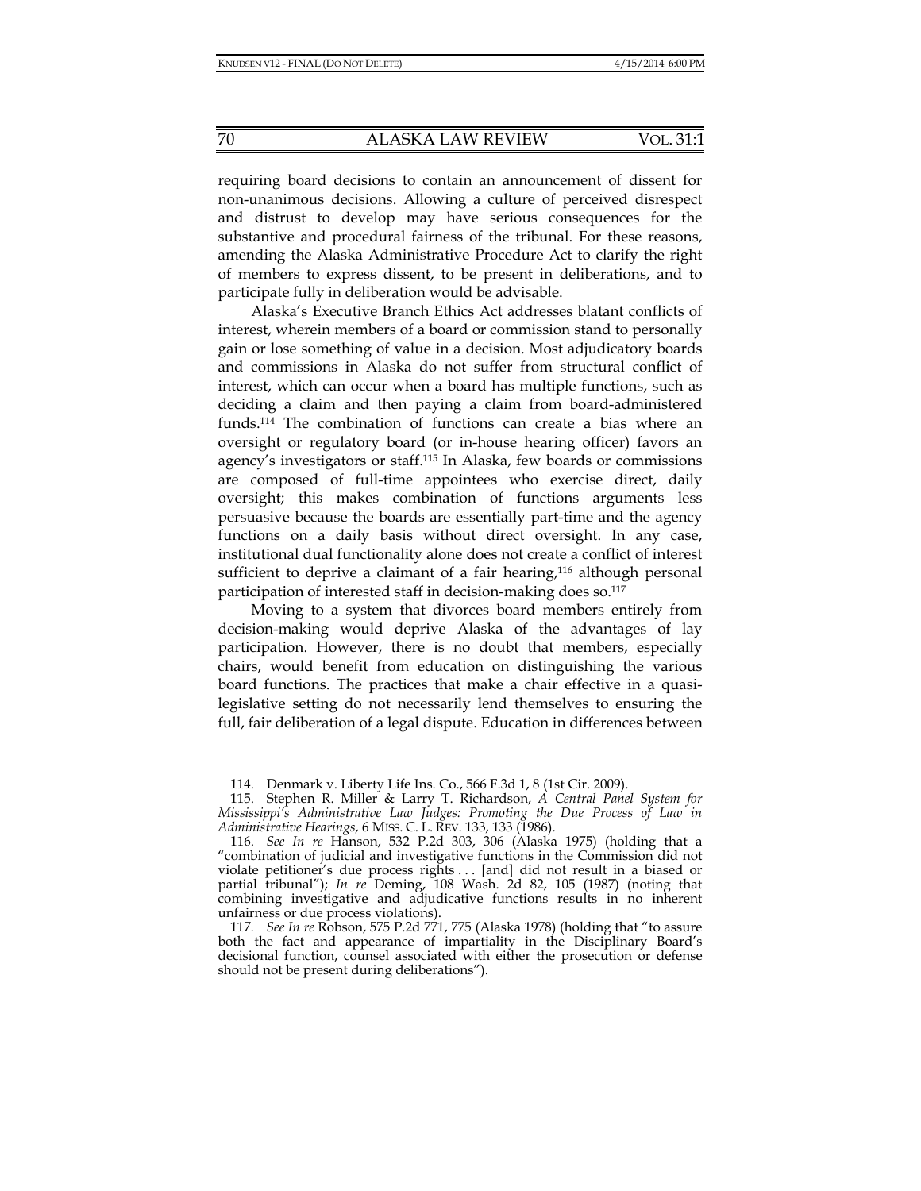requiring board decisions to contain an announcement of dissent for non-unanimous decisions. Allowing a culture of perceived disrespect and distrust to develop may have serious consequences for the substantive and procedural fairness of the tribunal. For these reasons, amending the Alaska Administrative Procedure Act to clarify the right of members to express dissent, to be present in deliberations, and to participate fully in deliberation would be advisable.

Alaska's Executive Branch Ethics Act addresses blatant conflicts of interest, wherein members of a board or commission stand to personally gain or lose something of value in a decision. Most adjudicatory boards and commissions in Alaska do not suffer from structural conflict of interest, which can occur when a board has multiple functions, such as deciding a claim and then paying a claim from board-administered funds.[114] The combination of functions can create a bias where an oversight or regulatory board (or in-house hearing officer) favors an agency's investigators or staff.[115] In Alaska, few boards or commissions are composed of full-time appointees who exercise direct, daily oversight; this makes combination of functions arguments less persuasive because the boards are essentially part-time and the agency functions on a daily basis without direct oversight. In any case, institutional dual functionality alone does not create a conflict of interest sufficient to deprive a claimant of a fair hearing,[116] although personal participation of interested staff in decision-making does so.[117]

Moving to a system that divorces board members entirely from decision-making would deprive Alaska of the advantages of lay participation. However, there is no doubt that members, especially chairs, would benefit from education on distinguishing the various board functions. The practices that make a chair effective in a quasi-legislative setting do not necessarily lend themselves to ensuring the full, fair deliberation of a legal dispute. Education in differences between

---

114. Denmark v. Liberty Life Ins. Co., 566 F.3d 1, 8 (1st Cir. 2009).

115. Stephen R. Miller & Larry T. Richardson, *A Central Panel System for Mississippi's Administrative Law Judges: Promoting the Due Process of Law in Administrative Hearings*, 6 MISS. C. L. REV. 133, 133 (1986).

116. *See In re* Hanson, 532 P.2d 303, 306 (Alaska 1975) (holding that a "combination of judicial and investigative functions in the Commission did not violate petitioner's due process rights . . . [and] did not result in a biased or partial tribunal"); *In re* Deming, 108 Wash. 2d 82, 105 (1987) (noting that combining investigative and adjudicative functions results in no inherent unfairness or due process violations).

117. *See In re* Robson, 575 P.2d 771, 775 (Alaska 1978) (holding that "to assure both the fact and appearance of impartiality in the Disciplinary Board's decisional function, counsel associated with either the prosecution or defense should not be present during deliberations").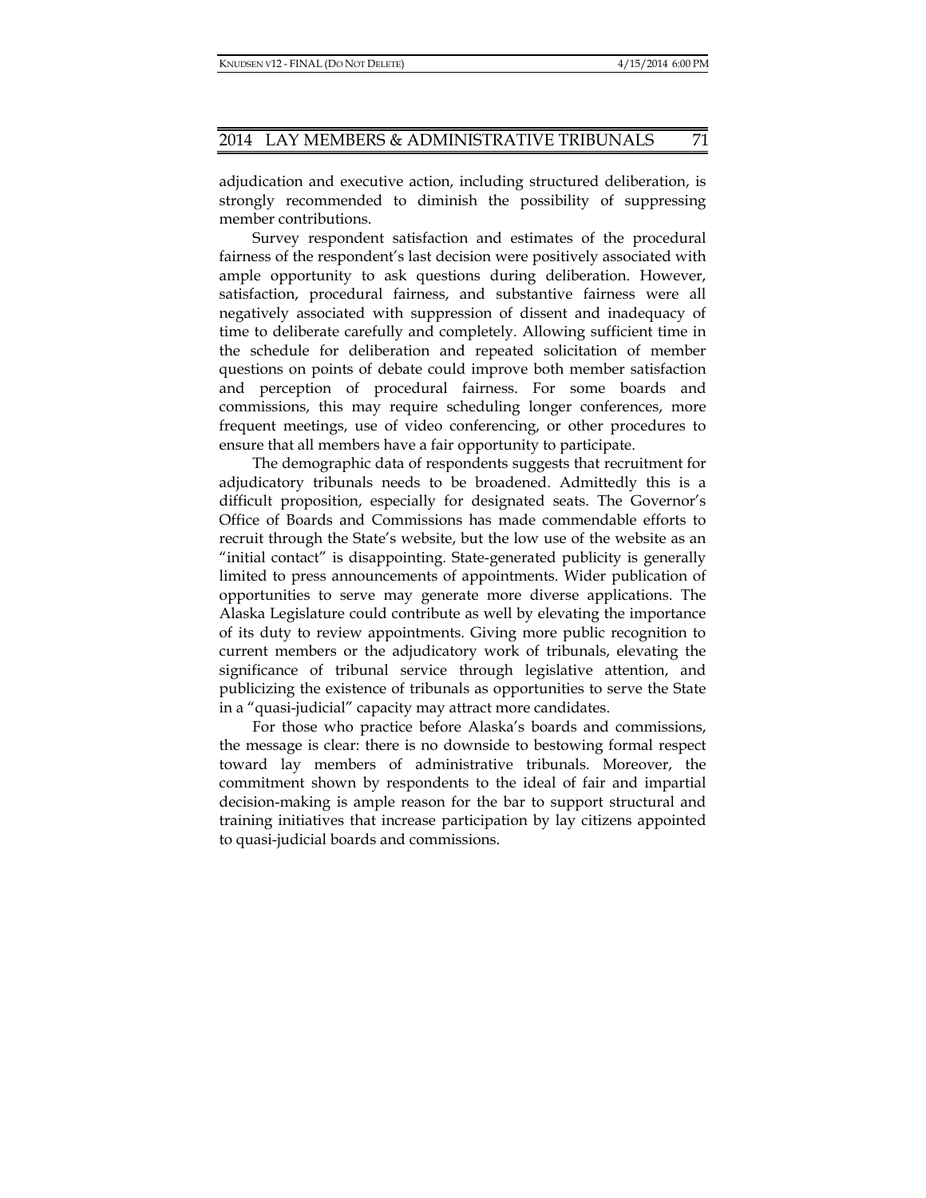adjudication and executive action, including structured deliberation, is strongly recommended to diminish the possibility of suppressing member contributions.

Survey respondent satisfaction and estimates of the procedural fairness of the respondent's last decision were positively associated with ample opportunity to ask questions during deliberation. However, satisfaction, procedural fairness, and substantive fairness were all negatively associated with suppression of dissent and inadequacy of time to deliberate carefully and completely. Allowing sufficient time in the schedule for deliberation and repeated solicitation of member questions on points of debate could improve both member satisfaction and perception of procedural fairness. For some boards and commissions, this may require scheduling longer conferences, more frequent meetings, use of video conferencing, or other procedures to ensure that all members have a fair opportunity to participate.

The demographic data of respondents suggests that recruitment for adjudicatory tribunals needs to be broadened. Admittedly this is a difficult proposition, especially for designated seats. The Governor's Office of Boards and Commissions has made commendable efforts to recruit through the State's website, but the low use of the website as an "initial contact" is disappointing. State-generated publicity is generally limited to press announcements of appointments. Wider publication of opportunities to serve may generate more diverse applications. The Alaska Legislature could contribute as well by elevating the importance of its duty to review appointments. Giving more public recognition to current members or the adjudicatory work of tribunals, elevating the significance of tribunal service through legislative attention, and publicizing the existence of tribunals as opportunities to serve the State in a "quasi-judicial" capacity may attract more candidates.

For those who practice before Alaska's boards and commissions, the message is clear: there is no downside to bestowing formal respect toward lay members of administrative tribunals. Moreover, the commitment shown by respondents to the ideal of fair and impartial decision-making is ample reason for the bar to support structural and training initiatives that increase participation by lay citizens appointed to quasi-judicial boards and commissions.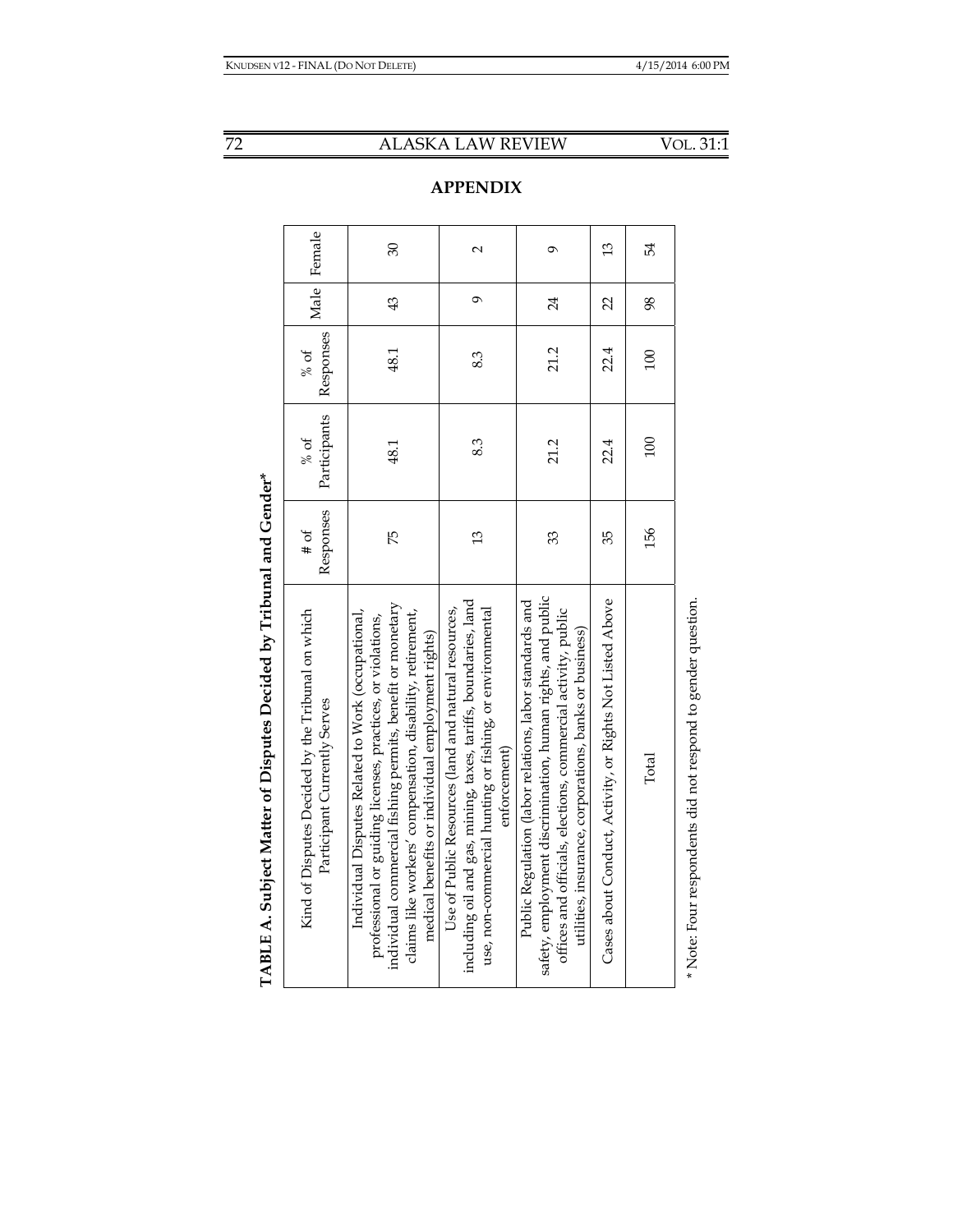## APPENDIX

**TABLE A. Subject Matter of Disputes Decided by Tribunal and Gender***

| Kind of Disputes Decided by the Tribunal on which Participant Currently Serves | # of Responses | % of Participants | % of Responses | Male | Female |
|---|---|---|---|---|---|
| Individual Disputes Related to Work (occupational, professional or guiding licenses, practices, or violations, individual commercial fishing permits, benefit or monetary claims like workers' compensation, disability, retirement, medical benefits or individual employment rights) | 75 | 48.1 | 48.1 | 43 | 30 |
| Use of Public Resources (land and natural resources, including oil and gas, mining, taxes, tariffs, boundaries, land use, non-commercial hunting or fishing, or environmental enforcement) | 13 | 8.3 | 8.3 | 9 | 2 |
| Public Regulation (labor relations, labor standards and safety, employment discrimination, human rights, and public offices and officials, elections, commercial activity, public utilities, insurance, corporations, banks or business) | 33 | 21.2 | 21.2 | 24 | 9 |
| Cases about Conduct, Activity, or Rights Not Listed Above | 35 | 22.4 | 22.4 | 22 | 13 |
| Total | 156 | 100 | 100 | 98 | 54 |

* Note: Four respondents did not respond to gender question.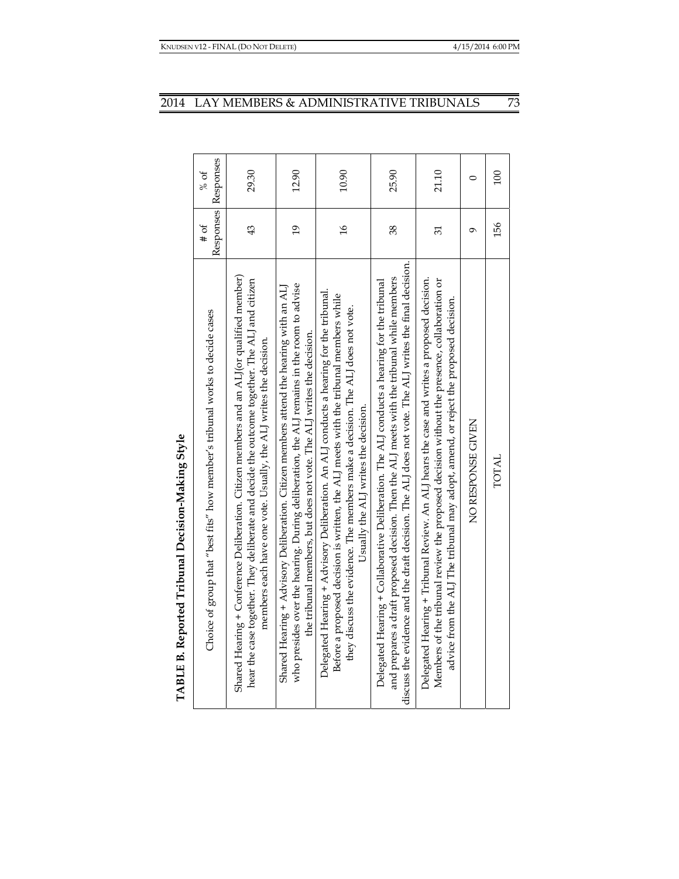**TABLE B. Reported Tribunal Decision-Making Style**

| Choice of group that "best fits" how member's tribunal works to decide cases | # of Responses | % of Responses |
| --- | --- | --- |
| Shared Hearing + Conference Deliberation. Citizen members and an ALJ(or qualified member) hear the case together. They deliberate and decide the outcome together. The ALJ and citizen members each have one vote. Usually, the ALJ writes the decision. | 43 | 29.30 |
| Shared Hearing + Advisory Deliberation. Citizen members attend the hearing with an ALJ who presides over the hearing. During deliberation, the ALJ remains in the room to advise the tribunal members, but does not vote. The ALJ writes the decision. | 19 | 12.90 |
| Delegated Hearing + Advisory Deliberation. An ALJ conducts a hearing for the tribunal. Before a proposed decision is written, the ALJ meets with the tribunal members while they discuss the evidence. The members make a decision. The ALJ does not vote. Usually the ALJ writes the decision. | 16 | 10.90 |
| Delegated Hearing + Collaborative Deliberation. The ALJ conducts a hearing for the tribunal and prepares a draft proposed decision. Then the ALJ meets with the tribunal while members discuss the evidence and the draft decision. The ALJ does not vote. The ALJ writes the final decision. | 38 | 25.90 |
| Delegated Hearing + Tribunal Review. An ALJ hears the case and writes a proposed decision. Members of the tribunal review the proposed decision without the presence, collaboration or advice from the ALJ The tribunal may adopt, amend, or reject the proposed decision. | 31 | 21.10 |
| NO RESPONSE GIVEN | 9 | 0 |
| TOTAL | 156 | 100 |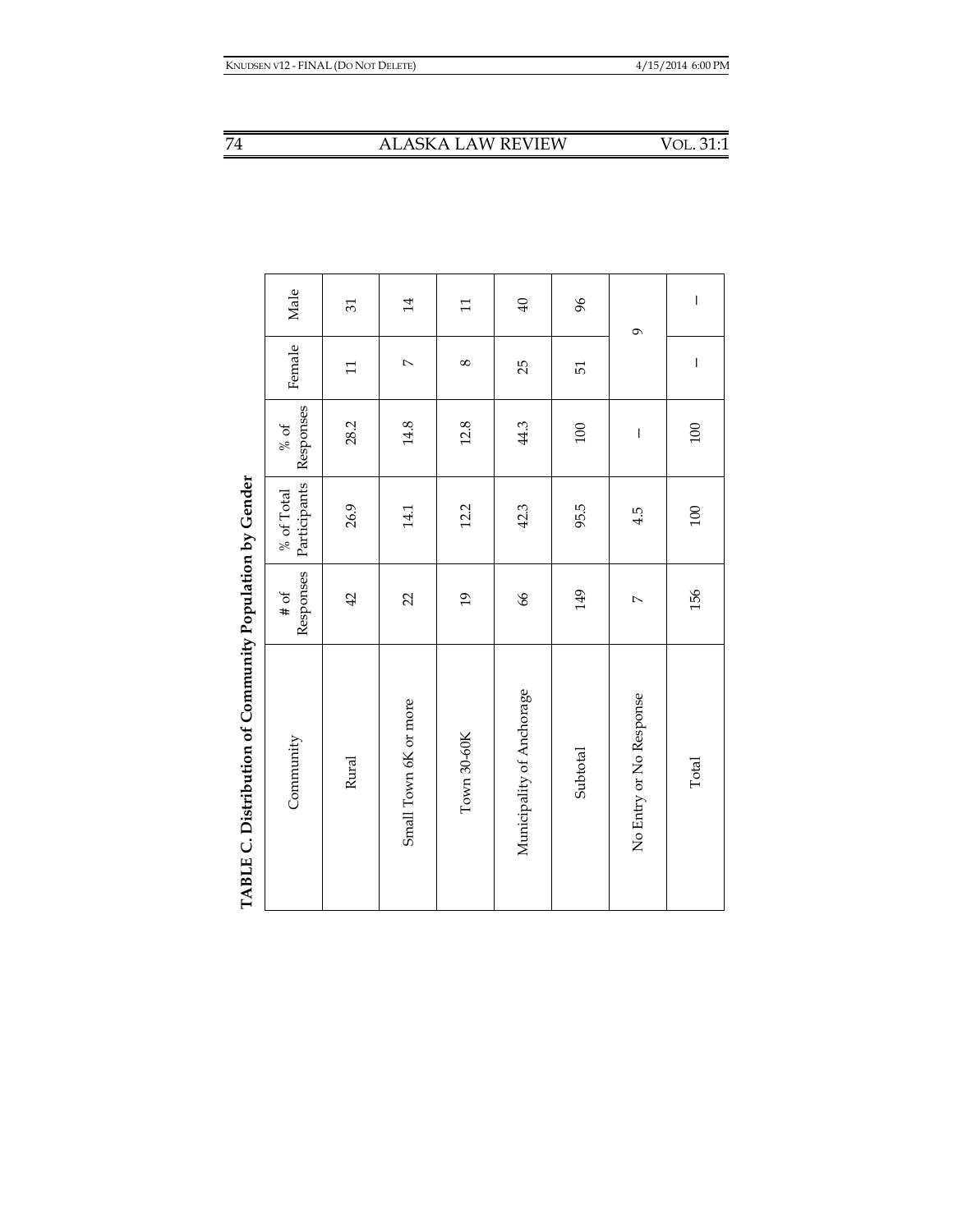**TABLE C. Distribution of Community Population by Gender**

| Community | # of Responses | % of Total Participants | % of Responses | Female | Male |
|---|---|---|---|---|---|
| Rural | 42 | 26.9 | 28.2 | 11 | 31 |
| Small Town 6K or more | 22 | 14.1 | 14.8 | 7 | 14 |
| Town 30-60K | 19 | 12.2 | 12.8 | 8 | 11 |
| Municipality of Anchorage | 66 | 42.3 | 44.3 | 25 | 40 |
| Subtotal | 149 | 95.5 | 100 | 51 | 96 |
| No Entry or No Response | 7 | 4.5 | – | 9 | |
| Total | 156 | 100 | 100 | – | – |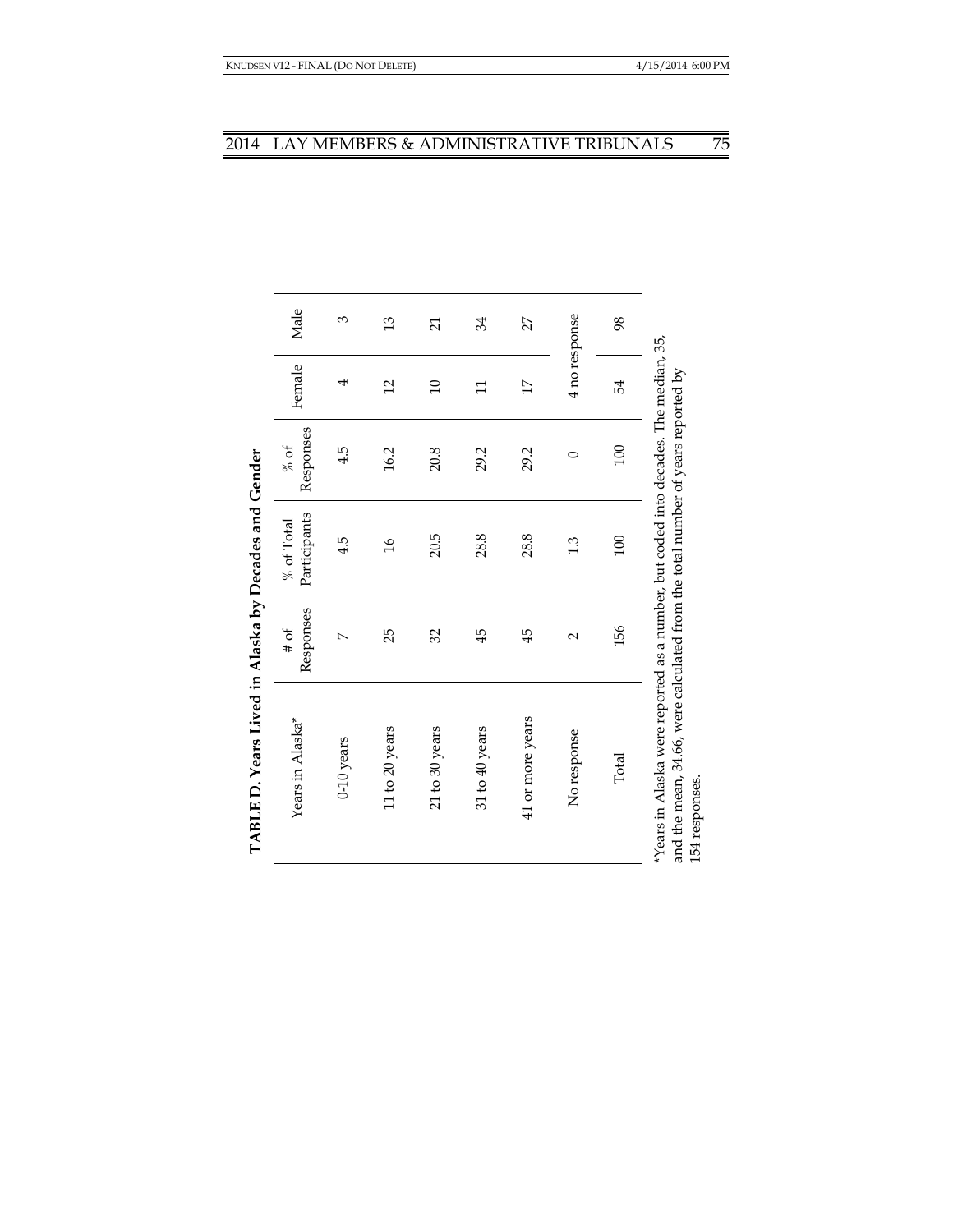**TABLE D. Years Lived in Alaska by Decades and Gender**

| Years in Alaska* | # of Responses | % of Total Participants | % of Responses | Female | Male |
|---|---|---|---|---|---|
| 0-10 years | 7 | 4.5 | 4.5 | 4 | 3 |
| 11 to 20 years | 25 | 16 | 16.2 | 12 | 13 |
| 21 to 30 years | 32 | 20.5 | 20.8 | 10 | 21 |
| 31 to 40 years | 45 | 28.8 | 29.2 | 11 | 34 |
| 41 or more years | 45 | 28.8 | 29.2 | 17 | 27 |
| No response | 2 | 1.3 | 0 | 4 no response | |
| Total | 156 | 100 | 100 | 54 | 98 |

*Years in Alaska were reported as a number, but coded into decades. The median, 35, and the mean, 34.66, were calculated from the total number of years reported by 154 responses.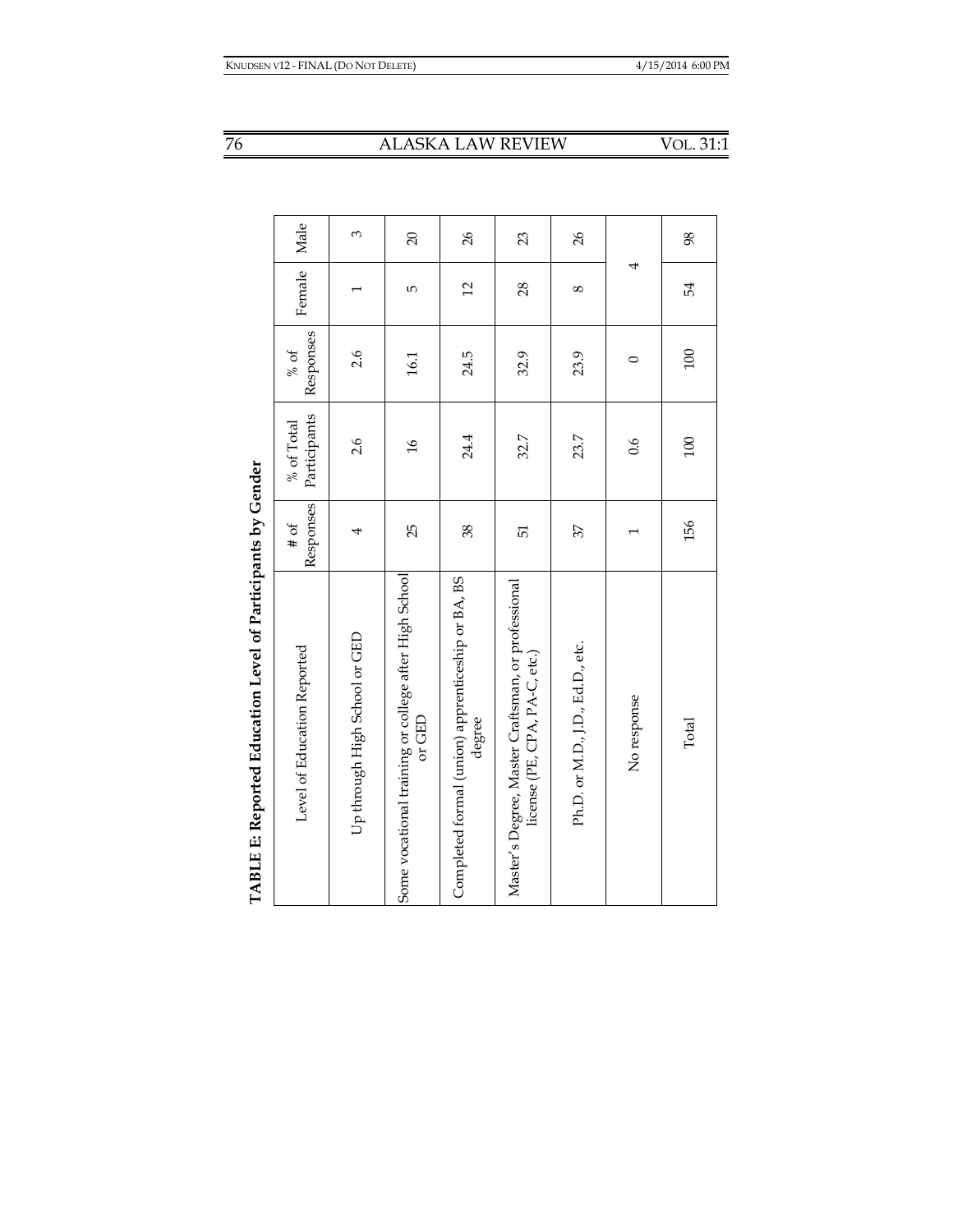**TABLE E: Reported Education Level of Participants by Gender**

| Level of Education Reported | # of Responses | % of Total Participants | % of Responses | Female | Male |
|---|---|---|---|---|---|
| Up through High School or GED | 4 | 2.6 | 2.6 | 1 | 3 |
| Some vocational training or college after High School or GED | 25 | 16 | 16.1 | 5 | 20 |
| Completed formal (union) apprenticeship or BA, BS degree | 38 | 24.4 | 24.5 | 12 | 26 |
| Master's Degree, Master Craftsman, or professional license (PE, CPA, PA-C, etc.) | 51 | 32.7 | 32.9 | 28 | 23 |
| Ph.D. or M.D., J.D., Ed.D., etc. | 37 | 23.7 | 23.9 | 8 | 26 |
| No response | 1 | 0.6 | 0 | 4 | |
| Total | 156 | 100 | 100 | 54 | 98 |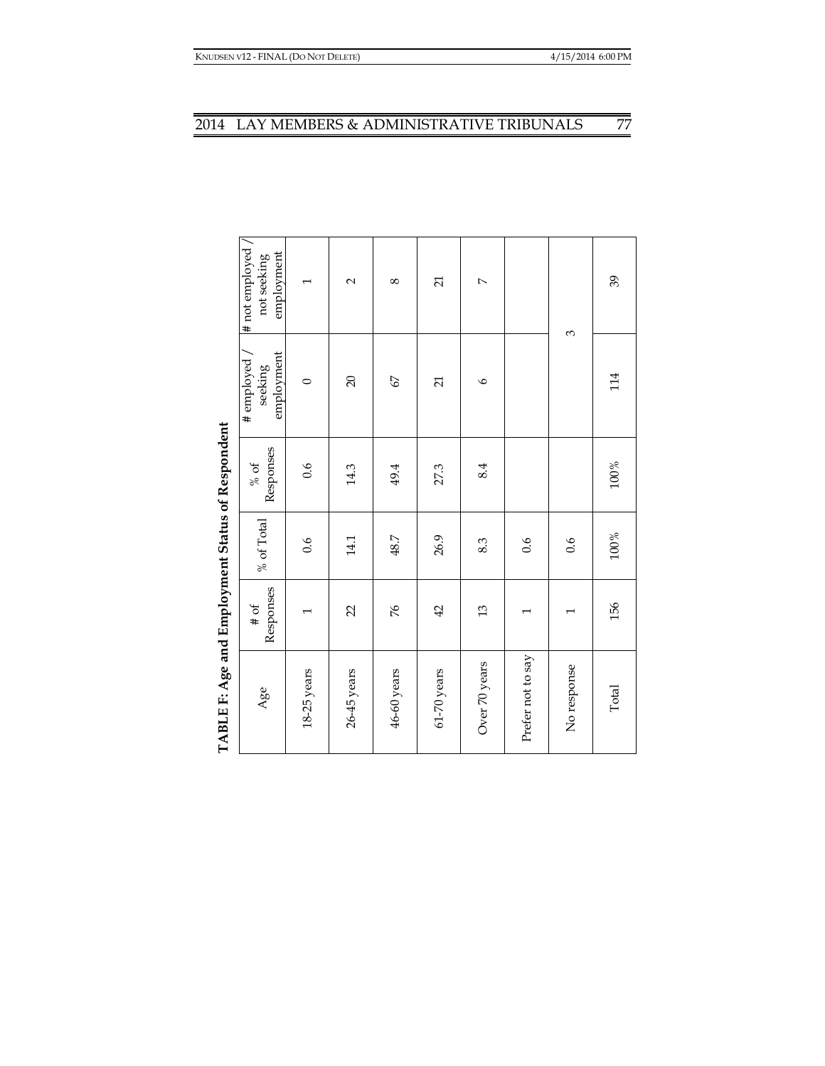**TABLE F: Age and Employment Status of Respondent**

| Age | # of Responses | % of Total | % of Responses | # employed / seeking employment | # not employed / not seeking employment |
|---|---|---|---|---|---|
| 18-25 years | 1 | 0.6 | 0.6 | 0 | 1 |
| 26-45 years | 22 | 14.1 | 14.3 | 20 | 2 |
| 46-60 years | 76 | 48.7 | 49.4 | 67 | 8 |
| 61-70 years | 42 | 26.9 | 27.3 | 21 | 21 |
| Over 70 years | 13 | 8.3 | 8.4 | 6 | 7 |
| Prefer not to say | 1 | 0.6 | | 3 | |
| No response | 1 | 0.6 | | | |
| Total | 156 | 100% | 100% | 114 | 39 |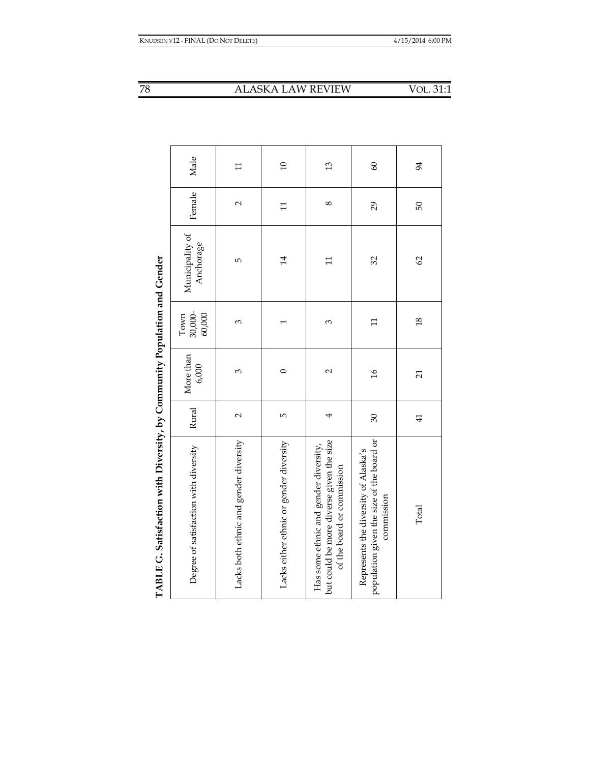**TABLE G. Satisfaction with Diversity, by Community Population and Gender**

| Degree of satisfaction with diversity | Rural | More than 6,000 | Town 30,000-60,000 | Municipality of Anchorage | Female | Male |
|---|---|---|---|---|---|---|
| Lacks both ethnic and gender diversity | 2 | 3 | 3 | 5 | 2 | 11 |
| Lacks either ethnic or gender diversity | 5 | 0 | 1 | 14 | 11 | 10 |
| Has some ethnic and gender diversity, but could be more diverse given the size of the board or commission | 4 | 2 | 3 | 11 | 8 | 13 |
| Represents the diversity of Alaska's population given the size of the board or commission | 30 | 16 | 11 | 32 | 29 | 60 |
| Total | 41 | 21 | 18 | 62 | 50 | 94 |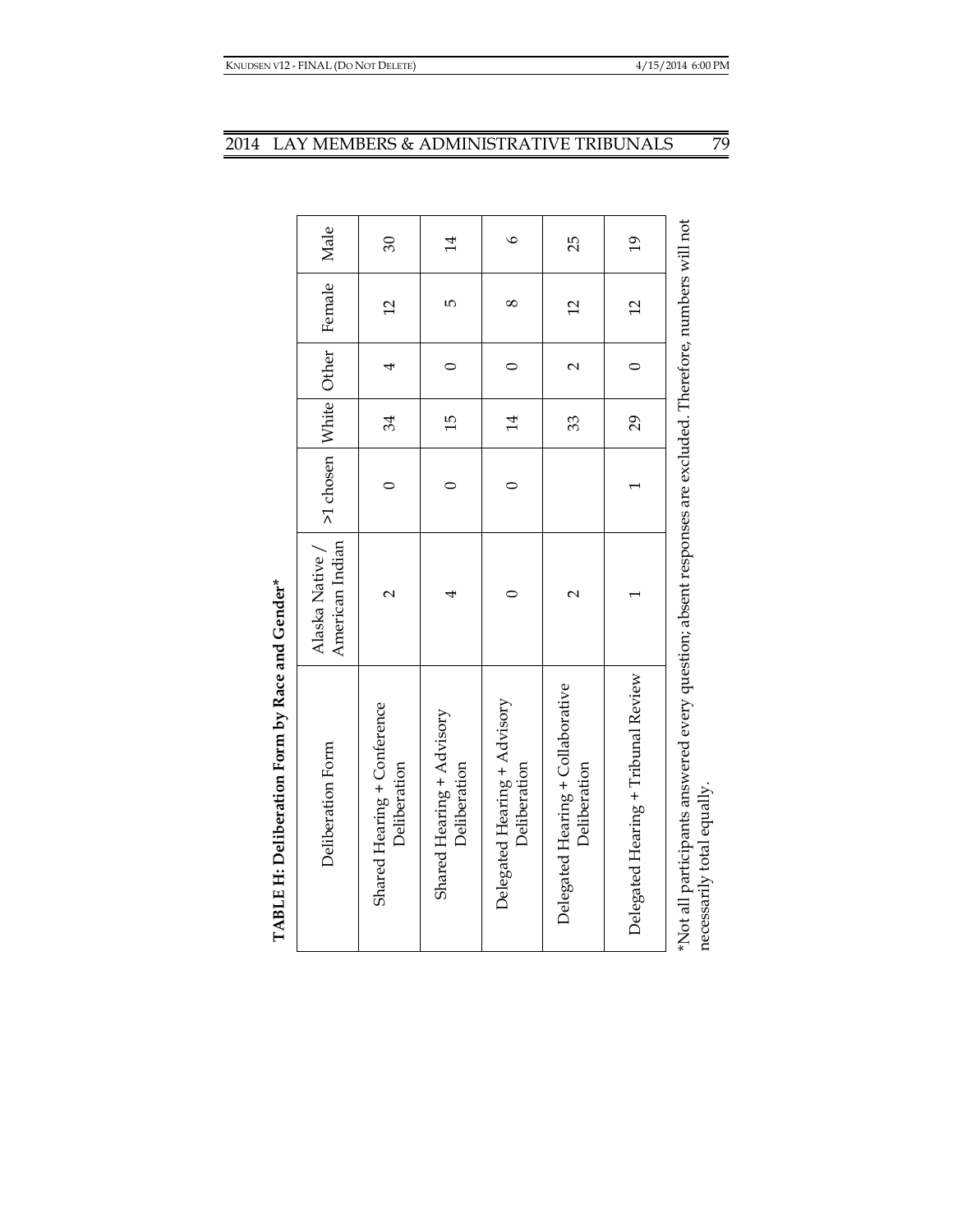**TABLE H: Deliberation Form by Race and Gender***

| Deliberation Form | Alaska Native / American Indian | >1 chosen | White | Other | Female | Male |
|---|---|---|---|---|---|---|
| Shared Hearing + Conference Deliberation | 2 | 0 | 34 | 4 | 12 | 30 |
| Shared Hearing + Advisory Deliberation | 4 | 0 | 15 | 0 | 5 | 14 |
| Delegated Hearing + Advisory Deliberation | 0 | 0 | 14 | 0 | 8 | 6 |
| Delegated Hearing + Collaborative Deliberation | 2 | | 33 | 2 | 12 | 25 |
| Delegated Hearing + Tribunal Review | 1 | 1 | 29 | 0 | 12 | 19 |

*Not all participants answered every question; absent responses are excluded. Therefore, numbers will not necessarily total equally.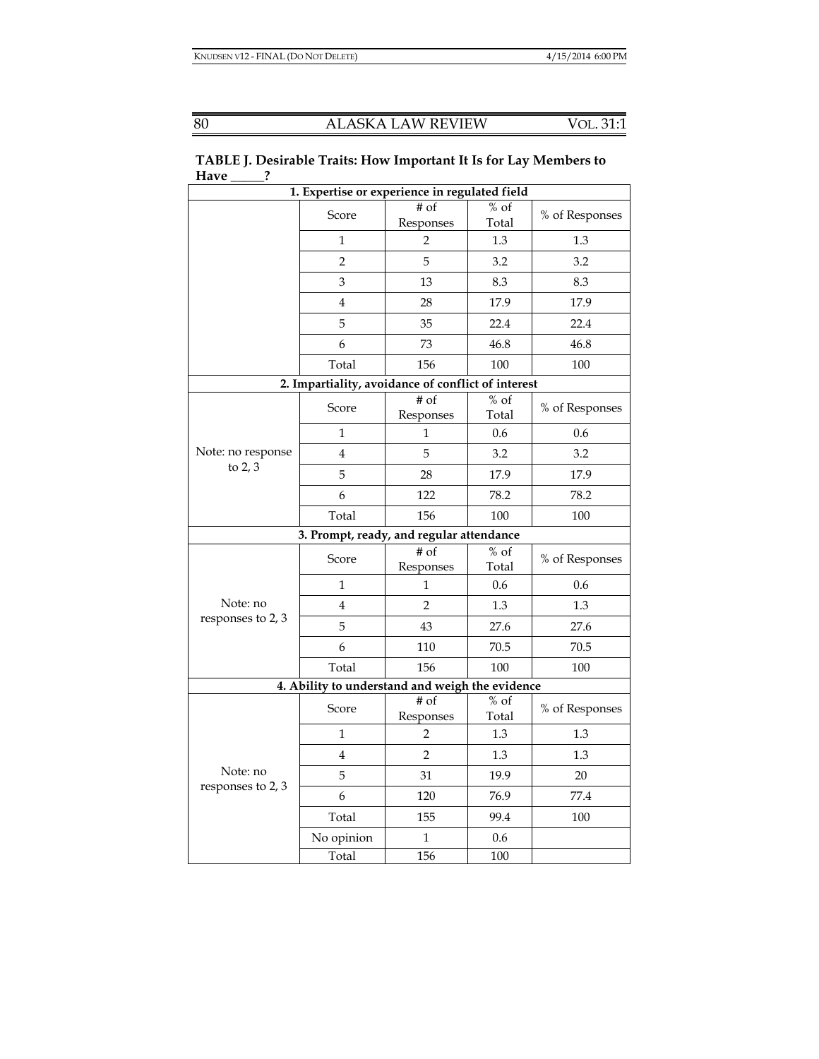**TABLE J. Desirable Traits: How Important It Is for Lay Members to Have _____?**

| 1. Expertise or experience in regulated field | | | | |
|---|---|---|---|---|
| | Score | # of Responses | % of Total | % of Responses |
| | 1 | 2 | 1.3 | 1.3 |
| | 2 | 5 | 3.2 | 3.2 |
| | 3 | 13 | 8.3 | 8.3 |
| | 4 | 28 | 17.9 | 17.9 |
| | 5 | 35 | 22.4 | 22.4 |
| | 6 | 73 | 46.8 | 46.8 |
| | Total | 156 | 100 | 100 |

| 2. Impartiality, avoidance of conflict of interest | | | | |
|---|---|---|---|---|
| Note: no response to 2, 3 | Score | # of Responses | % of Total | % of Responses |
| | 1 | 1 | 0.6 | 0.6 |
| | 4 | 5 | 3.2 | 3.2 |
| | 5 | 28 | 17.9 | 17.9 |
| | 6 | 122 | 78.2 | 78.2 |
| | Total | 156 | 100 | 100 |

| 3. Prompt, ready, and regular attendance | | | | |
|---|---|---|---|---|
| Note: no responses to 2, 3 | Score | # of Responses | % of Total | % of Responses |
| | 1 | 1 | 0.6 | 0.6 |
| | 4 | 2 | 1.3 | 1.3 |
| | 5 | 43 | 27.6 | 27.6 |
| | 6 | 110 | 70.5 | 70.5 |
| | Total | 156 | 100 | 100 |

| 4. Ability to understand and weigh the evidence | | | | |
|---|---|---|---|---|
| Note: no responses to 2, 3 | Score | # of Responses | % of Total | % of Responses |
| | 1 | 2 | 1.3 | 1.3 |
| | 4 | 2 | 1.3 | 1.3 |
| | 5 | 31 | 19.9 | 20 |
| | 6 | 120 | 76.9 | 77.4 |
| | Total | 155 | 99.4 | 100 |
| | No opinion | 1 | 0.6 | |
| | Total | 156 | 100 | |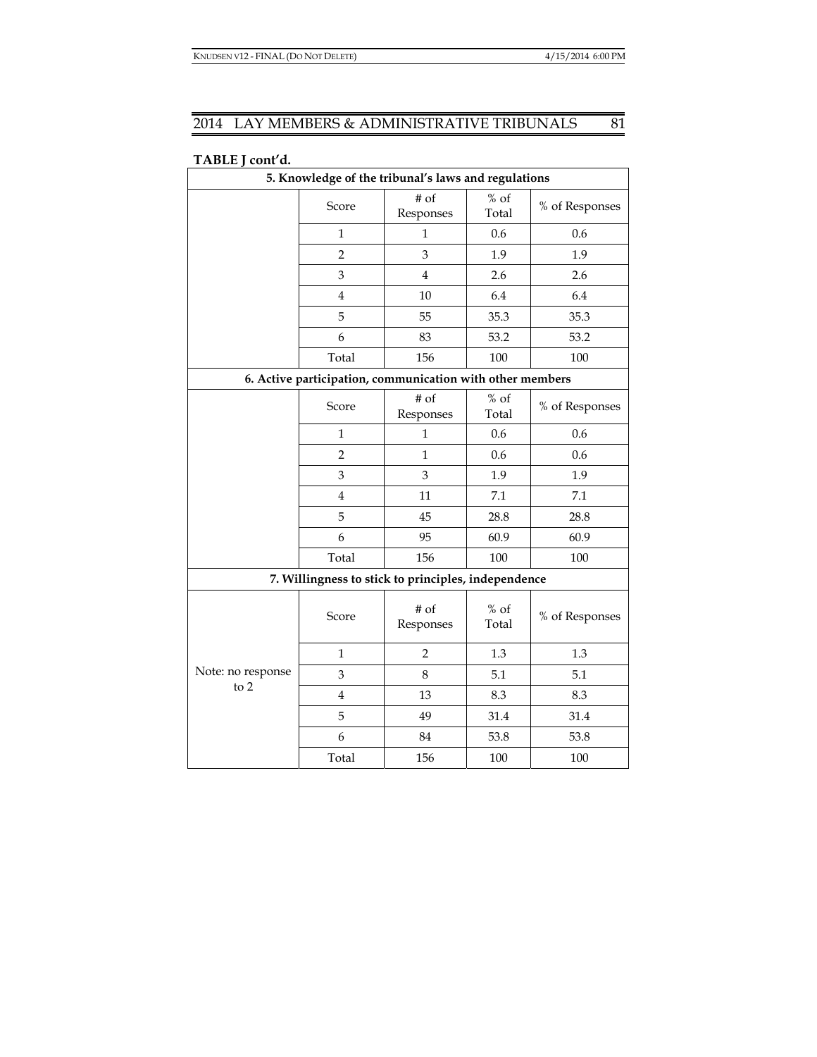**TABLE J cont'd.**

| 5. Knowledge of the tribunal's laws and regulations | | | | |
|---|---|---|---|---|
| | Score | # of Responses | % of Total | % of Responses |
| | 1 | 1 | 0.6 | 0.6 |
| | 2 | 3 | 1.9 | 1.9 |
| | 3 | 4 | 2.6 | 2.6 |
| | 4 | 10 | 6.4 | 6.4 |
| | 5 | 55 | 35.3 | 35.3 |
| | 6 | 83 | 53.2 | 53.2 |
| | Total | 156 | 100 | 100 |
| **6. Active participation, communication with other members** | | | | |
| | Score | # of Responses | % of Total | % of Responses |
| | 1 | 1 | 0.6 | 0.6 |
| | 2 | 1 | 0.6 | 0.6 |
| | 3 | 3 | 1.9 | 1.9 |
| | 4 | 11 | 7.1 | 7.1 |
| | 5 | 45 | 28.8 | 28.8 |
| | 6 | 95 | 60.9 | 60.9 |
| | Total | 156 | 100 | 100 |
| **7. Willingness to stick to principles, independence** | | | | |
| | Score | # of Responses | % of Total | % of Responses |
| | 1 | 2 | 1.3 | 1.3 |
| Note: no response to 2 | 3 | 8 | 5.1 | 5.1 |
| | 4 | 13 | 8.3 | 8.3 |
| | 5 | 49 | 31.4 | 31.4 |
| | 6 | 84 | 53.8 | 53.8 |
| | Total | 156 | 100 | 100 |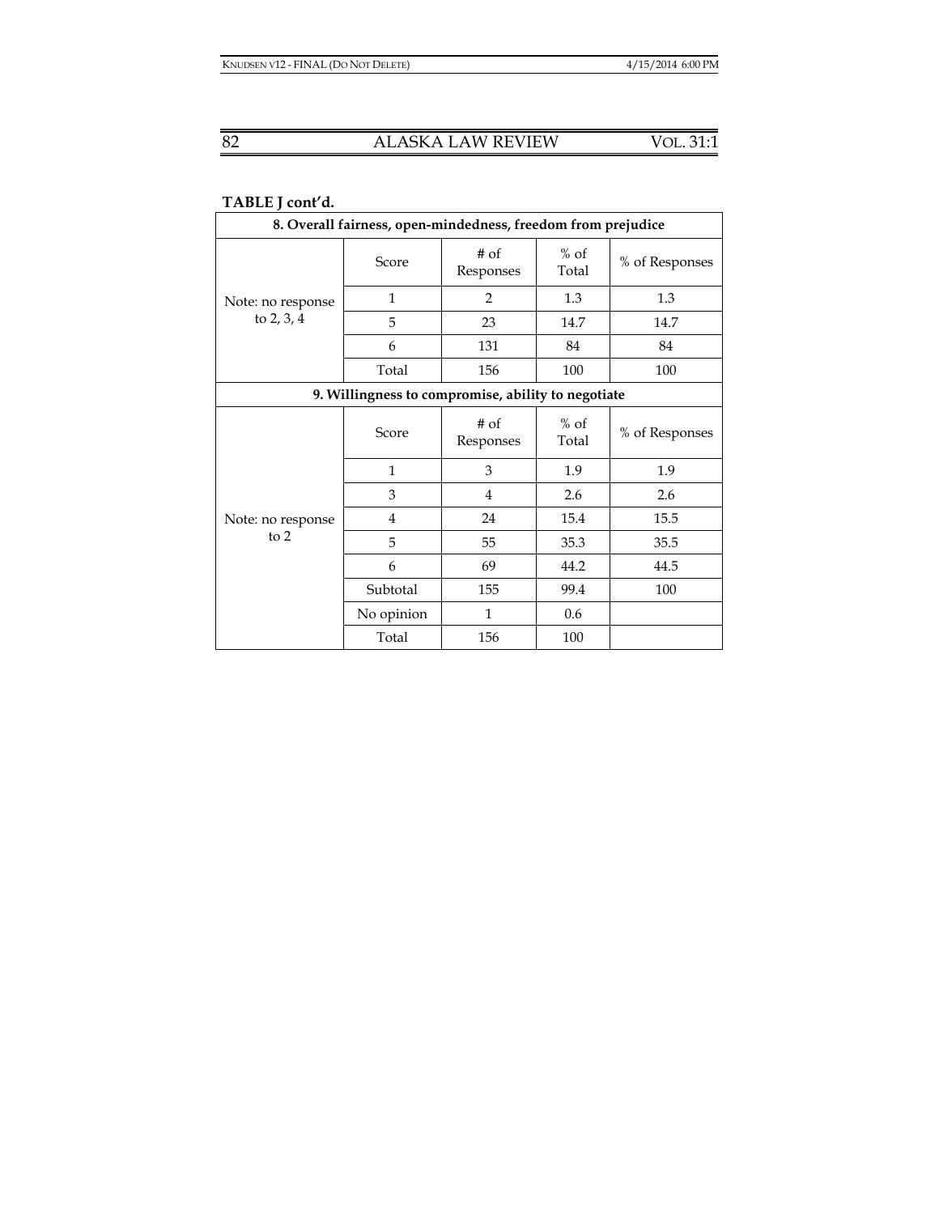**TABLE J cont'd.**

| 8. Overall fairness, open-mindedness, freedom from prejudice | | | | |
|---|---|---|---|---|
| | Score | # of Responses | % of Total | % of Responses |
| Note: no response to 2, 3, 4 | 1 | 2 | 1.3 | 1.3 |
| | 5 | 23 | 14.7 | 14.7 |
| | 6 | 131 | 84 | 84 |
| | Total | 156 | 100 | 100 |

| 9. Willingness to compromise, ability to negotiate | | | | |
|---|---|---|---|---|
| | Score | # of Responses | % of Total | % of Responses |
| Note: no response to 2 | 1 | 3 | 1.9 | 1.9 |
| | 3 | 4 | 2.6 | 2.6 |
| | 4 | 24 | 15.4 | 15.5 |
| | 5 | 55 | 35.3 | 35.5 |
| | 6 | 69 | 44.2 | 44.5 |
| | Subtotal | 155 | 99.4 | 100 |
| | No opinion | 1 | 0.6 | |
| | Total | 156 | 100 | |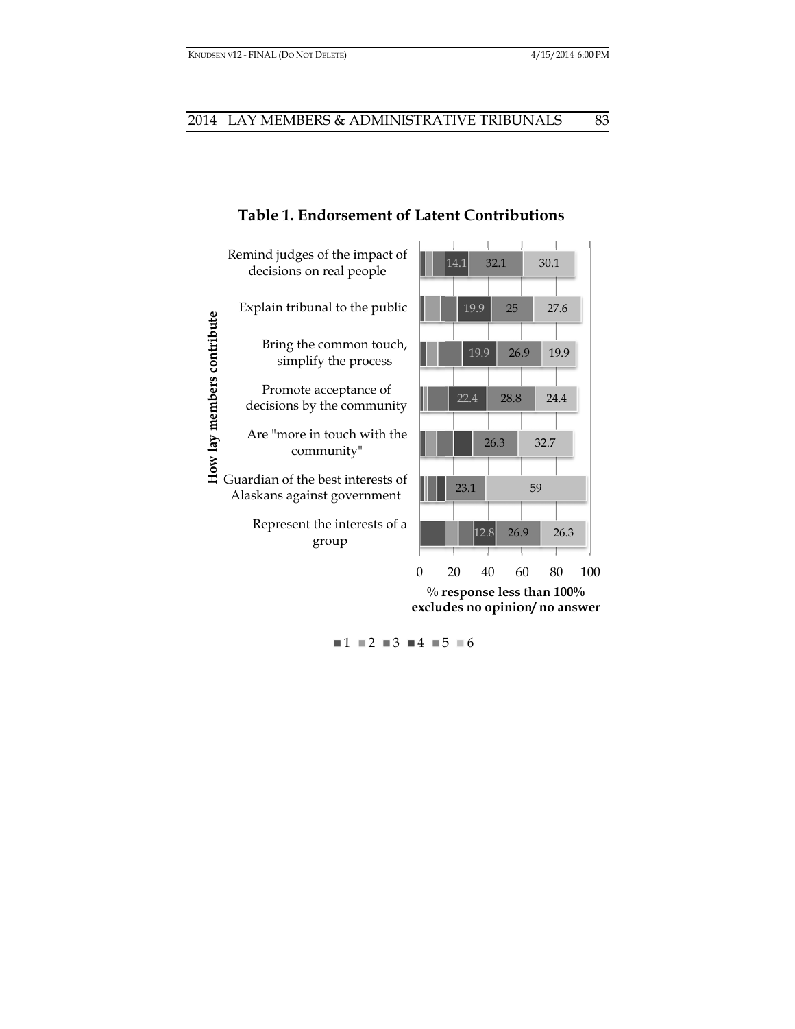**Table 1. Endorsement of Latent Contributions**

How lay members contribute

| | 1 | 2 | 3 | 4 | 5 | 6 |
|---|---|---|---|---|---|---|
| Remind judges of the impact of decisions on real people | | | | 14.1 | 32.1 | 30.1 |
| Explain tribunal to the public | | | | 19.9 | 25 | 27.6 |
| Bring the common touch, simplify the process | | | | 19.9 | 26.9 | 19.9 |
| Promote acceptance of decisions by the community | | | | 22.4 | 28.8 | 24.4 |
| Are "more in touch with the community" | | | | | 26.3 | 32.7 |
| Guardian of the best interests of Alaskans against government | | | | | 23.1 | 59 |
| Represent the interests of a group | | | | 12.8 | 26.9 | 26.3 |

0 20 40 60 80 100

**% response less than 100% excludes no opinion/ no answer**

■1 ■2 ■3 ■4 ■5 ■6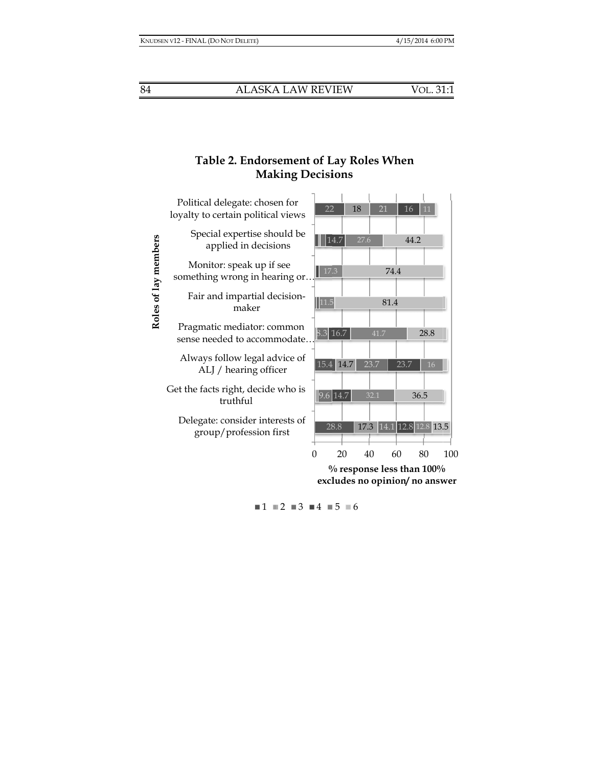**Table 2. Endorsement of Lay Roles When Making Decisions**

| Roles of lay members | 1 | 2 | 3 | 4 | 5 | 6 |
|---|---|---|---|---|---|---|
| Political delegate: chosen for loyalty to certain political views | 22 | 18 | 21 | 16 | 11 | |
| Special expertise should be applied in decisions | | | | 14.7 | 27.6 | 44.2 |
| Monitor: speak up if see something wrong in hearing or… | | | | | 17.3 | 74.4 |
| Fair and impartial decision-maker | | | | | 11.5 | 81.4 |
| Pragmatic mediator: common sense needed to accommodate… | | | 8.3 | 16.7 | 41.7 | 28.8 |
| Always follow legal advice of ALJ / hearing officer | 15.4 | 14.7 | 23.7 | 23.7 | 16 | |
| Get the facts right, decide who is truthful | | | 9.6 | 14.7 | 32.1 | 36.5 |
| Delegate: consider interests of group/profession first | 28.8 | 17.3 | 14.1 | 12.8 | 12.8 | 13.5 |

% response less than 100% excludes no opinion/ no answer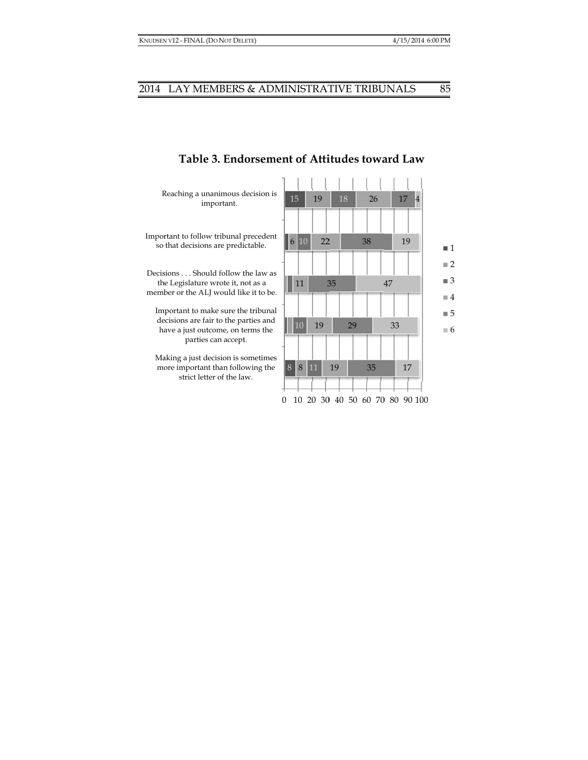### Table 3. Endorsement of Attitudes toward Law

| Statement | 1 | 2 | 3 | 4 | 5 | 6 |
|---|---|---|---|---|---|---|
| Reaching a unanimous decision is important. | 15 | 19 | 18 | 26 | 17 | 4 |
| Important to follow tribunal precedent so that decisions are predictable. | | 6 | 10 | 22 | 38 | 19 |
| Decisions . . . Should follow the law as the Legislature wrote it, not as a member or the ALJ would like it to be. | | | | 11 | 35 | 47 |
| Important to make sure the tribunal decisions are fair to the parties and have a just outcome, on terms the parties can accept. | | | 10 | 19 | 29 | 33 |
| Making a just decision is sometimes more important than following the strict letter of the law. | 8 | 8 | 11 | 19 | 35 | 17 |

0 10 20 30 40 50 60 70 80 90 100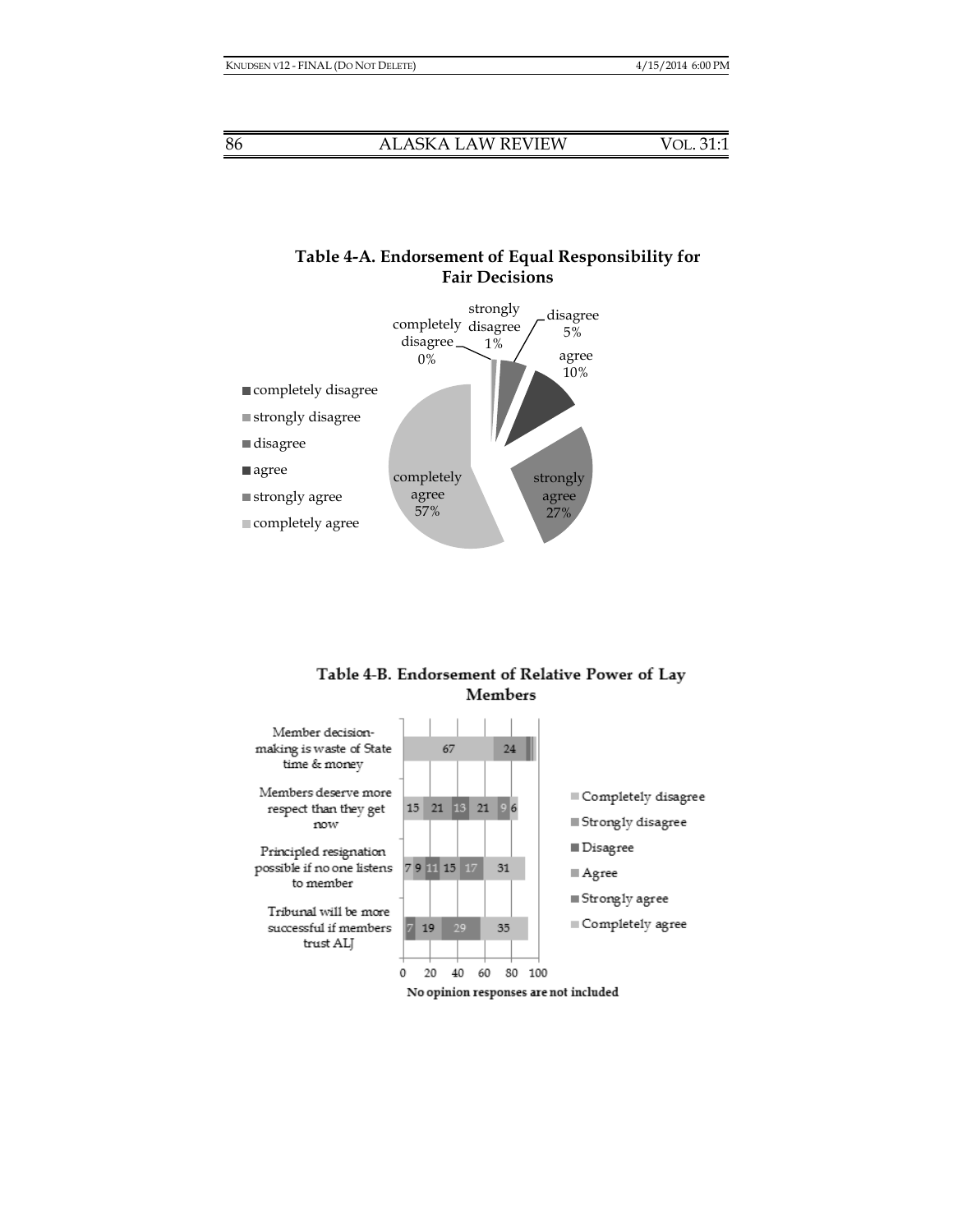**Table 4-A. Endorsement of Equal Responsibility for Fair Decisions**

completely disagree 0%

strongly disagree 1%

disagree 5%

agree 10%

strongly agree 27%

completely agree 57%

completely disagree
strongly disagree
disagree
agree
strongly agree
completely agree

**Table 4-B. Endorsement of Relative Power of Lay Members**

Member decision-making is waste of State time & money
67 24

Members deserve more respect than they get now
15 21 13 21 9 6

Principled resignation possible if no one listens to member
7 9 11 15 17 31

Tribunal will be more successful if members trust ALJ
7 19 29 35

0 20 40 60 80 100

No opinion responses are not included

Completely disagree
Strongly disagree
Disagree
Agree
Strongly agree
Completely agree